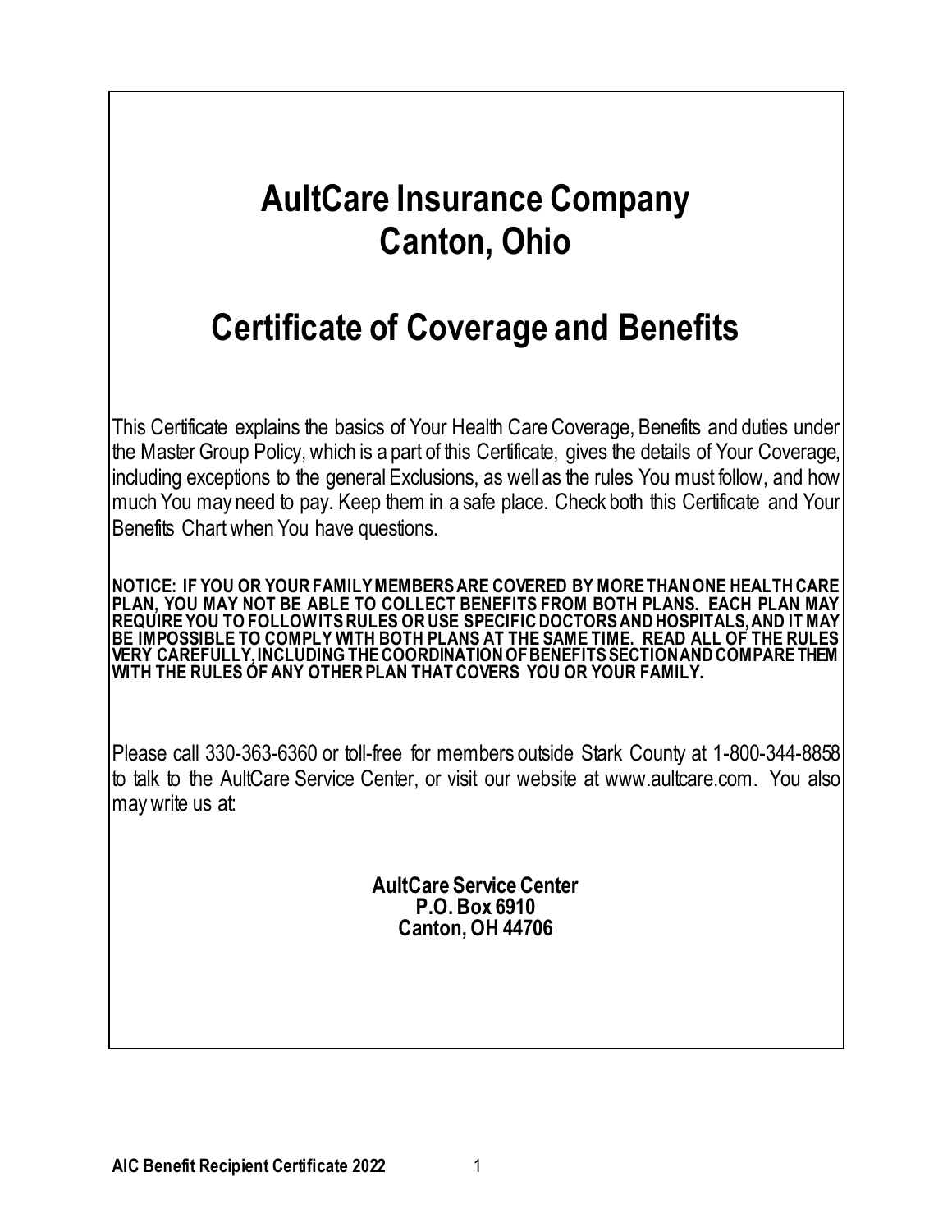# AultCare Insurance Company
# Canton, Ohio

# Certificate of Coverage and Benefits

This Certificate explains the basics of Your Health Care Coverage, Benefits and duties under the Master Group Policy, which is a part of this Certificate, gives the details of Your Coverage, including exceptions to the general Exclusions, as well as the rules You must follow, and how much You may need to pay. Keep them in a safe place. Check both this Certificate and Your Benefits Chart when You have questions.

**NOTICE: IF YOU OR YOUR FAMILY MEMBERS ARE COVERED BY MORE THAN ONE HEALTH CARE PLAN, YOU MAY NOT BE ABLE TO COLLECT BENEFITS FROM BOTH PLANS. EACH PLAN MAY REQUIRE YOU TO FOLLOW ITS RULES OR USE SPECIFIC DOCTORS AND HOSPITALS, AND IT MAY BE IMPOSSIBLE TO COMPLY WITH BOTH PLANS AT THE SAME TIME. READ ALL OF THE RULES VERY CAREFULLY, INCLUDING THE COORDINATION OF BENEFITS SECTION AND COMPARE THEM WITH THE RULES OF ANY OTHER PLAN THAT COVERS YOU OR YOUR FAMILY.**

Please call 330-363-6360 or toll-free for members outside Stark County at 1-800-344-8858 to talk to the AultCare Service Center, or visit our website at www.aultcare.com. You also may write us at:

**AultCare Service Center**
**P.O. Box 6910**
**Canton, OH 44706**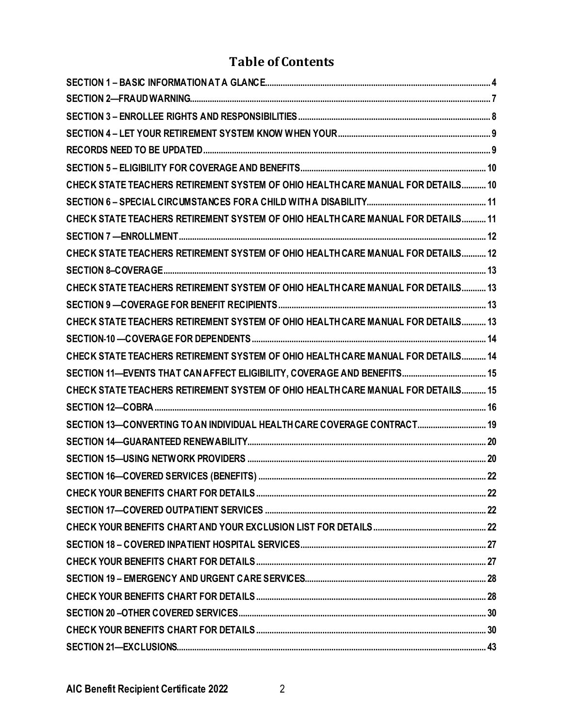# Table of Contents

SECTION 1 – BASIC INFORMATION AT A GLANCE ..... 4
SECTION 2—FRAUD WARNING ..... 7
SECTION 3 – ENROLLEE RIGHTS AND RESPONSIBILITIES ..... 8
SECTION 4 – LET YOUR RETIREMENT SYSTEM KNOW WHEN YOUR ..... 9
RECORDS NEED TO BE UPDATED ..... 9
SECTION 5 – ELIGIBILITY FOR COVERAGE AND BENEFITS ..... 10
CHECK STATE TEACHERS RETIREMENT SYSTEM OF OHIO HEALTH CARE MANUAL FOR DETAILS ..... 10
SECTION 6 – SPECIAL CIRCUMSTANCES FOR A CHILD WITH A DISABILITY ..... 11
CHECK STATE TEACHERS RETIREMENT SYSTEM OF OHIO HEALTH CARE MANUAL FOR DETAILS ..... 11
SECTION 7 —ENROLLMENT ..... 12
CHECK STATE TEACHERS RETIREMENT SYSTEM OF OHIO HEALTH CARE MANUAL FOR DETAILS ..... 12
SECTION 8–COVERAGE ..... 13
CHECK STATE TEACHERS RETIREMENT SYSTEM OF OHIO HEALTH CARE MANUAL FOR DETAILS ..... 13
SECTION 9 —COVERAGE FOR BENEFIT RECIPIENTS ..... 13
CHECK STATE TEACHERS RETIREMENT SYSTEM OF OHIO HEALTH CARE MANUAL FOR DETAILS ..... 13
SECTION-10 —COVERAGE FOR DEPENDENTS ..... 14
CHECK STATE TEACHERS RETIREMENT SYSTEM OF OHIO HEALTH CARE MANUAL FOR DETAILS ..... 14
SECTION 11—EVENTS THAT CAN AFFECT ELIGIBILITY, COVERAGE AND BENEFITS ..... 15
CHECK STATE TEACHERS RETIREMENT SYSTEM OF OHIO HEALTH CARE MANUAL FOR DETAILS ..... 15
SECTION 12—COBRA ..... 16
SECTION 13—CONVERTING TO AN INDIVIDUAL HEALTH CARE COVERAGE CONTRACT ..... 19
SECTION 14—GUARANTEED RENEWABILITY ..... 20
SECTION 15—USING NETWORK PROVIDERS ..... 20
SECTION 16—COVERED SERVICES (BENEFITS) ..... 22
CHECK YOUR BENEFITS CHART FOR DETAILS ..... 22
SECTION 17—COVERED OUTPATIENT SERVICES ..... 22
CHECK YOUR BENEFITS CHART AND YOUR EXCLUSION LIST FOR DETAILS ..... 22
SECTION 18 – COVERED INPATIENT HOSPITAL SERVICES ..... 27
CHECK YOUR BENEFITS CHART FOR DETAILS ..... 27
SECTION 19 – EMERGENCY AND URGENT CARE SERVICES ..... 28
CHECK YOUR BENEFITS CHART FOR DETAILS ..... 28
SECTION 20 –OTHER COVERED SERVICES ..... 30
CHECK YOUR BENEFITS CHART FOR DETAILS ..... 30
SECTION 21—EXCLUSIONS ..... 43

AIC Benefit Recipient Certificate 2022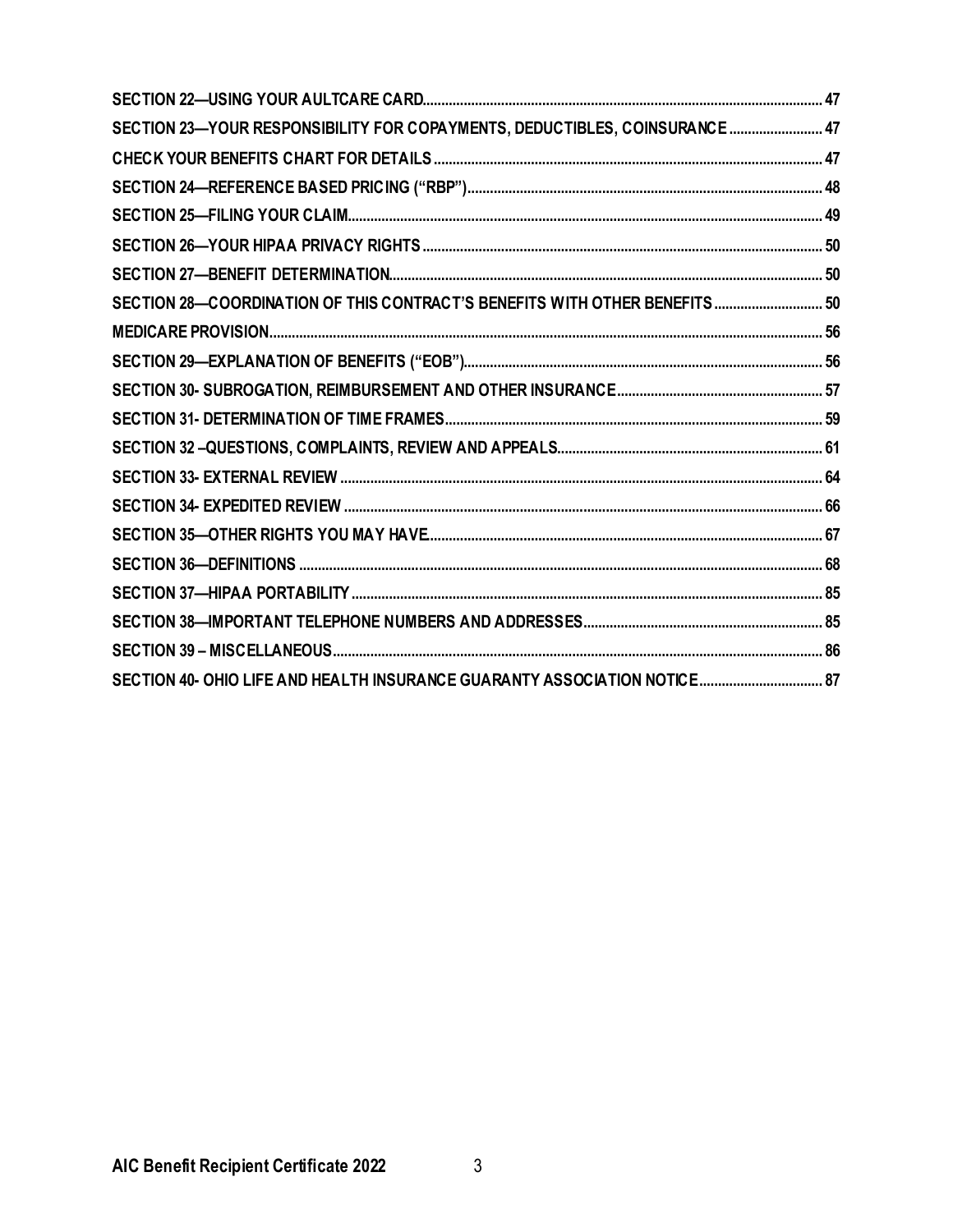| | |
|---|---|
| SECTION 22—USING YOUR AULTCARE CARD | 47 |
| SECTION 23—YOUR RESPONSIBILITY FOR COPAYMENTS, DEDUCTIBLES, COINSURANCE | 47 |
| CHECK YOUR BENEFITS CHART FOR DETAILS | 47 |
| SECTION 24—REFERENCE BASED PRICING ("RBP") | 48 |
| SECTION 25—FILING YOUR CLAIM | 49 |
| SECTION 26—YOUR HIPAA PRIVACY RIGHTS | 50 |
| SECTION 27—BENEFIT DETERMINATION | 50 |
| SECTION 28—COORDINATION OF THIS CONTRACT'S BENEFITS WITH OTHER BENEFITS | 50 |
| MEDICARE PROVISION | 56 |
| SECTION 29—EXPLANATION OF BENEFITS ("EOB") | 56 |
| SECTION 30- SUBROGATION, REIMBURSEMENT AND OTHER INSURANCE | 57 |
| SECTION 31- DETERMINATION OF TIME FRAMES | 59 |
| SECTION 32 –QUESTIONS, COMPLAINTS, REVIEW AND APPEALS | 61 |
| SECTION 33- EXTERNAL REVIEW | 64 |
| SECTION 34- EXPEDITED REVIEW | 66 |
| SECTION 35—OTHER RIGHTS YOU MAY HAVE | 67 |
| SECTION 36—DEFINITIONS | 68 |
| SECTION 37—HIPAA PORTABILITY | 85 |
| SECTION 38—IMPORTANT TELEPHONE NUMBERS AND ADDRESSES | 85 |
| SECTION 39 – MISCELLANEOUS | 86 |
| SECTION 40- OHIO LIFE AND HEALTH INSURANCE GUARANTY ASSOCIATION NOTICE | 87 |

AIC Benefit Recipient Certificate 2022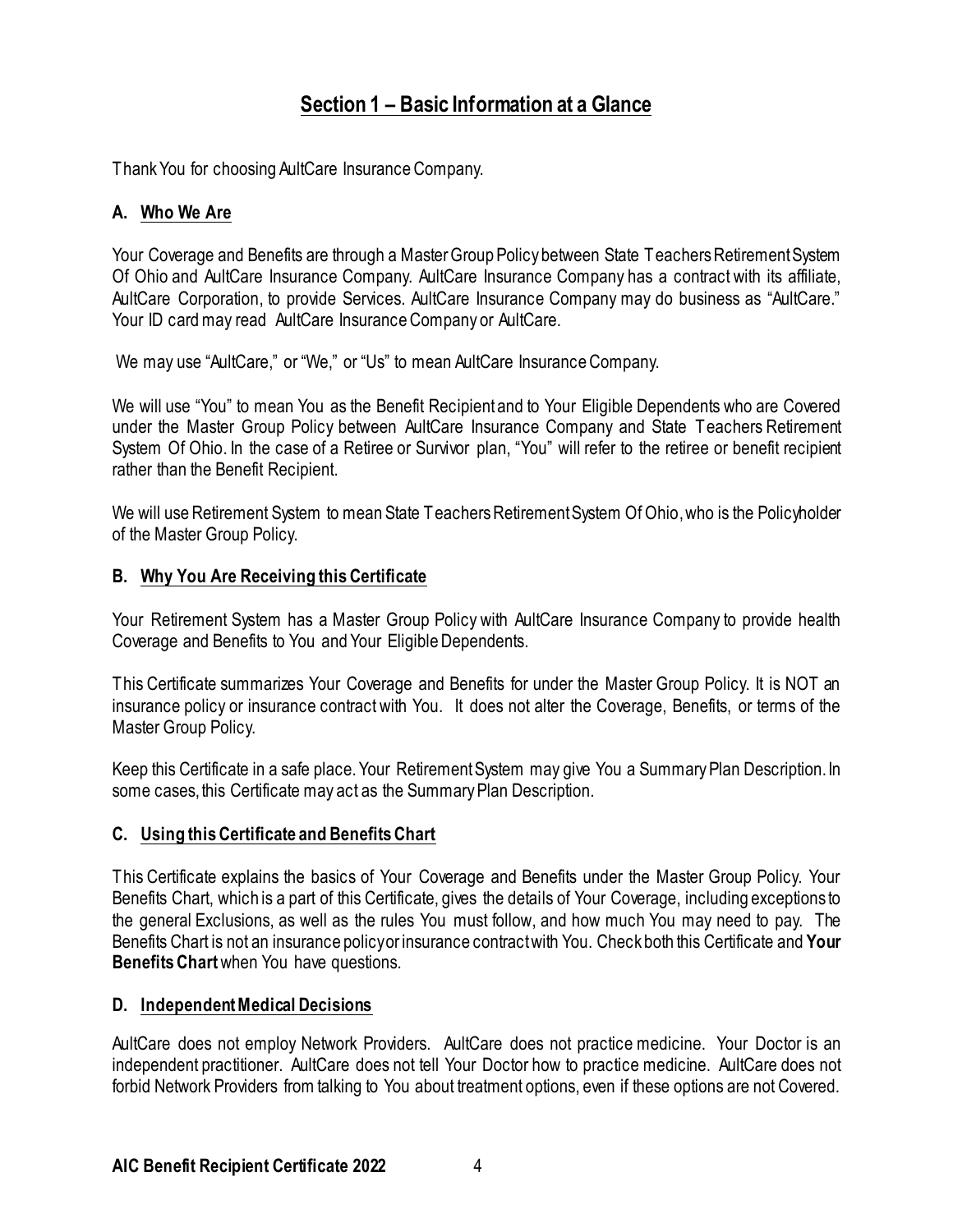# Section 1 – Basic Information at a Glance

Thank You for choosing AultCare Insurance Company.

## A. Who We Are

Your Coverage and Benefits are through a Master Group Policy between State Teachers Retirement System Of Ohio and AultCare Insurance Company. AultCare Insurance Company has a contract with its affiliate, AultCare Corporation, to provide Services. AultCare Insurance Company may do business as "AultCare." Your ID card may read AultCare Insurance Company or AultCare.

We may use "AultCare," or "We," or "Us" to mean AultCare Insurance Company.

We will use "You" to mean You as the Benefit Recipient and to Your Eligible Dependents who are Covered under the Master Group Policy between AultCare Insurance Company and State Teachers Retirement System Of Ohio. In the case of a Retiree or Survivor plan, "You" will refer to the retiree or benefit recipient rather than the Benefit Recipient.

We will use Retirement System to mean State Teachers Retirement System Of Ohio, who is the Policyholder of the Master Group Policy.

## B. Why You Are Receiving this Certificate

Your Retirement System has a Master Group Policy with AultCare Insurance Company to provide health Coverage and Benefits to You and Your Eligible Dependents.

This Certificate summarizes Your Coverage and Benefits for under the Master Group Policy. It is NOT an insurance policy or insurance contract with You. It does not alter the Coverage, Benefits, or terms of the Master Group Policy.

Keep this Certificate in a safe place. Your Retirement System may give You a Summary Plan Description. In some cases, this Certificate may act as the Summary Plan Description.

## C. Using this Certificate and Benefits Chart

This Certificate explains the basics of Your Coverage and Benefits under the Master Group Policy. Your Benefits Chart, which is a part of this Certificate, gives the details of Your Coverage, including exceptions to the general Exclusions, as well as the rules You must follow, and how much You may need to pay. The Benefits Chart is not an insurance policy or insurance contract with You. Check both this Certificate and **Your Benefits Chart** when You have questions.

## D. Independent Medical Decisions

AultCare does not employ Network Providers. AultCare does not practice medicine. Your Doctor is an independent practitioner. AultCare does not tell Your Doctor how to practice medicine. AultCare does not forbid Network Providers from talking to You about treatment options, even if these options are not Covered.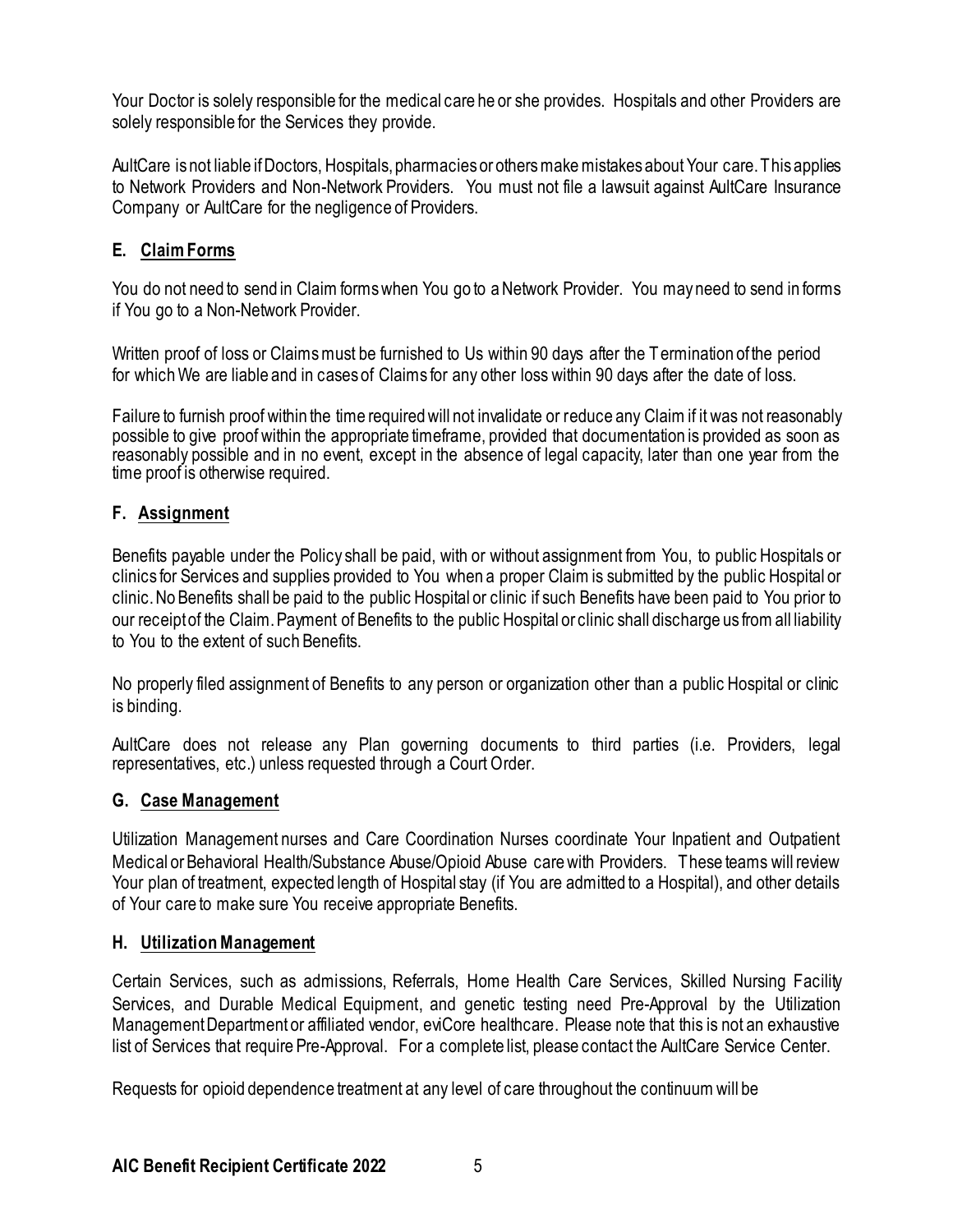Your Doctor is solely responsible for the medical care he or she provides. Hospitals and other Providers are solely responsible for the Services they provide.

AultCare is not liable if Doctors, Hospitals, pharmacies or others make mistakes about Your care. This applies to Network Providers and Non-Network Providers. You must not file a lawsuit against AultCare Insurance Company or AultCare for the negligence of Providers.

### E. Claim Forms

You do not need to send in Claim forms when You go to a Network Provider. You may need to send in forms if You go to a Non-Network Provider.

Written proof of loss or Claims must be furnished to Us within 90 days after the Termination of the period for which We are liable and in cases of Claims for any other loss within 90 days after the date of loss.

Failure to furnish proof within the time required will not invalidate or reduce any Claim if it was not reasonably possible to give proof within the appropriate timeframe, provided that documentation is provided as soon as reasonably possible and in no event, except in the absence of legal capacity, later than one year from the time proof is otherwise required.

### F. Assignment

Benefits payable under the Policy shall be paid, with or without assignment from You, to public Hospitals or clinics for Services and supplies provided to You when a proper Claim is submitted by the public Hospital or clinic. No Benefits shall be paid to the public Hospital or clinic if such Benefits have been paid to You prior to our receipt of the Claim. Payment of Benefits to the public Hospital or clinic shall discharge us from all liability to You to the extent of such Benefits.

No properly filed assignment of Benefits to any person or organization other than a public Hospital or clinic is binding.

AultCare does not release any Plan governing documents to third parties (i.e. Providers, legal representatives, etc.) unless requested through a Court Order.

### G. Case Management

Utilization Management nurses and Care Coordination Nurses coordinate Your Inpatient and Outpatient Medical or Behavioral Health/Substance Abuse/Opioid Abuse care with Providers. These teams will review Your plan of treatment, expected length of Hospital stay (if You are admitted to a Hospital), and other details of Your care to make sure You receive appropriate Benefits.

### H. Utilization Management

Certain Services, such as admissions, Referrals, Home Health Care Services, Skilled Nursing Facility Services, and Durable Medical Equipment, and genetic testing need Pre-Approval by the Utilization Management Department or affiliated vendor, eviCore healthcare. Please note that this is not an exhaustive list of Services that require Pre-Approval. For a complete list, please contact the AultCare Service Center.

Requests for opioid dependence treatment at any level of care throughout the continuum will be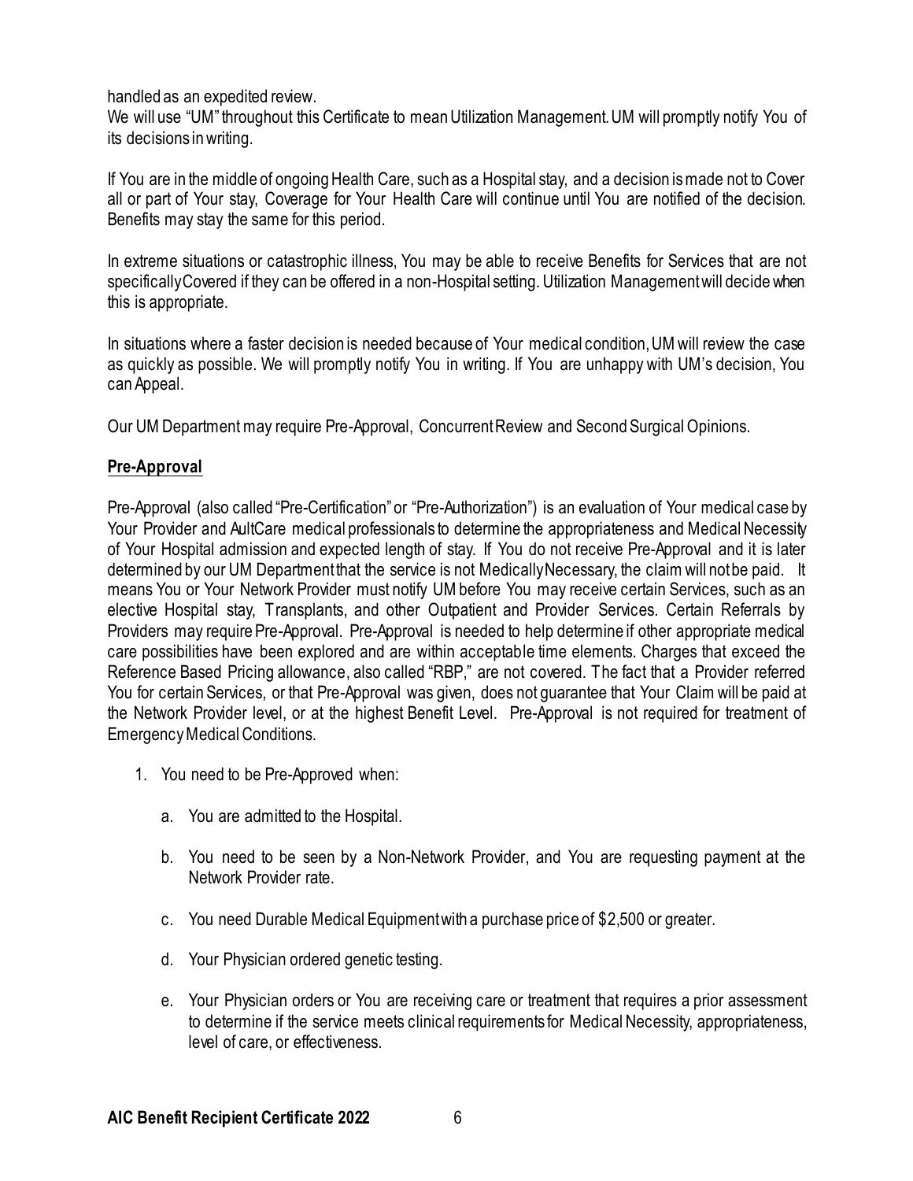handled as an expedited review.

We will use "UM" throughout this Certificate to mean Utilization Management. UM will promptly notify You of its decisions in writing.

If You are in the middle of ongoing Health Care, such as a Hospital stay, and a decision is made not to Cover all or part of Your stay, Coverage for Your Health Care will continue until You are notified of the decision. Benefits may stay the same for this period.

In extreme situations or catastrophic illness, You may be able to receive Benefits for Services that are not specifically Covered if they can be offered in a non-Hospital setting. Utilization Management will decide when this is appropriate.

In situations where a faster decision is needed because of Your medical condition, UM will review the case as quickly as possible. We will promptly notify You in writing. If You are unhappy with UM's decision, You can Appeal.

Our UM Department may require Pre-Approval, Concurrent Review and Second Surgical Opinions.

## Pre-Approval

Pre-Approval (also called "Pre-Certification" or "Pre-Authorization") is an evaluation of Your medical case by Your Provider and AultCare medical professionals to determine the appropriateness and Medical Necessity of Your Hospital admission and expected length of stay. If You do not receive Pre-Approval and it is later determined by our UM Department that the service is not Medically Necessary, the claim will not be paid. It means You or Your Network Provider must notify UM before You may receive certain Services, such as an elective Hospital stay, Transplants, and other Outpatient and Provider Services. Certain Referrals by Providers may require Pre-Approval. Pre-Approval is needed to help determine if other appropriate medical care possibilities have been explored and are within acceptable time elements. Charges that exceed the Reference Based Pricing allowance, also called "RBP," are not covered. The fact that a Provider referred You for certain Services, or that Pre-Approval was given, does not guarantee that Your Claim will be paid at the Network Provider level, or at the highest Benefit Level. Pre-Approval is not required for treatment of Emergency Medical Conditions.

1. You need to be Pre-Approved when:

   a. You are admitted to the Hospital.

   b. You need to be seen by a Non-Network Provider, and You are requesting payment at the Network Provider rate.

   c. You need Durable Medical Equipment with a purchase price of $2,500 or greater.

   d. Your Physician ordered genetic testing.

   e. Your Physician orders or You are receiving care or treatment that requires a prior assessment to determine if the service meets clinical requirements for Medical Necessity, appropriateness, level of care, or effectiveness.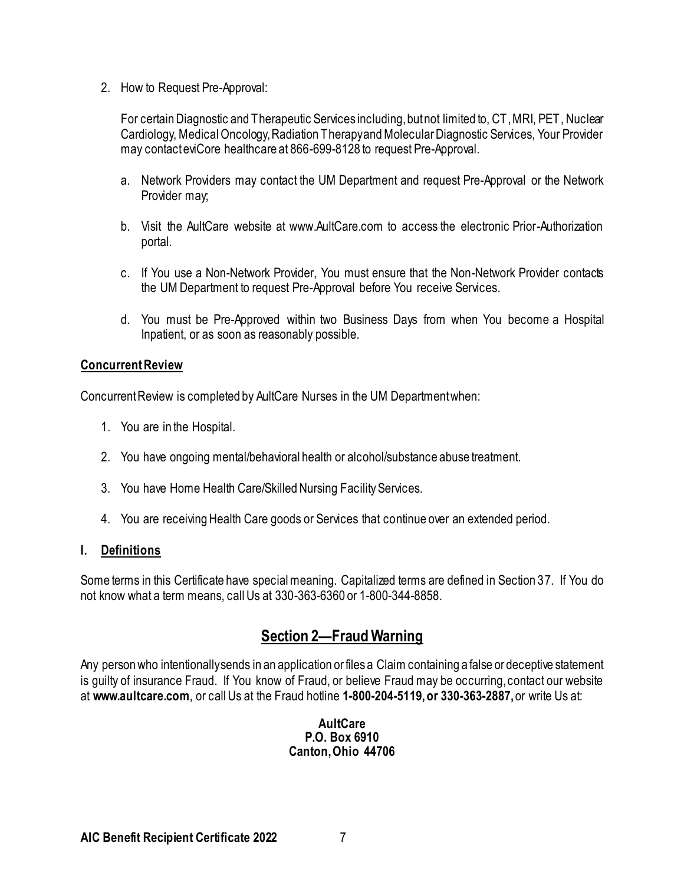2. How to Request Pre-Approval:

   For certain Diagnostic and Therapeutic Services including, but not limited to, CT, MRI, PET, Nuclear Cardiology, Medical Oncology, Radiation Therapy and Molecular Diagnostic Services, Your Provider may contact eviCore healthcare at 866-699-8128 to request Pre-Approval.

   a. Network Providers may contact the UM Department and request Pre-Approval or the Network Provider may;

   b. Visit the AultCare website at www.AultCare.com to access the electronic Prior-Authorization portal.

   c. If You use a Non-Network Provider, You must ensure that the Non-Network Provider contacts the UM Department to request Pre-Approval before You receive Services.

   d. You must be Pre-Approved within two Business Days from when You become a Hospital Inpatient, or as soon as reasonably possible.

**Concurrent Review**

Concurrent Review is completed by AultCare Nurses in the UM Department when:

1. You are in the Hospital.
2. You have ongoing mental/behavioral health or alcohol/substance abuse treatment.
3. You have Home Health Care/Skilled Nursing Facility Services.
4. You are receiving Health Care goods or Services that continue over an extended period.

## I. Definitions

Some terms in this Certificate have special meaning. Capitalized terms are defined in Section 37. If You do not know what a term means, call Us at 330-363-6360 or 1-800-344-8858.

# Section 2—Fraud Warning

Any person who intentionally sends in an application or files a Claim containing a false or deceptive statement is guilty of insurance Fraud. If You know of Fraud, or believe Fraud may be occurring, contact our website at **www.aultcare.com**, or call Us at the Fraud hotline **1-800-204-5119, or 330-363-2887,** or write Us at:

**AultCare**
**P.O. Box 6910**
**Canton, Ohio 44706**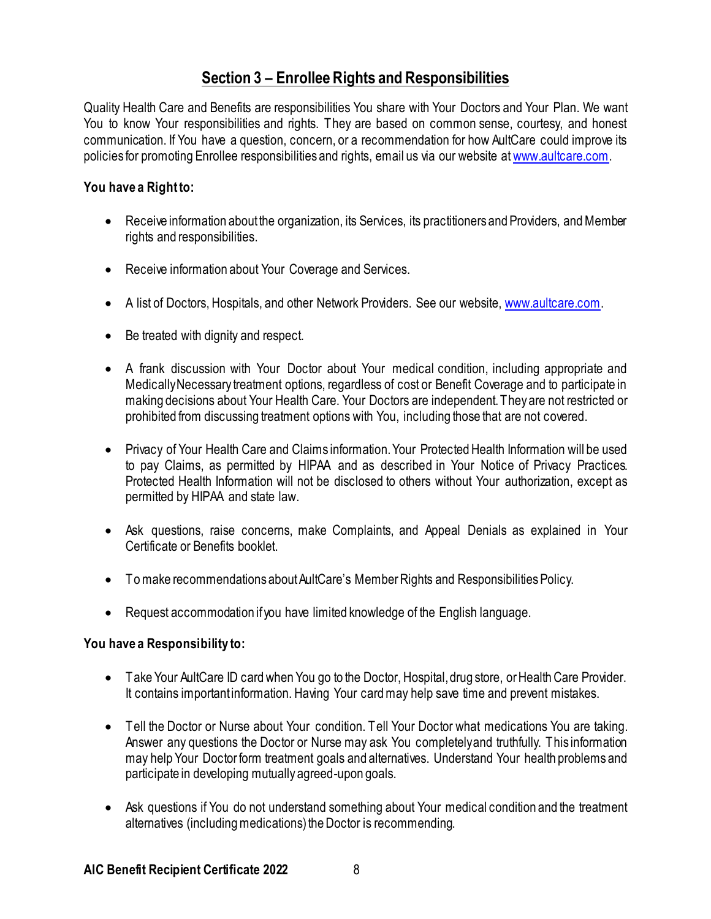## Section 3 – Enrollee Rights and Responsibilities

Quality Health Care and Benefits are responsibilities You share with Your Doctors and Your Plan. We want You to know Your responsibilities and rights. They are based on common sense, courtesy, and honest communication. If You have a question, concern, or a recommendation for how AultCare could improve its policies for promoting Enrollee responsibilities and rights, email us via our website at www.aultcare.com.

**You have a Right to:**

- Receive information about the organization, its Services, its practitioners and Providers, and Member rights and responsibilities.
- Receive information about Your Coverage and Services.
- A list of Doctors, Hospitals, and other Network Providers. See our website, www.aultcare.com.
- Be treated with dignity and respect.
- A frank discussion with Your Doctor about Your medical condition, including appropriate and Medically Necessary treatment options, regardless of cost or Benefit Coverage and to participate in making decisions about Your Health Care. Your Doctors are independent. They are not restricted or prohibited from discussing treatment options with You, including those that are not covered.
- Privacy of Your Health Care and Claims information. Your Protected Health Information will be used to pay Claims, as permitted by HIPAA and as described in Your Notice of Privacy Practices. Protected Health Information will not be disclosed to others without Your authorization, except as permitted by HIPAA and state law.
- Ask questions, raise concerns, make Complaints, and Appeal Denials as explained in Your Certificate or Benefits booklet.
- To make recommendations about AultCare's Member Rights and Responsibilities Policy.
- Request accommodation if you have limited knowledge of the English language.

**You have a Responsibility to:**

- Take Your AultCare ID card when You go to the Doctor, Hospital, drug store, or Health Care Provider. It contains important information. Having Your card may help save time and prevent mistakes.
- Tell the Doctor or Nurse about Your condition. Tell Your Doctor what medications You are taking. Answer any questions the Doctor or Nurse may ask You completely and truthfully. This information may help Your Doctor form treatment goals and alternatives. Understand Your health problems and participate in developing mutually agreed-upon goals.
- Ask questions if You do not understand something about Your medical condition and the treatment alternatives (including medications) the Doctor is recommending.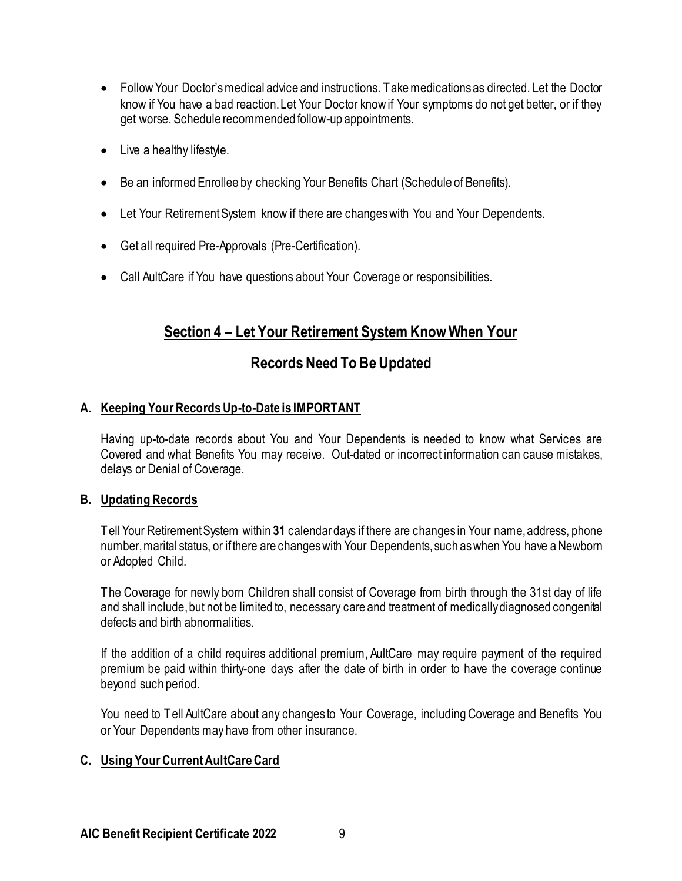- Follow Your Doctor's medical advice and instructions. Take medications as directed. Let the Doctor know if You have a bad reaction. Let Your Doctor know if Your symptoms do not get better, or if they get worse. Schedule recommended follow-up appointments.
- Live a healthy lifestyle.
- Be an informed Enrollee by checking Your Benefits Chart (Schedule of Benefits).
- Let Your Retirement System know if there are changes with You and Your Dependents.
- Get all required Pre-Approvals (Pre-Certification).
- Call AultCare if You have questions about Your Coverage or responsibilities.

## Section 4 – Let Your Retirement System Know When Your Records Need To Be Updated

### A. Keeping Your Records Up-to-Date is IMPORTANT

Having up-to-date records about You and Your Dependents is needed to know what Services are Covered and what Benefits You may receive. Out-dated or incorrect information can cause mistakes, delays or Denial of Coverage.

### B. Updating Records

Tell Your Retirement System within **31** calendar days if there are changes in Your name, address, phone number, marital status, or if there are changes with Your Dependents, such as when You have a Newborn or Adopted Child.

The Coverage for newly born Children shall consist of Coverage from birth through the 31st day of life and shall include, but not be limited to, necessary care and treatment of medically diagnosed congenital defects and birth abnormalities.

If the addition of a child requires additional premium, AultCare may require payment of the required premium be paid within thirty-one days after the date of birth in order to have the coverage continue beyond such period.

You need to Tell AultCare about any changes to Your Coverage, including Coverage and Benefits You or Your Dependents may have from other insurance.

### C. Using Your Current AultCare Card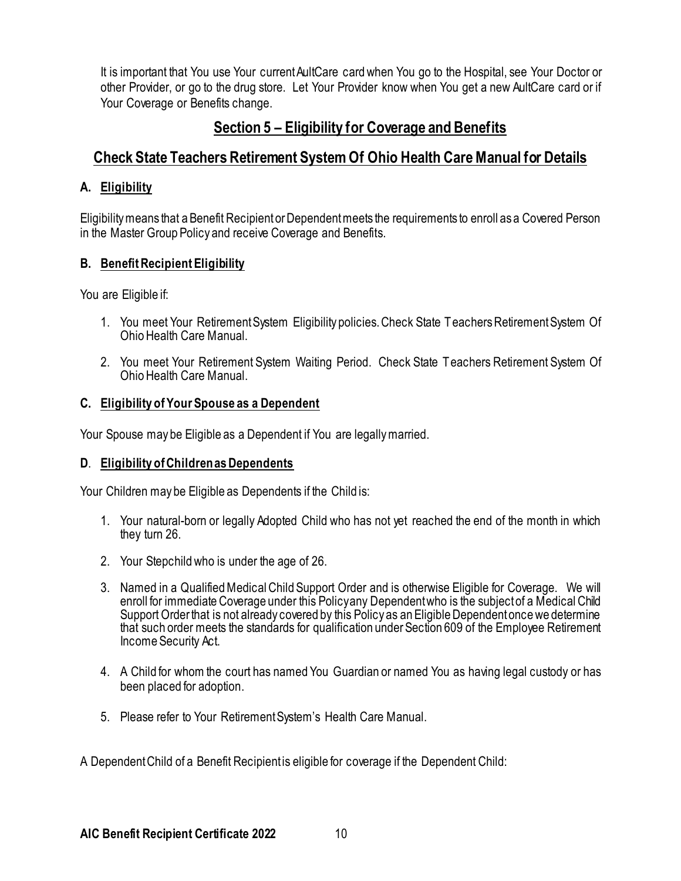It is important that You use Your current AultCare card when You go to the Hospital, see Your Doctor or other Provider, or go to the drug store. Let Your Provider know when You get a new AultCare card or if Your Coverage or Benefits change.

## Section 5 – Eligibility for Coverage and Benefits

## Check State Teachers Retirement System Of Ohio Health Care Manual for Details

### A. Eligibility

Eligibility means that a Benefit Recipient or Dependent meets the requirements to enroll as a Covered Person in the Master Group Policy and receive Coverage and Benefits.

### B. Benefit Recipient Eligibility

You are Eligible if:

1. You meet Your Retirement System Eligibility policies. Check State Teachers Retirement System Of Ohio Health Care Manual.
2. You meet Your Retirement System Waiting Period. Check State Teachers Retirement System Of Ohio Health Care Manual.

### C. Eligibility of Your Spouse as a Dependent

Your Spouse may be Eligible as a Dependent if You are legally married.

### D. Eligibility of Children as Dependents

Your Children may be Eligible as Dependents if the Child is:

1. Your natural-born or legally Adopted Child who has not yet reached the end of the month in which they turn 26.
2. Your Stepchild who is under the age of 26.
3. Named in a Qualified Medical Child Support Order and is otherwise Eligible for Coverage. We will enroll for immediate Coverage under this Policy any Dependent who is the subject of a Medical Child Support Order that is not already covered by this Policy as an Eligible Dependent once we determine that such order meets the standards for qualification under Section 609 of the Employee Retirement Income Security Act.
4. A Child for whom the court has named You Guardian or named You as having legal custody or has been placed for adoption.
5. Please refer to Your Retirement System's Health Care Manual.

A Dependent Child of a Benefit Recipient is eligible for coverage if the Dependent Child: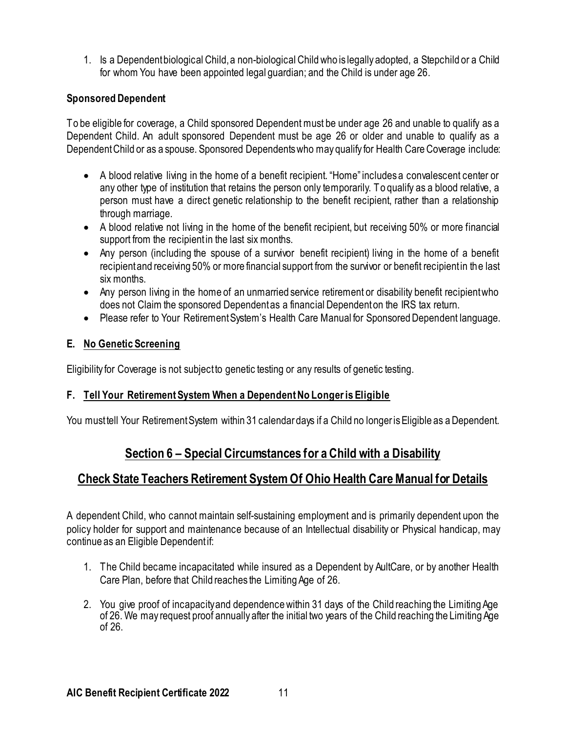1. Is a Dependent biological Child, a non-biological Child who is legally adopted, a Stepchild or a Child for whom You have been appointed legal guardian; and the Child is under age 26.

**Sponsored Dependent**

To be eligible for coverage, a Child sponsored Dependent must be under age 26 and unable to qualify as a Dependent Child. An adult sponsored Dependent must be age 26 or older and unable to qualify as a Dependent Child or as a spouse. Sponsored Dependents who may qualify for Health Care Coverage include:

- A blood relative living in the home of a benefit recipient. "Home" includes a convalescent center or any other type of institution that retains the person only temporarily. To qualify as a blood relative, a person must have a direct genetic relationship to the benefit recipient, rather than a relationship through marriage.
- A blood relative not living in the home of the benefit recipient, but receiving 50% or more financial support from the recipient in the last six months.
- Any person (including the spouse of a survivor benefit recipient) living in the home of a benefit recipient and receiving 50% or more financial support from the survivor or benefit recipient in the last six months.
- Any person living in the home of an unmarried service retirement or disability benefit recipient who does not Claim the sponsored Dependent as a financial Dependent on the IRS tax return.
- Please refer to Your Retirement System's Health Care Manual for Sponsored Dependent language.

### E. No Genetic Screening

Eligibility for Coverage is not subject to genetic testing or any results of genetic testing.

### F. Tell Your Retirement System When a Dependent No Longer is Eligible

You must tell Your Retirement System within 31 calendar days if a Child no longer is Eligible as a Dependent.

## Section 6 – Special Circumstances for a Child with a Disability

## Check State Teachers Retirement System Of Ohio Health Care Manual for Details

A dependent Child, who cannot maintain self-sustaining employment and is primarily dependent upon the policy holder for support and maintenance because of an Intellectual disability or Physical handicap, may continue as an Eligible Dependent if:

1. The Child became incapacitated while insured as a Dependent by AultCare, or by another Health Care Plan, before that Child reaches the Limiting Age of 26.

2. You give proof of incapacity and dependence within 31 days of the Child reaching the Limiting Age of 26. We may request proof annually after the initial two years of the Child reaching the Limiting Age of 26.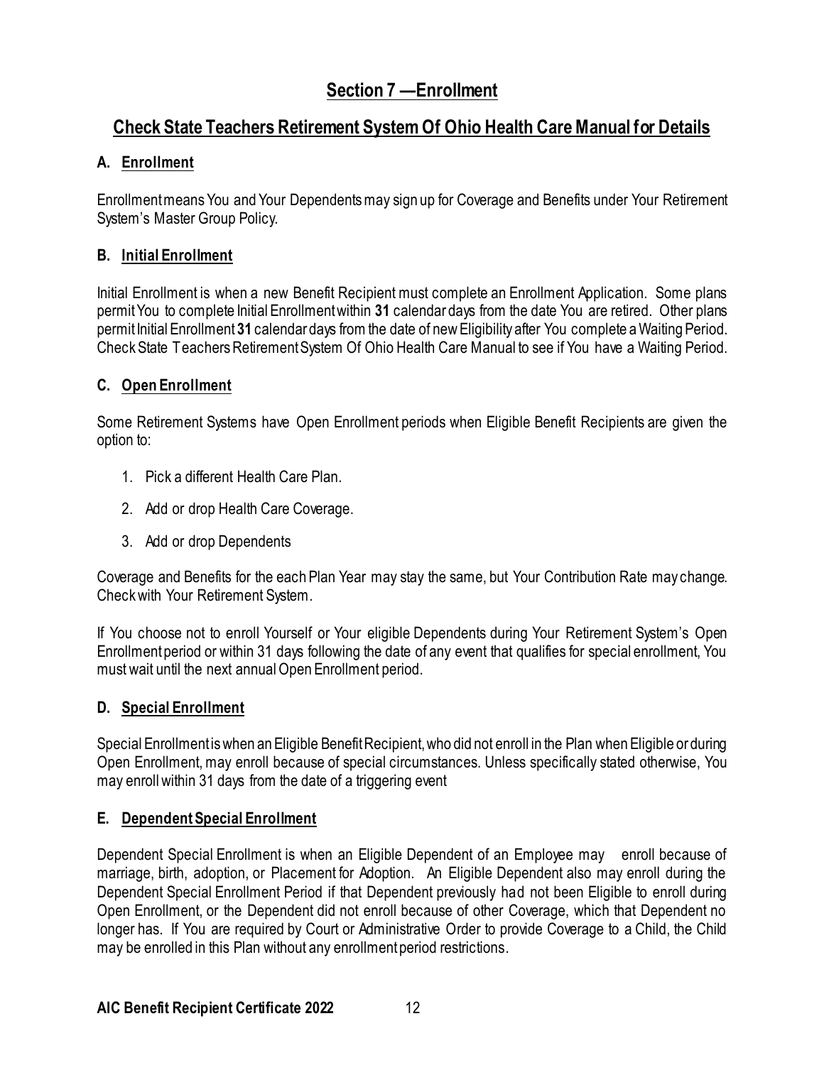# Section 7 —Enrollment

## Check State Teachers Retirement System Of Ohio Health Care Manual for Details

### A. Enrollment

Enrollment means You and Your Dependents may sign up for Coverage and Benefits under Your Retirement System's Master Group Policy.

### B. Initial Enrollment

Initial Enrollment is when a new Benefit Recipient must complete an Enrollment Application. Some plans permit You to complete Initial Enrollment within **31** calendar days from the date You are retired. Other plans permit Initial Enrollment **31** calendar days from the date of new Eligibility after You complete a Waiting Period. Check State Teachers Retirement System Of Ohio Health Care Manual to see if You have a Waiting Period.

### C. Open Enrollment

Some Retirement Systems have Open Enrollment periods when Eligible Benefit Recipients are given the option to:

1. Pick a different Health Care Plan.
2. Add or drop Health Care Coverage.
3. Add or drop Dependents

Coverage and Benefits for the each Plan Year may stay the same, but Your Contribution Rate may change. Check with Your Retirement System.

If You choose not to enroll Yourself or Your eligible Dependents during Your Retirement System's Open Enrollment period or within 31 days following the date of any event that qualifies for special enrollment, You must wait until the next annual Open Enrollment period.

### D. Special Enrollment

Special Enrollment is when an Eligible Benefit Recipient, who did not enroll in the Plan when Eligible or during Open Enrollment, may enroll because of special circumstances. Unless specifically stated otherwise, You may enroll within 31 days from the date of a triggering event

### E. Dependent Special Enrollment

Dependent Special Enrollment is when an Eligible Dependent of an Employee may enroll because of marriage, birth, adoption, or Placement for Adoption. An Eligible Dependent also may enroll during the Dependent Special Enrollment Period if that Dependent previously had not been Eligible to enroll during Open Enrollment, or the Dependent did not enroll because of other Coverage, which that Dependent no longer has. If You are required by Court or Administrative Order to provide Coverage to a Child, the Child may be enrolled in this Plan without any enrollment period restrictions.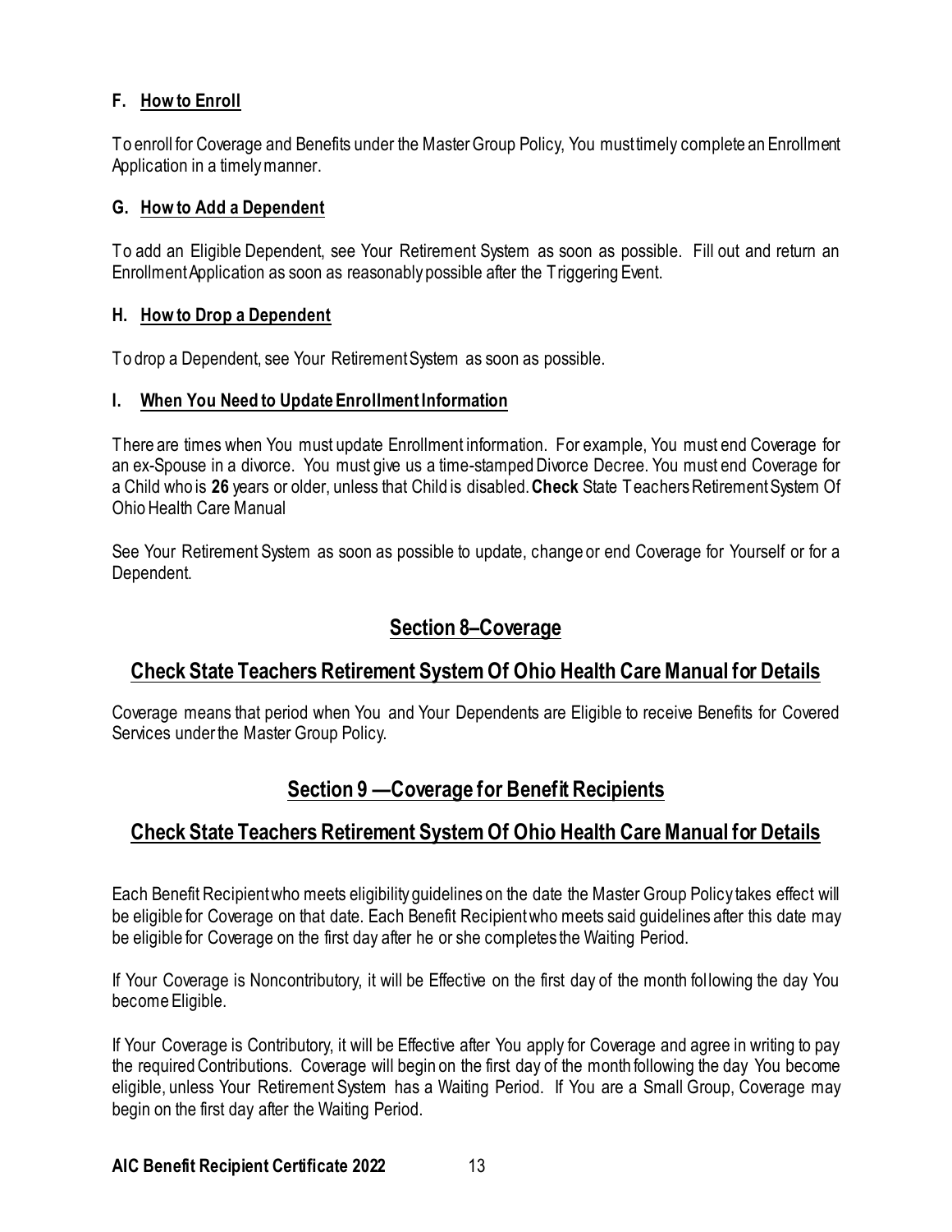### F. How to Enroll

To enroll for Coverage and Benefits under the Master Group Policy, You must timely complete an Enrollment Application in a timely manner.

### G. How to Add a Dependent

To add an Eligible Dependent, see Your Retirement System as soon as possible. Fill out and return an Enrollment Application as soon as reasonably possible after the Triggering Event.

### H. How to Drop a Dependent

To drop a Dependent, see Your Retirement System as soon as possible.

### I. When You Need to Update Enrollment Information

There are times when You must update Enrollment information. For example, You must end Coverage for an ex-Spouse in a divorce. You must give us a time-stamped Divorce Decree. You must end Coverage for a Child who is **26** years or older, unless that Child is disabled. **Check** State Teachers Retirement System Of Ohio Health Care Manual

See Your Retirement System as soon as possible to update, change or end Coverage for Yourself or for a Dependent.

## Section 8–Coverage

## Check State Teachers Retirement System Of Ohio Health Care Manual for Details

Coverage means that period when You and Your Dependents are Eligible to receive Benefits for Covered Services under the Master Group Policy.

## Section 9 —Coverage for Benefit Recipients

## Check State Teachers Retirement System Of Ohio Health Care Manual for Details

Each Benefit Recipient who meets eligibility guidelines on the date the Master Group Policy takes effect will be eligible for Coverage on that date. Each Benefit Recipient who meets said guidelines after this date may be eligible for Coverage on the first day after he or she completes the Waiting Period.

If Your Coverage is Noncontributory, it will be Effective on the first day of the month following the day You become Eligible.

If Your Coverage is Contributory, it will be Effective after You apply for Coverage and agree in writing to pay the required Contributions. Coverage will begin on the first day of the month following the day You become eligible, unless Your Retirement System has a Waiting Period. If You are a Small Group, Coverage may begin on the first day after the Waiting Period.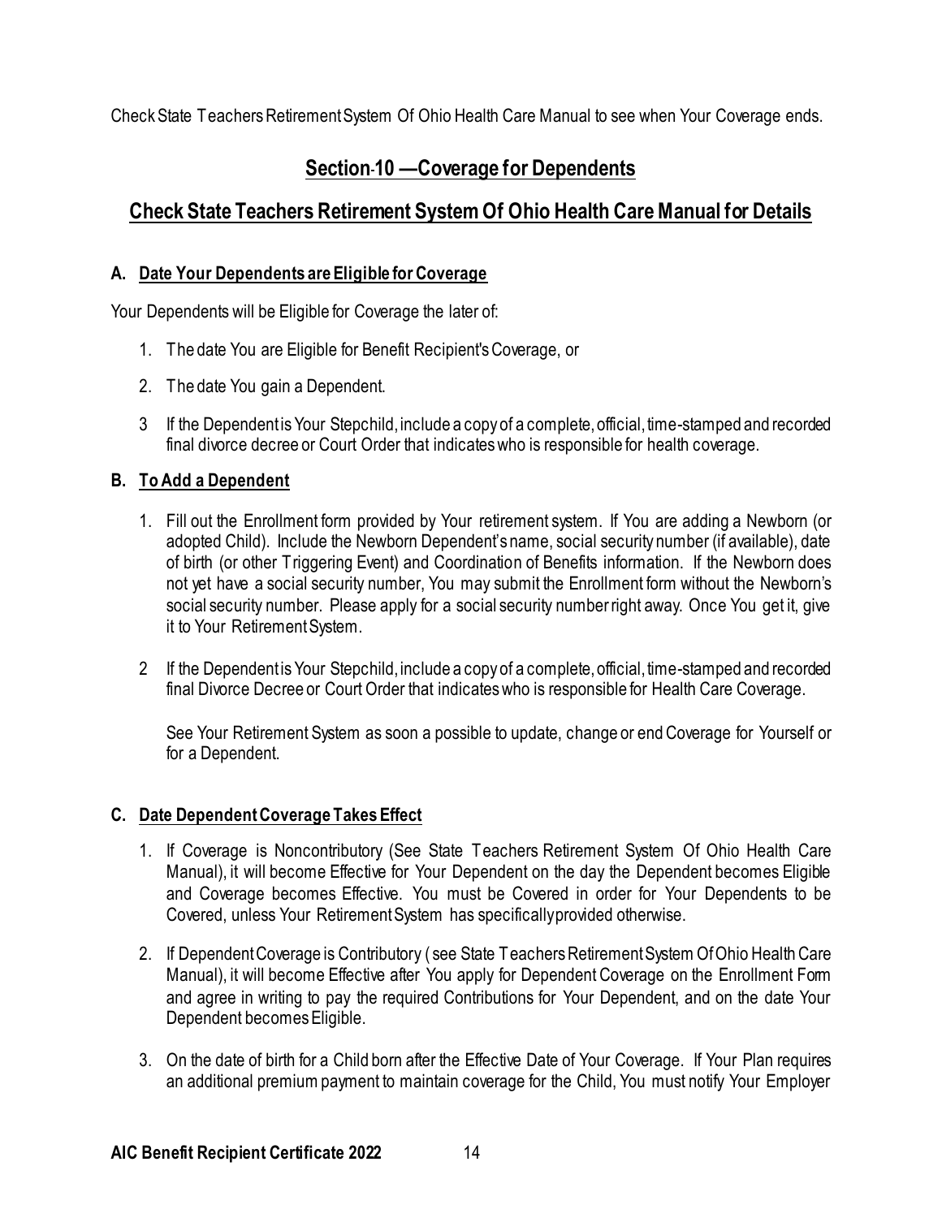Check State Teachers Retirement System Of Ohio Health Care Manual to see when Your Coverage ends.

## Section-10 —Coverage for Dependents

## Check State Teachers Retirement System Of Ohio Health Care Manual for Details

### A. Date Your Dependents are Eligible for Coverage

Your Dependents will be Eligible for Coverage the later of:

1. The date You are Eligible for Benefit Recipient's Coverage, or
2. The date You gain a Dependent.
3. If the Dependent is Your Stepchild, include a copy of a complete, official, time-stamped and recorded final divorce decree or Court Order that indicates who is responsible for health coverage.

### B. To Add a Dependent

1. Fill out the Enrollment form provided by Your retirement system. If You are adding a Newborn (or adopted Child). Include the Newborn Dependent's name, social security number (if available), date of birth (or other Triggering Event) and Coordination of Benefits information. If the Newborn does not yet have a social security number, You may submit the Enrollment form without the Newborn's social security number. Please apply for a social security number right away. Once You get it, give it to Your Retirement System.
2. If the Dependent is Your Stepchild, include a copy of a complete, official, time-stamped and recorded final Divorce Decree or Court Order that indicates who is responsible for Health Care Coverage.

   See Your Retirement System as soon a possible to update, change or end Coverage for Yourself or for a Dependent.

### C. Date Dependent Coverage Takes Effect

1. If Coverage is Noncontributory (See State Teachers Retirement System Of Ohio Health Care Manual), it will become Effective for Your Dependent on the day the Dependent becomes Eligible and Coverage becomes Effective. You must be Covered in order for Your Dependents to be Covered, unless Your Retirement System has specifically provided otherwise.
2. If Dependent Coverage is Contributory ( see State Teachers Retirement System Of Ohio Health Care Manual), it will become Effective after You apply for Dependent Coverage on the Enrollment Form and agree in writing to pay the required Contributions for Your Dependent, and on the date Your Dependent becomes Eligible.
3. On the date of birth for a Child born after the Effective Date of Your Coverage. If Your Plan requires an additional premium payment to maintain coverage for the Child, You must notify Your Employer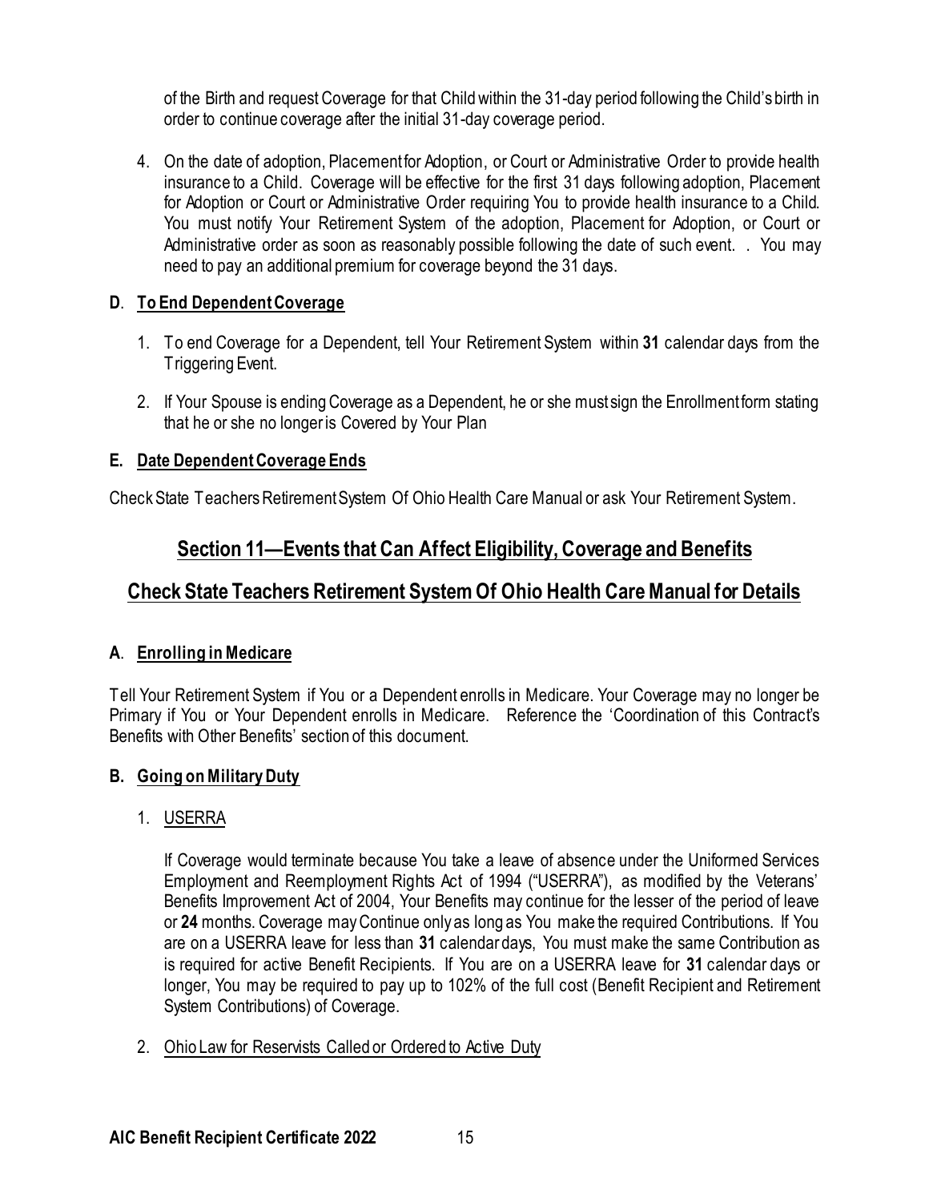of the Birth and request Coverage for that Child within the 31-day period following the Child's birth in order to continue coverage after the initial 31-day coverage period.

4. On the date of adoption, Placement for Adoption, or Court or Administrative Order to provide health insurance to a Child. Coverage will be effective for the first 31 days following adoption, Placement for Adoption or Court or Administrative Order requiring You to provide health insurance to a Child. You must notify Your Retirement System of the adoption, Placement for Adoption, or Court or Administrative order as soon as reasonably possible following the date of such event. . You may need to pay an additional premium for coverage beyond the 31 days.

### D. To End Dependent Coverage

1. To end Coverage for a Dependent, tell Your Retirement System within **31** calendar days from the Triggering Event.
2. If Your Spouse is ending Coverage as a Dependent, he or she must sign the Enrollment form stating that he or she no longer is Covered by Your Plan

### E. Date Dependent Coverage Ends

Check State Teachers Retirement System Of Ohio Health Care Manual or ask Your Retirement System.

## Section 11—Events that Can Affect Eligibility, Coverage and Benefits

## Check State Teachers Retirement System Of Ohio Health Care Manual for Details

### A. Enrolling in Medicare

Tell Your Retirement System if You or a Dependent enrolls in Medicare. Your Coverage may no longer be Primary if You or Your Dependent enrolls in Medicare. Reference the 'Coordination of this Contract's Benefits with Other Benefits' section of this document.

### B. Going on Military Duty

1. USERRA

   If Coverage would terminate because You take a leave of absence under the Uniformed Services Employment and Reemployment Rights Act of 1994 ("USERRA"), as modified by the Veterans' Benefits Improvement Act of 2004, Your Benefits may continue for the lesser of the period of leave or **24** months. Coverage may Continue only as long as You make the required Contributions. If You are on a USERRA leave for less than **31** calendar days, You must make the same Contribution as is required for active Benefit Recipients. If You are on a USERRA leave for **31** calendar days or longer, You may be required to pay up to 102% of the full cost (Benefit Recipient and Retirement System Contributions) of Coverage.

2. Ohio Law for Reservists Called or Ordered to Active Duty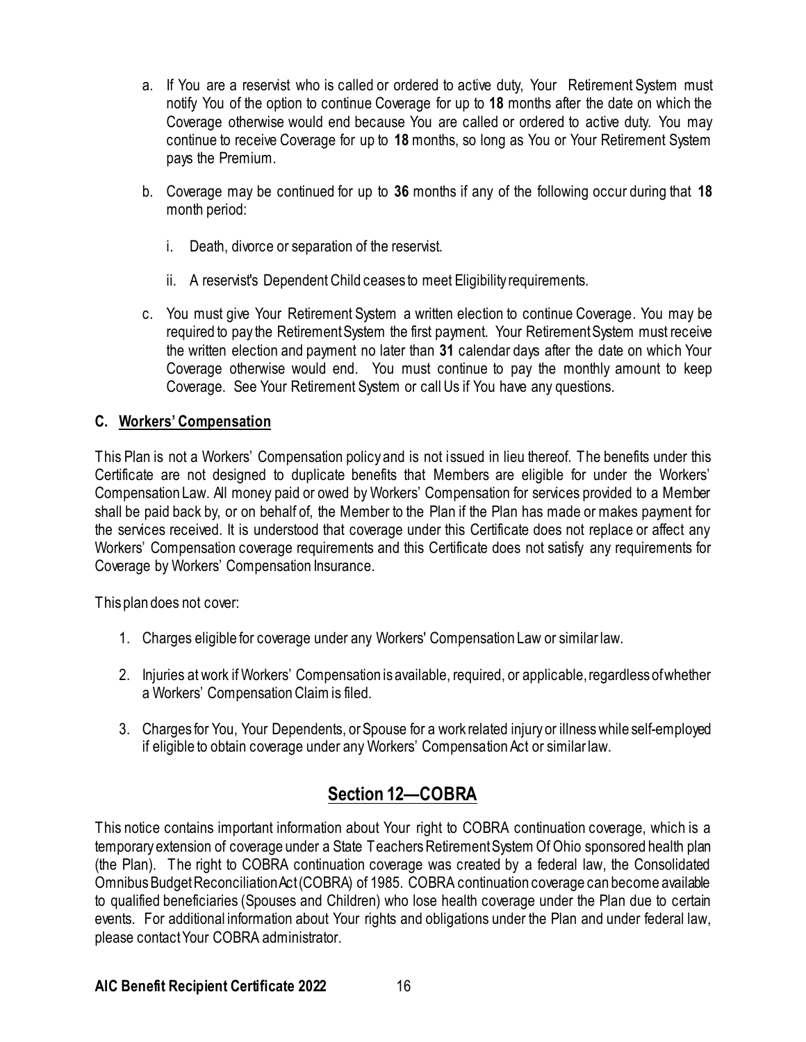a. If You are a reservist who is called or ordered to active duty, Your Retirement System must notify You of the option to continue Coverage for up to **18** months after the date on which the Coverage otherwise would end because You are called or ordered to active duty. You may continue to receive Coverage for up to **18** months, so long as You or Your Retirement System pays the Premium.

b. Coverage may be continued for up to **36** months if any of the following occur during that **18** month period:

   i. Death, divorce or separation of the reservist.

   ii. A reservist's Dependent Child ceases to meet Eligibility requirements.

c. You must give Your Retirement System a written election to continue Coverage. You may be required to pay the Retirement System the first payment. Your Retirement System must receive the written election and payment no later than **31** calendar days after the date on which Your Coverage otherwise would end. You must continue to pay the monthly amount to keep Coverage. See Your Retirement System or call Us if You have any questions.

#### C. Workers' Compensation

This Plan is not a Workers' Compensation policy and is not issued in lieu thereof. The benefits under this Certificate are not designed to duplicate benefits that Members are eligible for under the Workers' Compensation Law. All money paid or owed by Workers' Compensation for services provided to a Member shall be paid back by, or on behalf of, the Member to the Plan if the Plan has made or makes payment for the services received. It is understood that coverage under this Certificate does not replace or affect any Workers' Compensation coverage requirements and this Certificate does not satisfy any requirements for Coverage by Workers' Compensation Insurance.

This plan does not cover:

1. Charges eligible for coverage under any Workers' Compensation Law or similar law.
2. Injuries at work if Workers' Compensation is available, required, or applicable, regardless of whether a Workers' Compensation Claim is filed.
3. Charges for You, Your Dependents, or Spouse for a work related injury or illness while self-employed if eligible to obtain coverage under any Workers' Compensation Act or similar law.

## Section 12—COBRA

This notice contains important information about Your right to COBRA continuation coverage, which is a temporary extension of coverage under a State Teachers Retirement System Of Ohio sponsored health plan (the Plan). The right to COBRA continuation coverage was created by a federal law, the Consolidated Omnibus Budget Reconciliation Act (COBRA) of 1985. COBRA continuation coverage can become available to qualified beneficiaries (Spouses and Children) who lose health coverage under the Plan due to certain events. For additional information about Your rights and obligations under the Plan and under federal law, please contact Your COBRA administrator.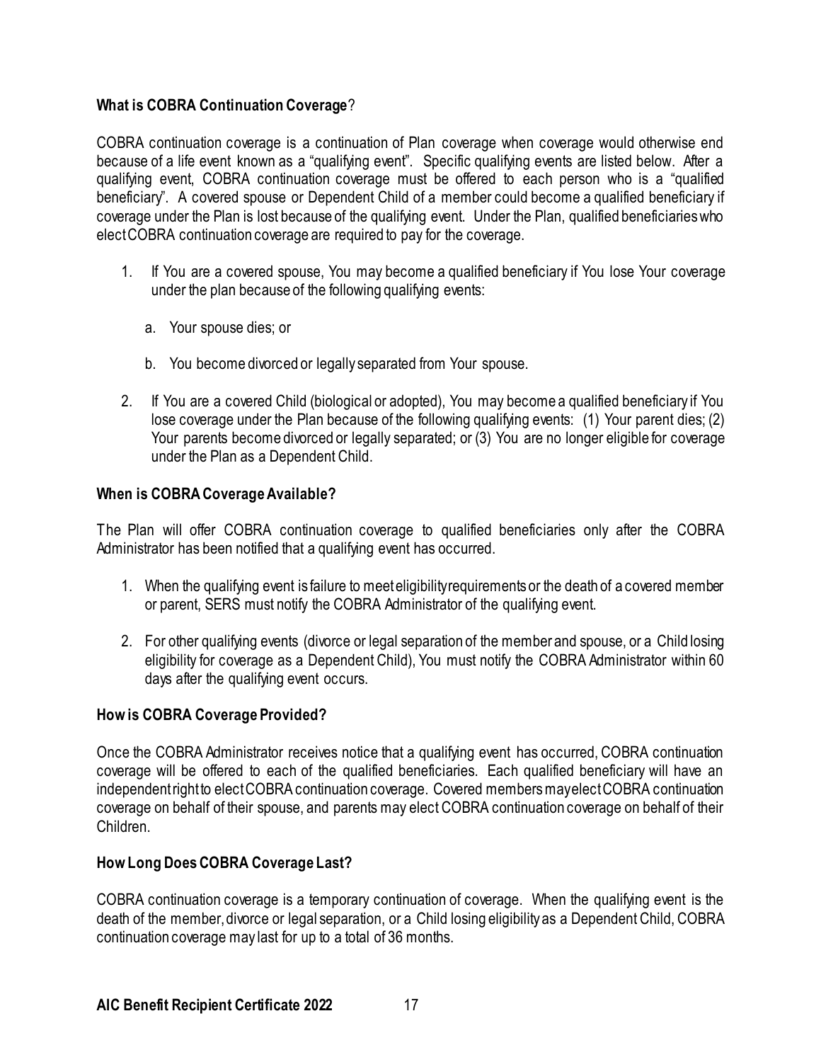### What is COBRA Continuation Coverage?

COBRA continuation coverage is a continuation of Plan coverage when coverage would otherwise end because of a life event known as a "qualifying event". Specific qualifying events are listed below. After a qualifying event, COBRA continuation coverage must be offered to each person who is a "qualified beneficiary". A covered spouse or Dependent Child of a member could become a qualified beneficiary if coverage under the Plan is lost because of the qualifying event. Under the Plan, qualified beneficiaries who elect COBRA continuation coverage are required to pay for the coverage.

1. If You are a covered spouse, You may become a qualified beneficiary if You lose Your coverage under the plan because of the following qualifying events:

   a. Your spouse dies; or

   b. You become divorced or legally separated from Your spouse.

2. If You are a covered Child (biological or adopted), You may become a qualified beneficiary if You lose coverage under the Plan because of the following qualifying events: (1) Your parent dies; (2) Your parents become divorced or legally separated; or (3) You are no longer eligible for coverage under the Plan as a Dependent Child.

### When is COBRA Coverage Available?

The Plan will offer COBRA continuation coverage to qualified beneficiaries only after the COBRA Administrator has been notified that a qualifying event has occurred.

1. When the qualifying event is failure to meet eligibility requirements or the death of a covered member or parent, SERS must notify the COBRA Administrator of the qualifying event.

2. For other qualifying events (divorce or legal separation of the member and spouse, or a Child losing eligibility for coverage as a Dependent Child), You must notify the COBRA Administrator within 60 days after the qualifying event occurs.

### How is COBRA Coverage Provided?

Once the COBRA Administrator receives notice that a qualifying event has occurred, COBRA continuation coverage will be offered to each of the qualified beneficiaries. Each qualified beneficiary will have an independent right to elect COBRA continuation coverage. Covered members may elect COBRA continuation coverage on behalf of their spouse, and parents may elect COBRA continuation coverage on behalf of their Children.

### How Long Does COBRA Coverage Last?

COBRA continuation coverage is a temporary continuation of coverage. When the qualifying event is the death of the member, divorce or legal separation, or a Child losing eligibility as a Dependent Child, COBRA continuation coverage may last for up to a total of 36 months.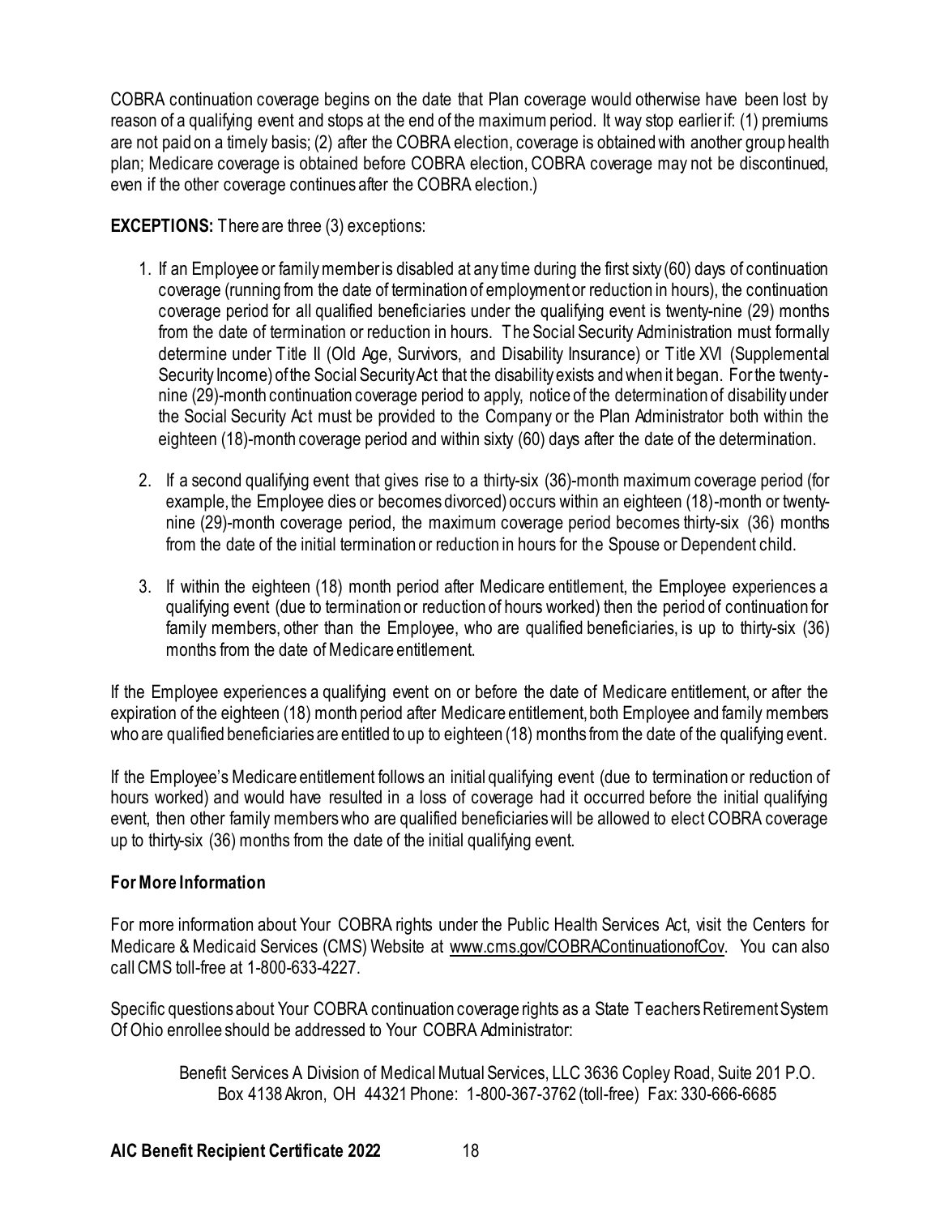COBRA continuation coverage begins on the date that Plan coverage would otherwise have been lost by reason of a qualifying event and stops at the end of the maximum period. It way stop earlier if: (1) premiums are not paid on a timely basis; (2) after the COBRA election, coverage is obtained with another group health plan; Medicare coverage is obtained before COBRA election, COBRA coverage may not be discontinued, even if the other coverage continues after the COBRA election.)

**EXCEPTIONS:** There are three (3) exceptions:

1. If an Employee or family member is disabled at any time during the first sixty (60) days of continuation coverage (running from the date of termination of employment or reduction in hours), the continuation coverage period for all qualified beneficiaries under the qualifying event is twenty-nine (29) months from the date of termination or reduction in hours. The Social Security Administration must formally determine under Title II (Old Age, Survivors, and Disability Insurance) or Title XVI (Supplemental Security Income) of the Social Security Act that the disability exists and when it began. For the twenty-nine (29)-month continuation coverage period to apply, notice of the determination of disability under the Social Security Act must be provided to the Company or the Plan Administrator both within the eighteen (18)-month coverage period and within sixty (60) days after the date of the determination.

2. If a second qualifying event that gives rise to a thirty-six (36)-month maximum coverage period (for example, the Employee dies or becomes divorced) occurs within an eighteen (18)-month or twenty-nine (29)-month coverage period, the maximum coverage period becomes thirty-six (36) months from the date of the initial termination or reduction in hours for the Spouse or Dependent child.

3. If within the eighteen (18) month period after Medicare entitlement, the Employee experiences a qualifying event (due to termination or reduction of hours worked) then the period of continuation for family members, other than the Employee, who are qualified beneficiaries, is up to thirty-six (36) months from the date of Medicare entitlement.

If the Employee experiences a qualifying event on or before the date of Medicare entitlement, or after the expiration of the eighteen (18) month period after Medicare entitlement, both Employee and family members who are qualified beneficiaries are entitled to up to eighteen (18) months from the date of the qualifying event.

If the Employee's Medicare entitlement follows an initial qualifying event (due to termination or reduction of hours worked) and would have resulted in a loss of coverage had it occurred before the initial qualifying event, then other family members who are qualified beneficiaries will be allowed to elect COBRA coverage up to thirty-six (36) months from the date of the initial qualifying event.

### For More Information

For more information about Your COBRA rights under the Public Health Services Act, visit the Centers for Medicare & Medicaid Services (CMS) Website at www.cms.gov/COBRAContinuationofCov. You can also call CMS toll-free at 1-800-633-4227.

Specific questions about Your COBRA continuation coverage rights as a State Teachers Retirement System Of Ohio enrollee should be addressed to Your COBRA Administrator:

Benefit Services A Division of Medical Mutual Services, LLC 3636 Copley Road, Suite 201 P.O. Box 4138 Akron, OH 44321 Phone: 1-800-367-3762 (toll-free) Fax: 330-666-6685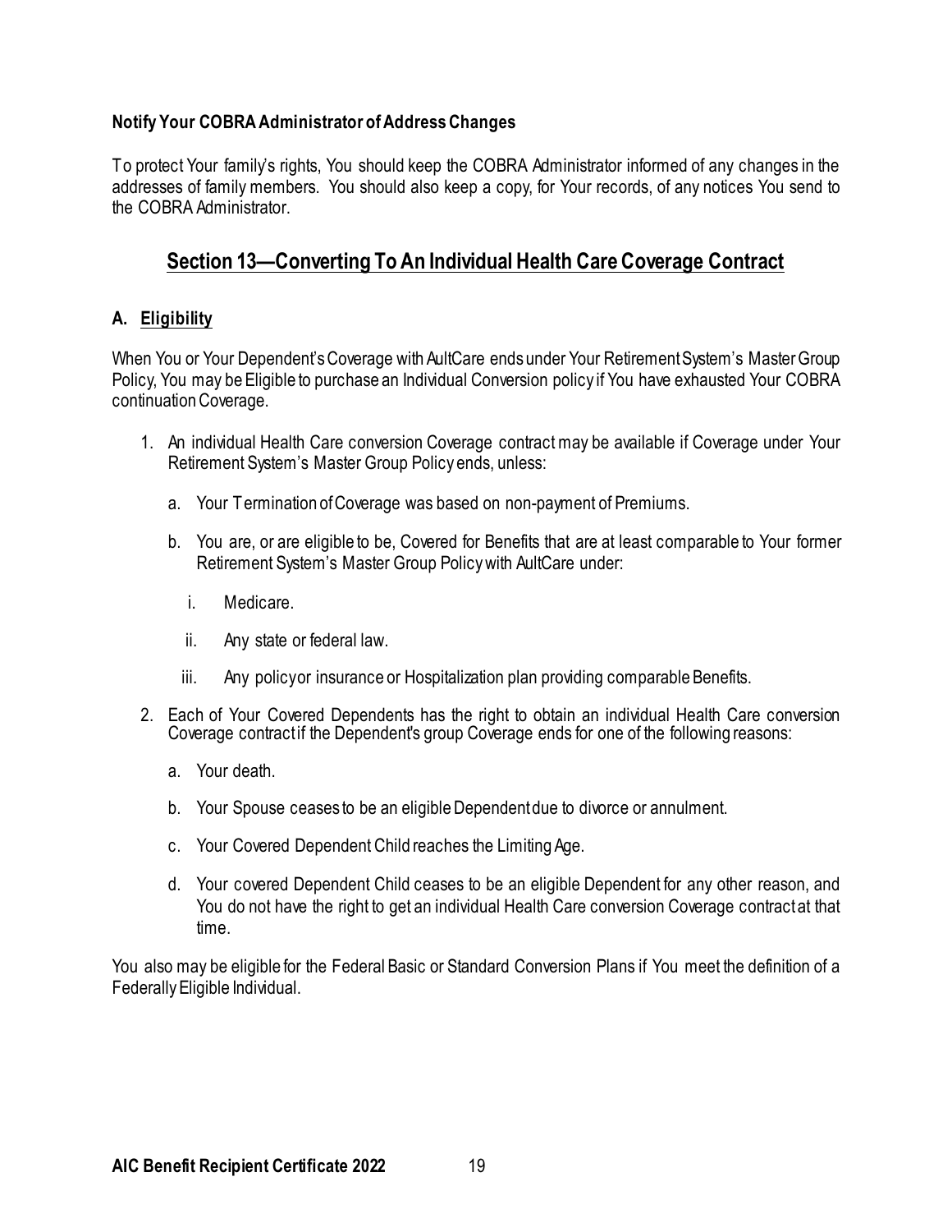**Notify Your COBRA Administrator of Address Changes**

To protect Your family's rights, You should keep the COBRA Administrator informed of any changes in the addresses of family members. You should also keep a copy, for Your records, of any notices You send to the COBRA Administrator.

## Section 13—Converting To An Individual Health Care Coverage Contract

### A. Eligibility

When You or Your Dependent's Coverage with AultCare ends under Your Retirement System's Master Group Policy, You may be Eligible to purchase an Individual Conversion policy if You have exhausted Your COBRA continuation Coverage.

1. An individual Health Care conversion Coverage contract may be available if Coverage under Your Retirement System's Master Group Policy ends, unless:
   a. Your Termination of Coverage was based on non-payment of Premiums.
   b. You are, or are eligible to be, Covered for Benefits that are at least comparable to Your former Retirement System's Master Group Policy with AultCare under:
      i. Medicare.
      ii. Any state or federal law.
      iii. Any policy or insurance or Hospitalization plan providing comparable Benefits.
2. Each of Your Covered Dependents has the right to obtain an individual Health Care conversion Coverage contract if the Dependent's group Coverage ends for one of the following reasons:
   a. Your death.
   b. Your Spouse ceases to be an eligible Dependent due to divorce or annulment.
   c. Your Covered Dependent Child reaches the Limiting Age.
   d. Your covered Dependent Child ceases to be an eligible Dependent for any other reason, and You do not have the right to get an individual Health Care conversion Coverage contract at that time.

You also may be eligible for the Federal Basic or Standard Conversion Plans if You meet the definition of a Federally Eligible Individual.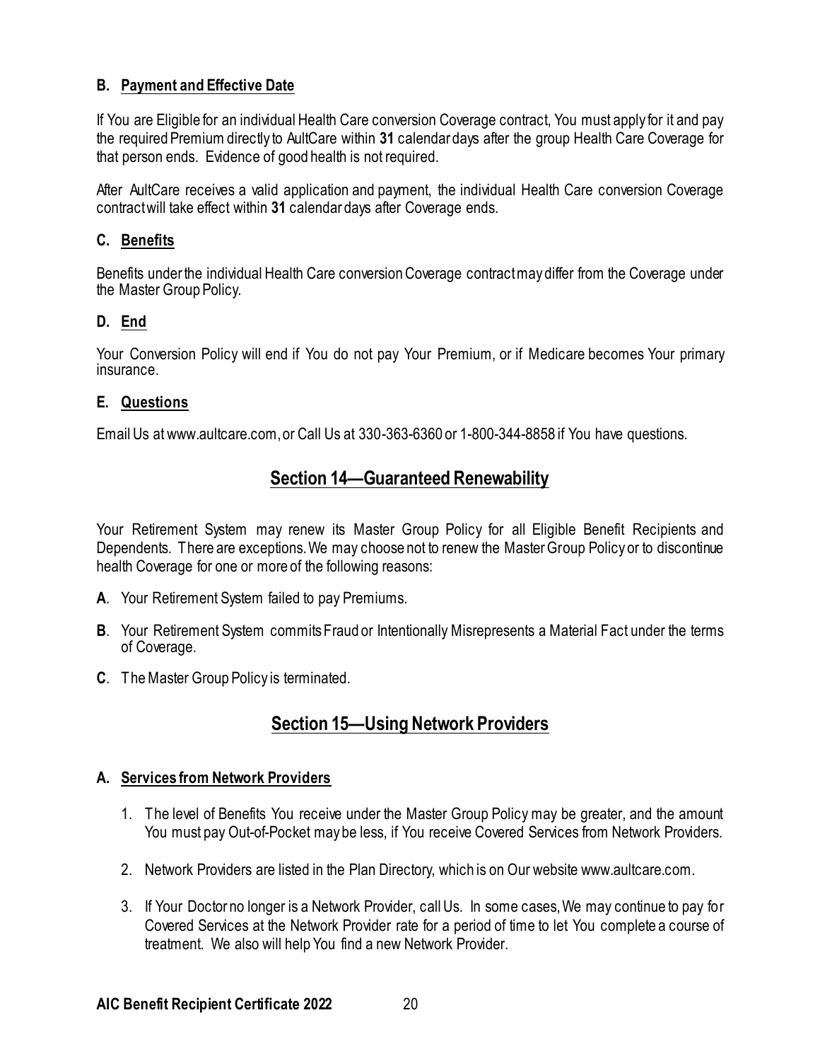### B. Payment and Effective Date

If You are Eligible for an individual Health Care conversion Coverage contract, You must apply for it and pay the required Premium directly to AultCare within **31** calendar days after the group Health Care Coverage for that person ends. Evidence of good health is not required.

After AultCare receives a valid application and payment, the individual Health Care conversion Coverage contract will take effect within **31** calendar days after Coverage ends.

### C. Benefits

Benefits under the individual Health Care conversion Coverage contract may differ from the Coverage under the Master Group Policy.

### D. End

Your Conversion Policy will end if You do not pay Your Premium, or if Medicare becomes Your primary insurance.

### E. Questions

Email Us at www.aultcare.com, or Call Us at 330-363-6360 or 1-800-344-8858 if You have questions.

## Section 14—Guaranteed Renewability

Your Retirement System may renew its Master Group Policy for all Eligible Benefit Recipients and Dependents. There are exceptions. We may choose not to renew the Master Group Policy or to discontinue health Coverage for one or more of the following reasons:

**A**. Your Retirement System failed to pay Premiums.

**B**. Your Retirement System commits Fraud or Intentionally Misrepresents a Material Fact under the terms of Coverage.

**C**. The Master Group Policy is terminated.

## Section 15—Using Network Providers

### A. Services from Network Providers

1. The level of Benefits You receive under the Master Group Policy may be greater, and the amount You must pay Out-of-Pocket may be less, if You receive Covered Services from Network Providers.
2. Network Providers are listed in the Plan Directory, which is on Our website www.aultcare.com.
3. If Your Doctor no longer is a Network Provider, call Us. In some cases, We may continue to pay for Covered Services at the Network Provider rate for a period of time to let You complete a course of treatment. We also will help You find a new Network Provider.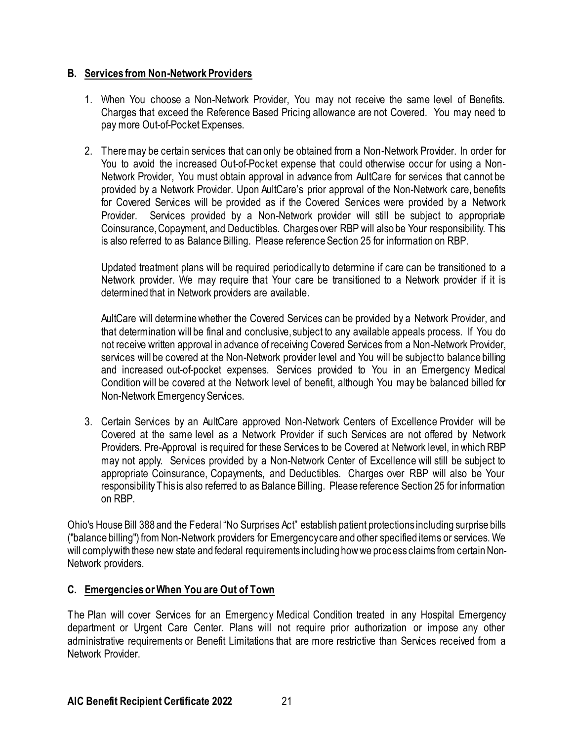## B. Services from Non-Network Providers

1. When You choose a Non-Network Provider, You may not receive the same level of Benefits. Charges that exceed the Reference Based Pricing allowance are not Covered. You may need to pay more Out-of-Pocket Expenses.

2. There may be certain services that can only be obtained from a Non-Network Provider. In order for You to avoid the increased Out-of-Pocket expense that could otherwise occur for using a Non-Network Provider, You must obtain approval in advance from AultCare for services that cannot be provided by a Network Provider. Upon AultCare's prior approval of the Non-Network care, benefits for Covered Services will be provided as if the Covered Services were provided by a Network Provider. Services provided by a Non-Network provider will still be subject to appropriate Coinsurance, Copayment, and Deductibles. Charges over RBP will also be Your responsibility. This is also referred to as Balance Billing. Please reference Section 25 for information on RBP.

   Updated treatment plans will be required periodically to determine if care can be transitioned to a Network provider. We may require that Your care be transitioned to a Network provider if it is determined that in Network providers are available.

   AultCare will determine whether the Covered Services can be provided by a Network Provider, and that determination will be final and conclusive, subject to any available appeals process. If You do not receive written approval in advance of receiving Covered Services from a Non-Network Provider, services will be covered at the Non-Network provider level and You will be subject to balance billing and increased out-of-pocket expenses. Services provided to You in an Emergency Medical Condition will be covered at the Network level of benefit, although You may be balanced billed for Non-Network Emergency Services.

3. Certain Services by an AultCare approved Non-Network Centers of Excellence Provider will be Covered at the same level as a Network Provider if such Services are not offered by Network Providers. Pre-Approval is required for these Services to be Covered at Network level, in which RBP may not apply. Services provided by a Non-Network Center of Excellence will still be subject to appropriate Coinsurance, Copayments, and Deductibles. Charges over RBP will also be Your responsibility This is also referred to as Balance Billing. Please reference Section 25 for information on RBP.

Ohio's House Bill 388 and the Federal "No Surprises Act" establish patient protections including surprise bills ("balance billing") from Non-Network providers for Emergency care and other specified items or services. We will comply with these new state and federal requirements including how we process claims from certain Non-Network providers.

## C. Emergencies or When You are Out of Town

The Plan will cover Services for an Emergency Medical Condition treated in any Hospital Emergency department or Urgent Care Center. Plans will not require prior authorization or impose any other administrative requirements or Benefit Limitations that are more restrictive than Services received from a Network Provider.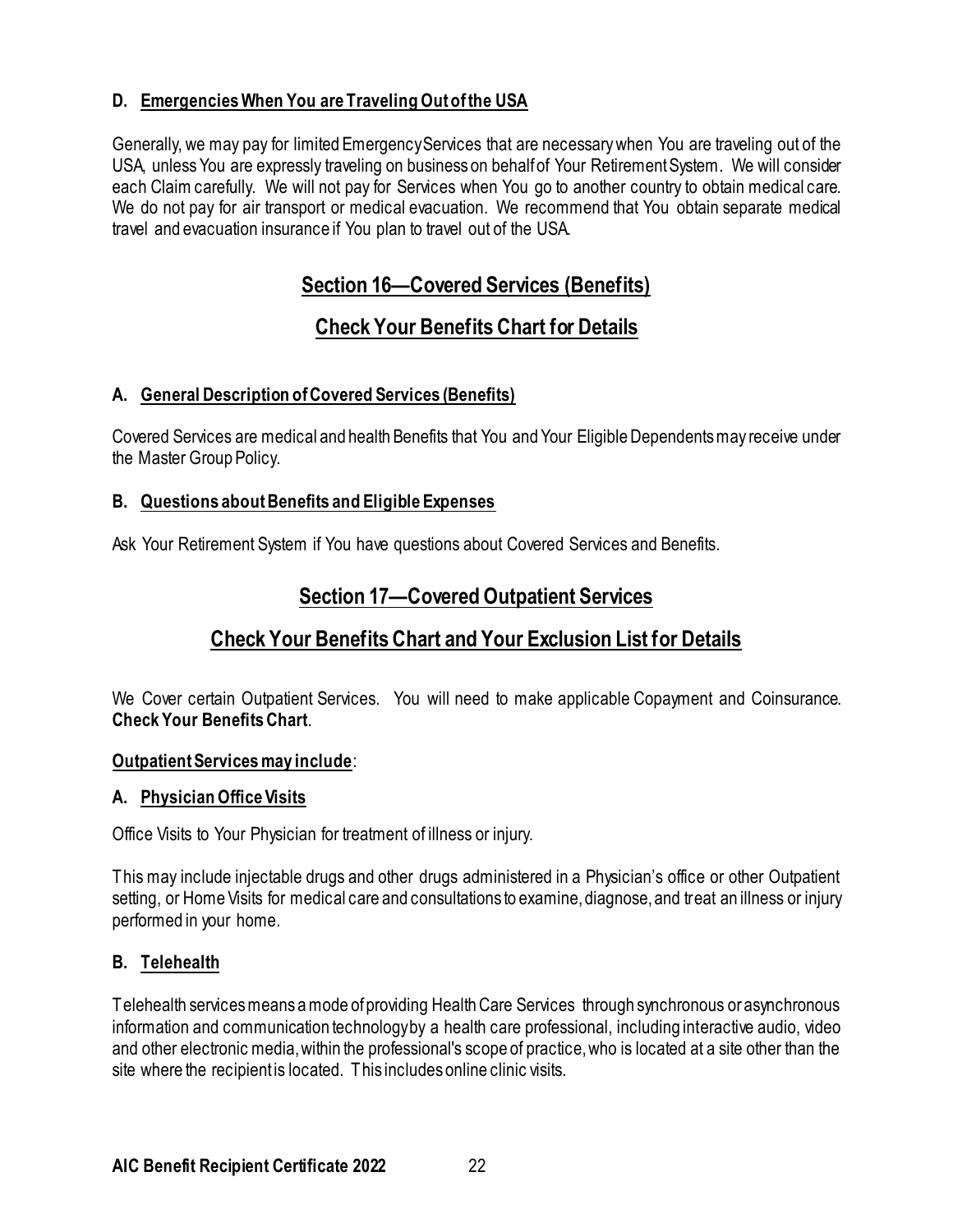### D. Emergencies When You are Traveling Out of the USA

Generally, we may pay for limited Emergency Services that are necessary when You are traveling out of the USA, unless You are expressly traveling on business on behalf of Your Retirement System. We will consider each Claim carefully. We will not pay for Services when You go to another country to obtain medical care. We do not pay for air transport or medical evacuation. We recommend that You obtain separate medical travel and evacuation insurance if You plan to travel out of the USA.

## Section 16—Covered Services (Benefits)

## Check Your Benefits Chart for Details

### A. General Description of Covered Services (Benefits)

Covered Services are medical and health Benefits that You and Your Eligible Dependents may receive under the Master Group Policy.

### B. Questions about Benefits and Eligible Expenses

Ask Your Retirement System if You have questions about Covered Services and Benefits.

## Section 17—Covered Outpatient Services

## Check Your Benefits Chart and Your Exclusion List for Details

We Cover certain Outpatient Services. You will need to make applicable Copayment and Coinsurance. **Check Your Benefits Chart**.

**Outpatient Services may include**:

### A. Physician Office Visits

Office Visits to Your Physician for treatment of illness or injury.

This may include injectable drugs and other drugs administered in a Physician's office or other Outpatient setting, or Home Visits for medical care and consultations to examine, diagnose, and treat an illness or injury performed in your home.

### B. Telehealth

Telehealth services means a mode of providing Health Care Services through synchronous or asynchronous information and communication technology by a health care professional, including interactive audio, video and other electronic media, within the professional's scope of practice, who is located at a site other than the site where the recipient is located. This includes online clinic visits.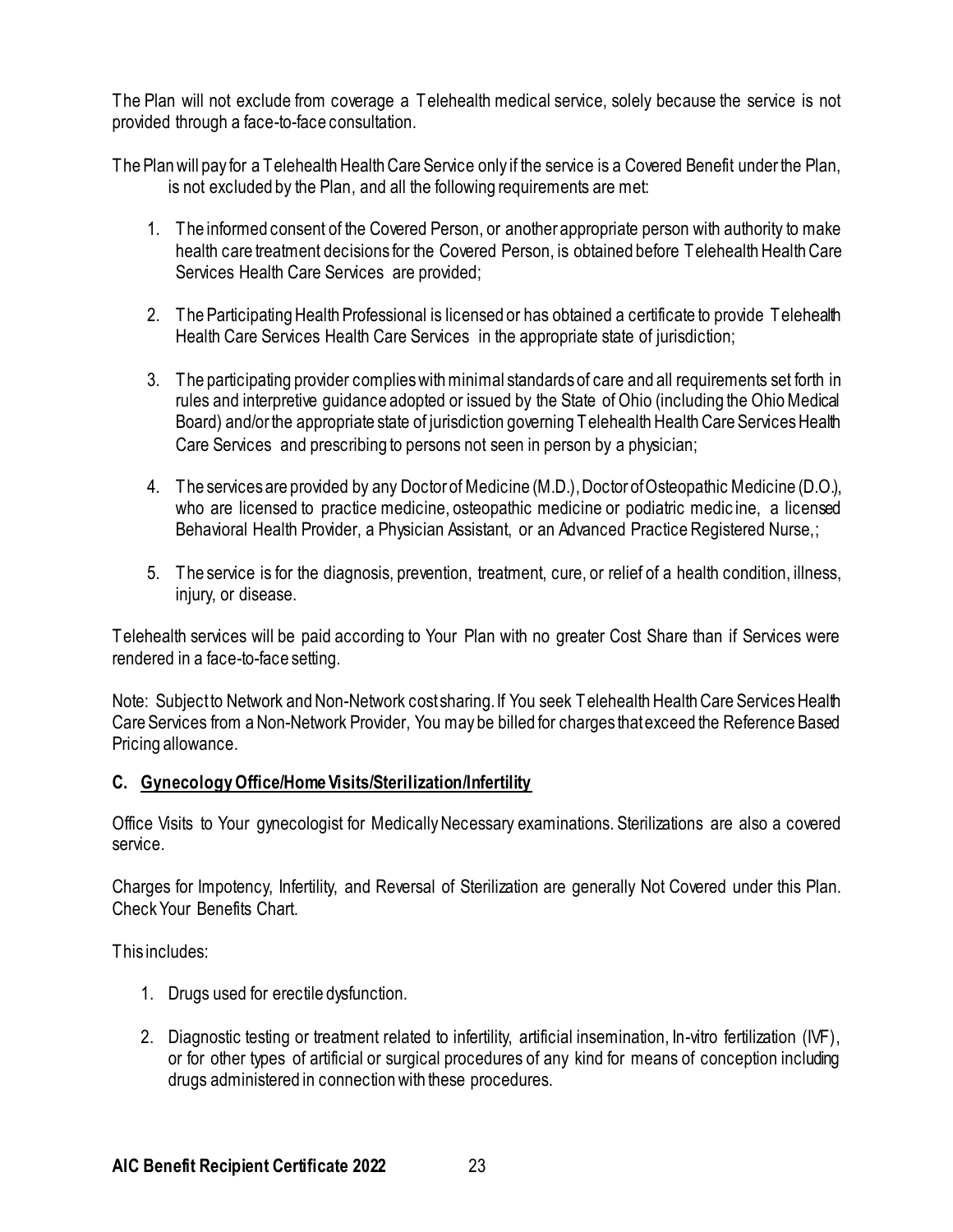The Plan will not exclude from coverage a Telehealth medical service, solely because the service is not provided through a face-to-face consultation.

The Plan will pay for a Telehealth Health Care Service only if the service is a Covered Benefit under the Plan, is not excluded by the Plan, and all the following requirements are met:

1. The informed consent of the Covered Person, or another appropriate person with authority to make health care treatment decisions for the Covered Person, is obtained before Telehealth Health Care Services Health Care Services are provided;

2. The Participating Health Professional is licensed or has obtained a certificate to provide Telehealth Health Care Services Health Care Services in the appropriate state of jurisdiction;

3. The participating provider complies with minimal standards of care and all requirements set forth in rules and interpretive guidance adopted or issued by the State of Ohio (including the Ohio Medical Board) and/or the appropriate state of jurisdiction governing Telehealth Health Care Services Health Care Services and prescribing to persons not seen in person by a physician;

4. The services are provided by any Doctor of Medicine (M.D.), Doctor of Osteopathic Medicine (D.O.), who are licensed to practice medicine, osteopathic medicine or podiatric medicine, a licensed Behavioral Health Provider, a Physician Assistant, or an Advanced Practice Registered Nurse,;

5. The service is for the diagnosis, prevention, treatment, cure, or relief of a health condition, illness, injury, or disease.

Telehealth services will be paid according to Your Plan with no greater Cost Share than if Services were rendered in a face-to-face setting.

Note: Subject to Network and Non-Network cost sharing. If You seek Telehealth Health Care Services Health Care Services from a Non-Network Provider, You may be billed for charges that exceed the Reference Based Pricing allowance.

#### C. Gynecology Office/Home Visits/Sterilization/Infertility

Office Visits to Your gynecologist for Medically Necessary examinations. Sterilizations are also a covered service.

Charges for Impotency, Infertility, and Reversal of Sterilization are generally Not Covered under this Plan. Check Your Benefits Chart.

This includes:

1. Drugs used for erectile dysfunction.

2. Diagnostic testing or treatment related to infertility, artificial insemination, In-vitro fertilization (IVF), or for other types of artificial or surgical procedures of any kind for means of conception including drugs administered in connection with these procedures.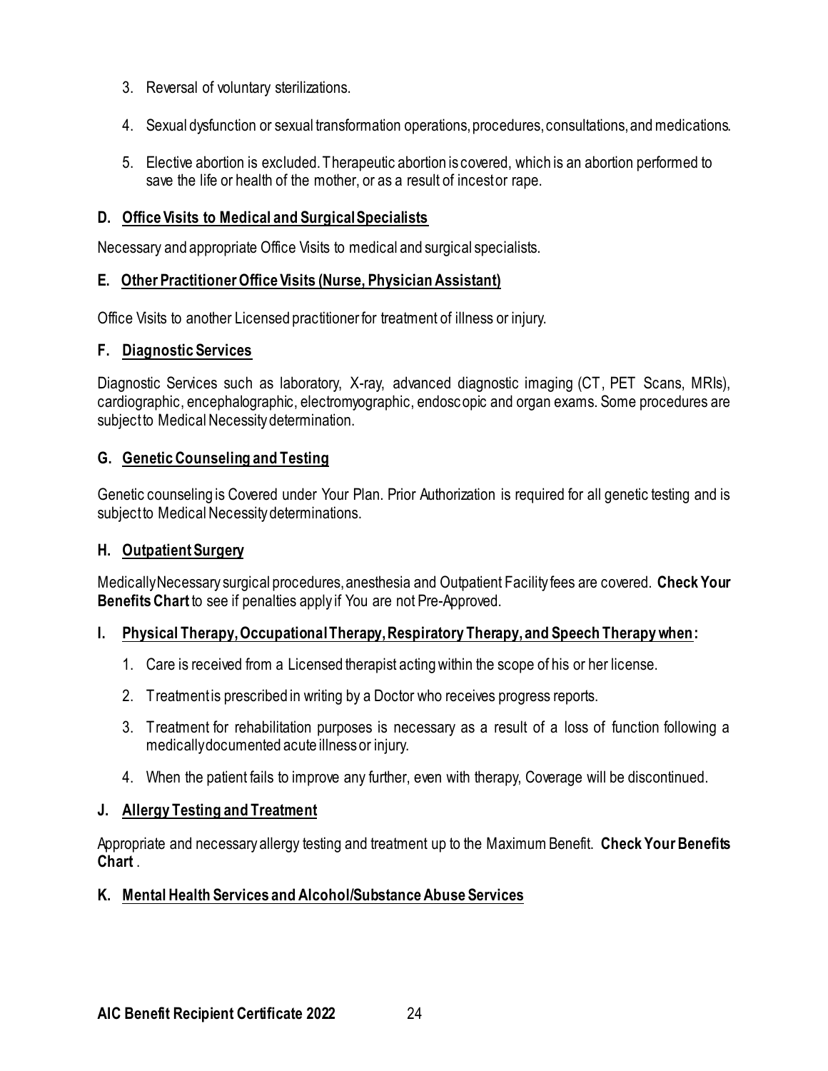3. Reversal of voluntary sterilizations.
4. Sexual dysfunction or sexual transformation operations, procedures, consultations, and medications.
5. Elective abortion is excluded. Therapeutic abortion is covered, which is an abortion performed to save the life or health of the mother, or as a result of incest or rape.

### D. Office Visits to Medical and Surgical Specialists

Necessary and appropriate Office Visits to medical and surgical specialists.

### E. Other Practitioner Office Visits (Nurse, Physician Assistant)

Office Visits to another Licensed practitioner for treatment of illness or injury.

### F. Diagnostic Services

Diagnostic Services such as laboratory, X-ray, advanced diagnostic imaging (CT, PET Scans, MRIs), cardiographic, encephalographic, electromyographic, endoscopic and organ exams. Some procedures are subject to Medical Necessity determination.

### G. Genetic Counseling and Testing

Genetic counseling is Covered under Your Plan. Prior Authorization is required for all genetic testing and is subject to Medical Necessity determinations.

### H. Outpatient Surgery

Medically Necessary surgical procedures, anesthesia and Outpatient Facility fees are covered. **Check Your Benefits Chart** to see if penalties apply if You are not Pre-Approved.

### I. Physical Therapy, Occupational Therapy, Respiratory Therapy, and Speech Therapy when:

1. Care is received from a Licensed therapist acting within the scope of his or her license.
2. Treatment is prescribed in writing by a Doctor who receives progress reports.
3. Treatment for rehabilitation purposes is necessary as a result of a loss of function following a medically documented acute illness or injury.
4. When the patient fails to improve any further, even with therapy, Coverage will be discontinued.

### J. Allergy Testing and Treatment

Appropriate and necessary allergy testing and treatment up to the Maximum Benefit. **Check Your Benefits Chart**.

### K. Mental Health Services and Alcohol/Substance Abuse Services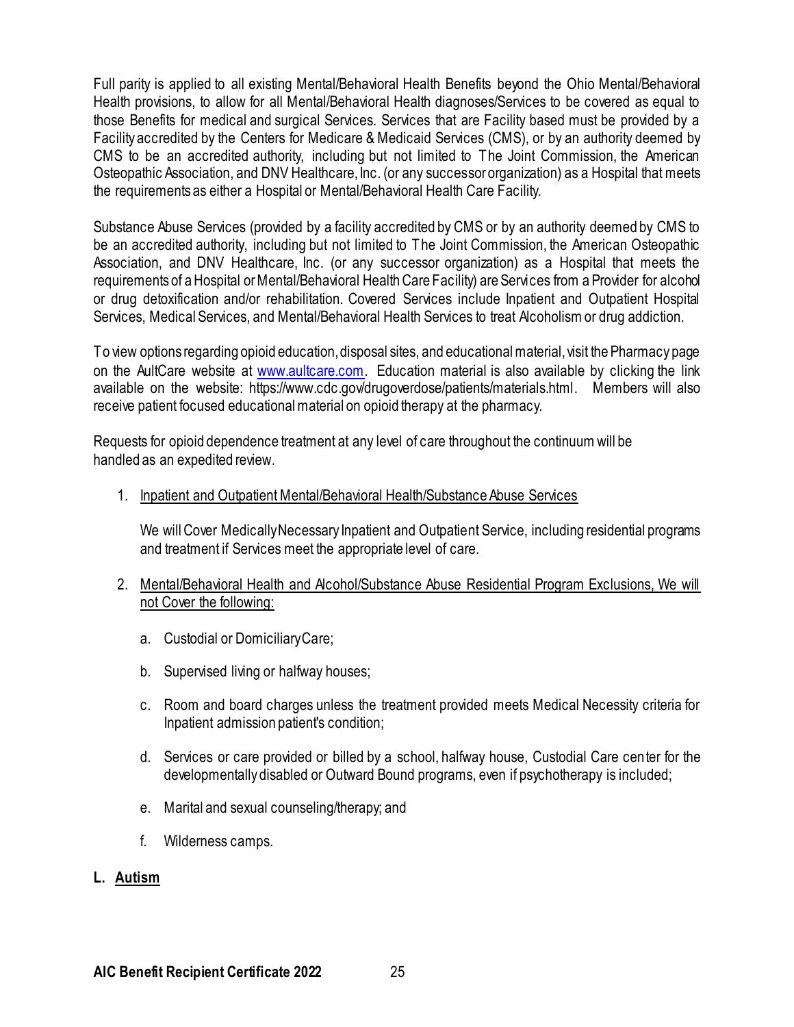Full parity is applied to all existing Mental/Behavioral Health Benefits beyond the Ohio Mental/Behavioral Health provisions, to allow for all Mental/Behavioral Health diagnoses/Services to be covered as equal to those Benefits for medical and surgical Services. Services that are Facility based must be provided by a Facility accredited by the Centers for Medicare & Medicaid Services (CMS), or by an authority deemed by CMS to be an accredited authority, including but not limited to The Joint Commission, the American Osteopathic Association, and DNV Healthcare, Inc. (or any successor organization) as a Hospital that meets the requirements as either a Hospital or Mental/Behavioral Health Care Facility.

Substance Abuse Services (provided by a facility accredited by CMS or by an authority deemed by CMS to be an accredited authority, including but not limited to The Joint Commission, the American Osteopathic Association, and DNV Healthcare, Inc. (or any successor organization) as a Hospital that meets the requirements of a Hospital or Mental/Behavioral Health Care Facility) are Services from a Provider for alcohol or drug detoxification and/or rehabilitation. Covered Services include Inpatient and Outpatient Hospital Services, Medical Services, and Mental/Behavioral Health Services to treat Alcoholism or drug addiction.

To view options regarding opioid education, disposal sites, and educational material, visit the Pharmacy page on the AultCare website at [www.aultcare.com](http://www.aultcare.com). Education material is also available by clicking the link available on the website: https://www.cdc.gov/drugoverdose/patients/materials.html. Members will also receive patient focused educational material on opioid therapy at the pharmacy.

Requests for opioid dependence treatment at any level of care throughout the continuum will be handled as an expedited review.

1. Inpatient and Outpatient Mental/Behavioral Health/Substance Abuse Services

   We will Cover Medically Necessary Inpatient and Outpatient Service, including residential programs and treatment if Services meet the appropriate level of care.

2. Mental/Behavioral Health and Alcohol/Substance Abuse Residential Program Exclusions, We will not Cover the following:

   a. Custodial or Domiciliary Care;

   b. Supervised living or halfway houses;

   c. Room and board charges unless the treatment provided meets Medical Necessity criteria for Inpatient admission patient's condition;

   d. Services or care provided or billed by a school, halfway house, Custodial Care center for the developmentally disabled or Outward Bound programs, even if psychotherapy is included;

   e. Marital and sexual counseling/therapy; and

   f. Wilderness camps.

## L. Autism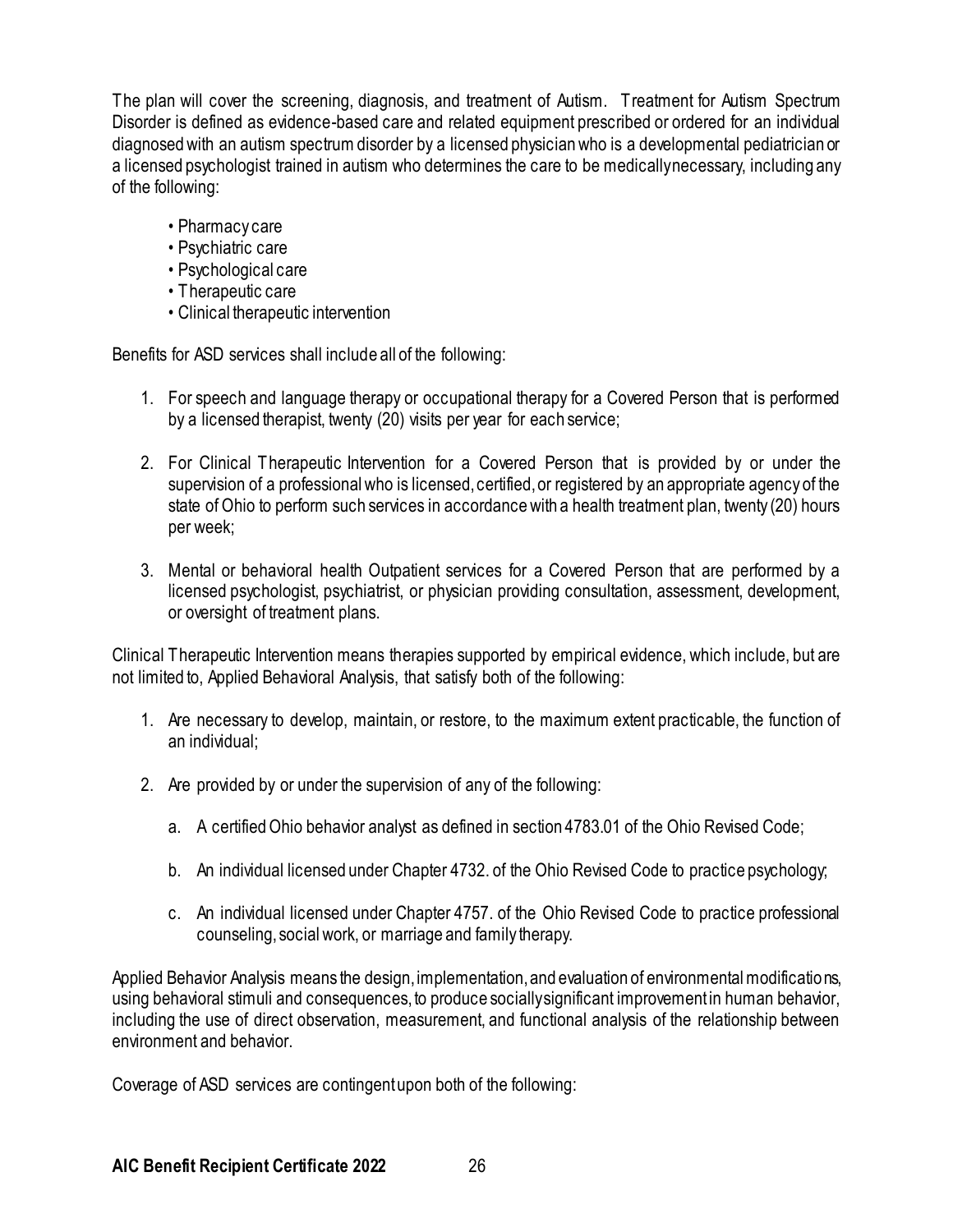The plan will cover the screening, diagnosis, and treatment of Autism. Treatment for Autism Spectrum Disorder is defined as evidence-based care and related equipment prescribed or ordered for an individual diagnosed with an autism spectrum disorder by a licensed physician who is a developmental pediatrician or a licensed psychologist trained in autism who determines the care to be medically necessary, including any of the following:

- Pharmacy care
- Psychiatric care
- Psychological care
- Therapeutic care
- Clinical therapeutic intervention

Benefits for ASD services shall include all of the following:

1. For speech and language therapy or occupational therapy for a Covered Person that is performed by a licensed therapist, twenty (20) visits per year for each service;

2. For Clinical Therapeutic Intervention for a Covered Person that is provided by or under the supervision of a professional who is licensed, certified, or registered by an appropriate agency of the state of Ohio to perform such services in accordance with a health treatment plan, twenty (20) hours per week;

3. Mental or behavioral health Outpatient services for a Covered Person that are performed by a licensed psychologist, psychiatrist, or physician providing consultation, assessment, development, or oversight of treatment plans.

Clinical Therapeutic Intervention means therapies supported by empirical evidence, which include, but are not limited to, Applied Behavioral Analysis, that satisfy both of the following:

1. Are necessary to develop, maintain, or restore, to the maximum extent practicable, the function of an individual;

2. Are provided by or under the supervision of any of the following:

   a. A certified Ohio behavior analyst as defined in section 4783.01 of the Ohio Revised Code;

   b. An individual licensed under Chapter 4732. of the Ohio Revised Code to practice psychology;

   c. An individual licensed under Chapter 4757. of the Ohio Revised Code to practice professional counseling, social work, or marriage and family therapy.

Applied Behavior Analysis means the design, implementation, and evaluation of environmental modifications, using behavioral stimuli and consequences, to produce socially significant improvement in human behavior, including the use of direct observation, measurement, and functional analysis of the relationship between environment and behavior.

Coverage of ASD services are contingent upon both of the following: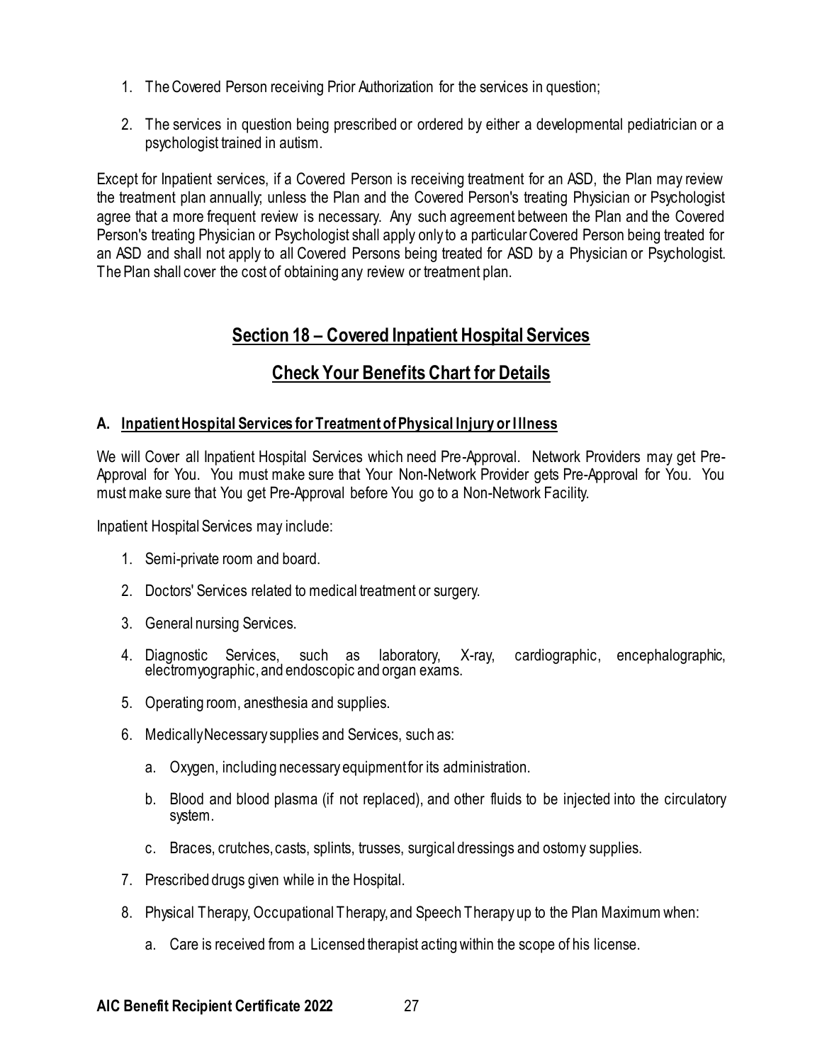1. The Covered Person receiving Prior Authorization for the services in question;

2. The services in question being prescribed or ordered by either a developmental pediatrician or a psychologist trained in autism.

Except for Inpatient services, if a Covered Person is receiving treatment for an ASD, the Plan may review the treatment plan annually; unless the Plan and the Covered Person's treating Physician or Psychologist agree that a more frequent review is necessary. Any such agreement between the Plan and the Covered Person's treating Physician or Psychologist shall apply only to a particular Covered Person being treated for an ASD and shall not apply to all Covered Persons being treated for ASD by a Physician or Psychologist. The Plan shall cover the cost of obtaining any review or treatment plan.

## Section 18 – Covered Inpatient Hospital Services

## Check Your Benefits Chart for Details

### A. Inpatient Hospital Services for Treatment of Physical Injury or Illness

We will Cover all Inpatient Hospital Services which need Pre-Approval. Network Providers may get Pre-Approval for You. You must make sure that Your Non-Network Provider gets Pre-Approval for You. You must make sure that You get Pre-Approval before You go to a Non-Network Facility.

Inpatient Hospital Services may include:

1. Semi-private room and board.

2. Doctors' Services related to medical treatment or surgery.

3. General nursing Services.

4. Diagnostic Services, such as laboratory, X-ray, cardiographic, encephalographic, electromyographic, and endoscopic and organ exams.

5. Operating room, anesthesia and supplies.

6. Medically Necessary supplies and Services, such as:

   a. Oxygen, including necessary equipment for its administration.

   b. Blood and blood plasma (if not replaced), and other fluids to be injected into the circulatory system.

   c. Braces, crutches, casts, splints, trusses, surgical dressings and ostomy supplies.

7. Prescribed drugs given while in the Hospital.

8. Physical Therapy, Occupational Therapy, and Speech Therapy up to the Plan Maximum when:

   a. Care is received from a Licensed therapist acting within the scope of his license.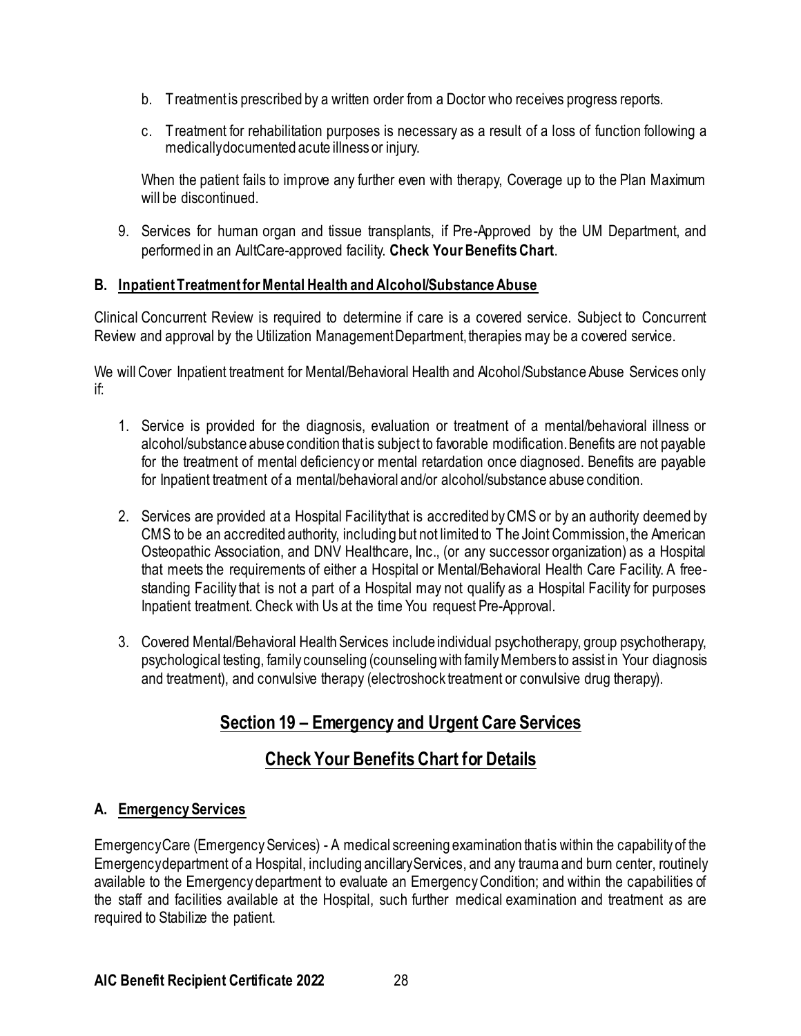b. Treatment is prescribed by a written order from a Doctor who receives progress reports.

c. Treatment for rehabilitation purposes is necessary as a result of a loss of function following a medically documented acute illness or injury.

When the patient fails to improve any further even with therapy, Coverage up to the Plan Maximum will be discontinued.

9. Services for human organ and tissue transplants, if Pre-Approved by the UM Department, and performed in an AultCare-approved facility. **Check Your Benefits Chart**.

### B. Inpatient Treatment for Mental Health and Alcohol/Substance Abuse

Clinical Concurrent Review is required to determine if care is a covered service. Subject to Concurrent Review and approval by the Utilization Management Department, therapies may be a covered service.

We will Cover Inpatient treatment for Mental/Behavioral Health and Alcohol/Substance Abuse Services only if:

1. Service is provided for the diagnosis, evaluation or treatment of a mental/behavioral illness or alcohol/substance abuse condition that is subject to favorable modification. Benefits are not payable for the treatment of mental deficiency or mental retardation once diagnosed. Benefits are payable for Inpatient treatment of a mental/behavioral and/or alcohol/substance abuse condition.

2. Services are provided at a Hospital Facility that is accredited by CMS or by an authority deemed by CMS to be an accredited authority, including but not limited to The Joint Commission, the American Osteopathic Association, and DNV Healthcare, Inc., (or any successor organization) as a Hospital that meets the requirements of either a Hospital or Mental/Behavioral Health Care Facility. A free-standing Facility that is not a part of a Hospital may not qualify as a Hospital Facility for purposes Inpatient treatment. Check with Us at the time You request Pre-Approval.

3. Covered Mental/Behavioral Health Services include individual psychotherapy, group psychotherapy, psychological testing, family counseling (counseling with family Members to assist in Your diagnosis and treatment), and convulsive therapy (electroshock treatment or convulsive drug therapy).

## Section 19 – Emergency and Urgent Care Services

## Check Your Benefits Chart for Details

### A. Emergency Services

Emergency Care (Emergency Services) - A medical screening examination that is within the capability of the Emergency department of a Hospital, including ancillary Services, and any trauma and burn center, routinely available to the Emergency department to evaluate an Emergency Condition; and within the capabilities of the staff and facilities available at the Hospital, such further medical examination and treatment as are required to Stabilize the patient.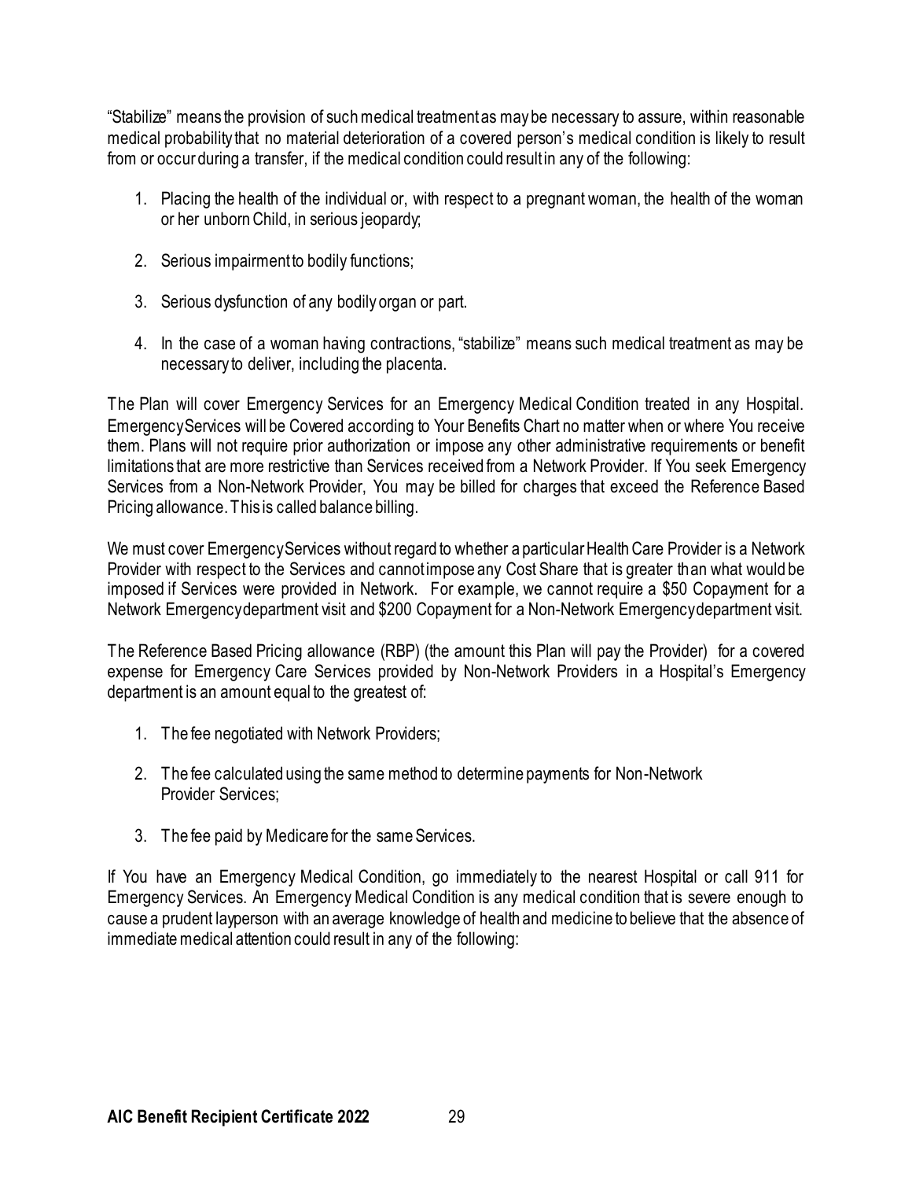"Stabilize" means the provision of such medical treatment as may be necessary to assure, within reasonable medical probability that no material deterioration of a covered person's medical condition is likely to result from or occur during a transfer, if the medical condition could result in any of the following:

1. Placing the health of the individual or, with respect to a pregnant woman, the health of the woman or her unborn Child, in serious jeopardy;

2. Serious impairment to bodily functions;

3. Serious dysfunction of any bodily organ or part.

4. In the case of a woman having contractions, "stabilize" means such medical treatment as may be necessary to deliver, including the placenta.

The Plan will cover Emergency Services for an Emergency Medical Condition treated in any Hospital. Emergency Services will be Covered according to Your Benefits Chart no matter when or where You receive them. Plans will not require prior authorization or impose any other administrative requirements or benefit limitations that are more restrictive than Services received from a Network Provider. If You seek Emergency Services from a Non-Network Provider, You may be billed for charges that exceed the Reference Based Pricing allowance. This is called balance billing.

We must cover Emergency Services without regard to whether a particular Health Care Provider is a Network Provider with respect to the Services and cannot impose any Cost Share that is greater than what would be imposed if Services were provided in Network. For example, we cannot require a $50 Copayment for a Network Emergency department visit and $200 Copayment for a Non-Network Emergency department visit.

The Reference Based Pricing allowance (RBP) (the amount this Plan will pay the Provider) for a covered expense for Emergency Care Services provided by Non-Network Providers in a Hospital's Emergency department is an amount equal to the greatest of:

1. The fee negotiated with Network Providers;

2. The fee calculated using the same method to determine payments for Non-Network Provider Services;

3. The fee paid by Medicare for the same Services.

If You have an Emergency Medical Condition, go immediately to the nearest Hospital or call 911 for Emergency Services. An Emergency Medical Condition is any medical condition that is severe enough to cause a prudent layperson with an average knowledge of health and medicine to believe that the absence of immediate medical attention could result in any of the following: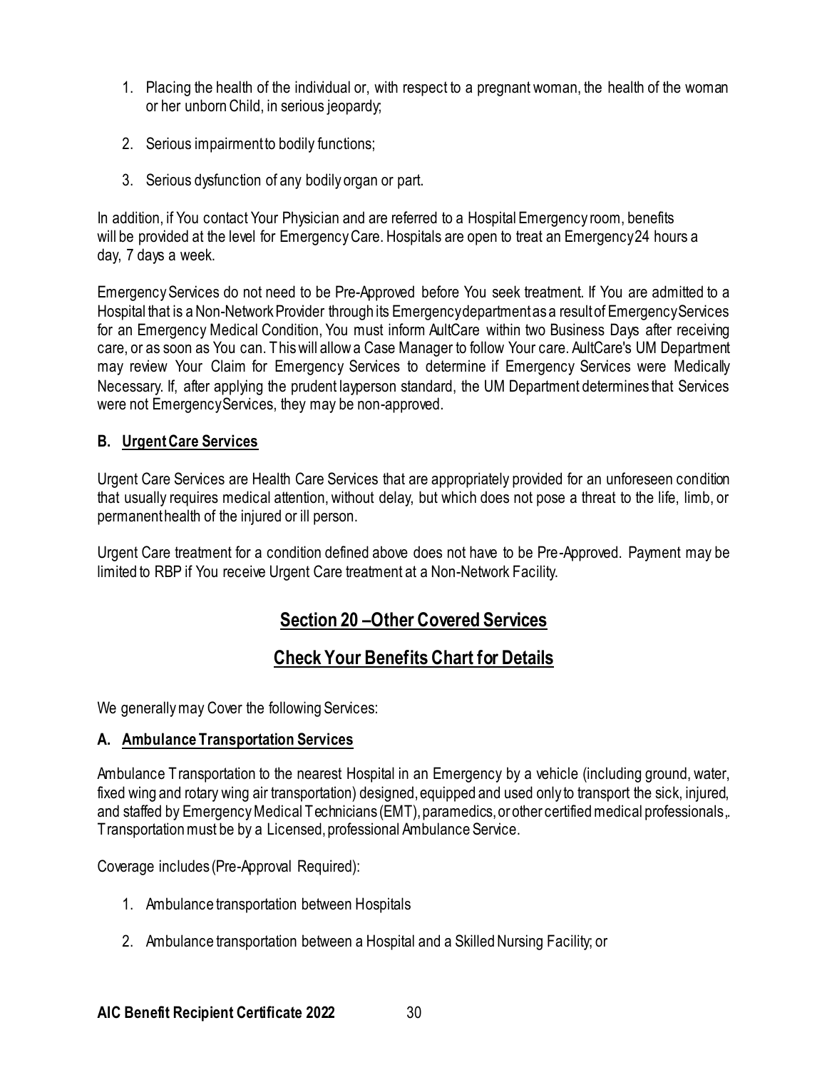1. Placing the health of the individual or, with respect to a pregnant woman, the health of the woman or her unborn Child, in serious jeopardy;

2. Serious impairment to bodily functions;

3. Serious dysfunction of any bodily organ or part.

In addition, if You contact Your Physician and are referred to a Hospital Emergency room, benefits will be provided at the level for Emergency Care. Hospitals are open to treat an Emergency 24 hours a day, 7 days a week.

Emergency Services do not need to be Pre-Approved before You seek treatment. If You are admitted to a Hospital that is a Non-Network Provider through its Emergency department as a result of Emergency Services for an Emergency Medical Condition, You must inform AultCare within two Business Days after receiving care, or as soon as You can. This will allow a Case Manager to follow Your care. AultCare's UM Department may review Your Claim for Emergency Services to determine if Emergency Services were Medically Necessary. If, after applying the prudent layperson standard, the UM Department determines that Services were not Emergency Services, they may be non-approved.

### B. Urgent Care Services

Urgent Care Services are Health Care Services that are appropriately provided for an unforeseen condition that usually requires medical attention, without delay, but which does not pose a threat to the life, limb, or permanent health of the injured or ill person.

Urgent Care treatment for a condition defined above does not have to be Pre-Approved. Payment may be limited to RBP if You receive Urgent Care treatment at a Non-Network Facility.

## Section 20 –Other Covered Services

## Check Your Benefits Chart for Details

We generally may Cover the following Services:

### A. Ambulance Transportation Services

Ambulance Transportation to the nearest Hospital in an Emergency by a vehicle (including ground, water, fixed wing and rotary wing air transportation) designed, equipped and used only to transport the sick, injured, and staffed by Emergency Medical Technicians (EMT), paramedics, or other certified medical professionals,. Transportation must be by a Licensed, professional Ambulance Service.

Coverage includes (Pre-Approval Required):

1. Ambulance transportation between Hospitals

2. Ambulance transportation between a Hospital and a Skilled Nursing Facility; or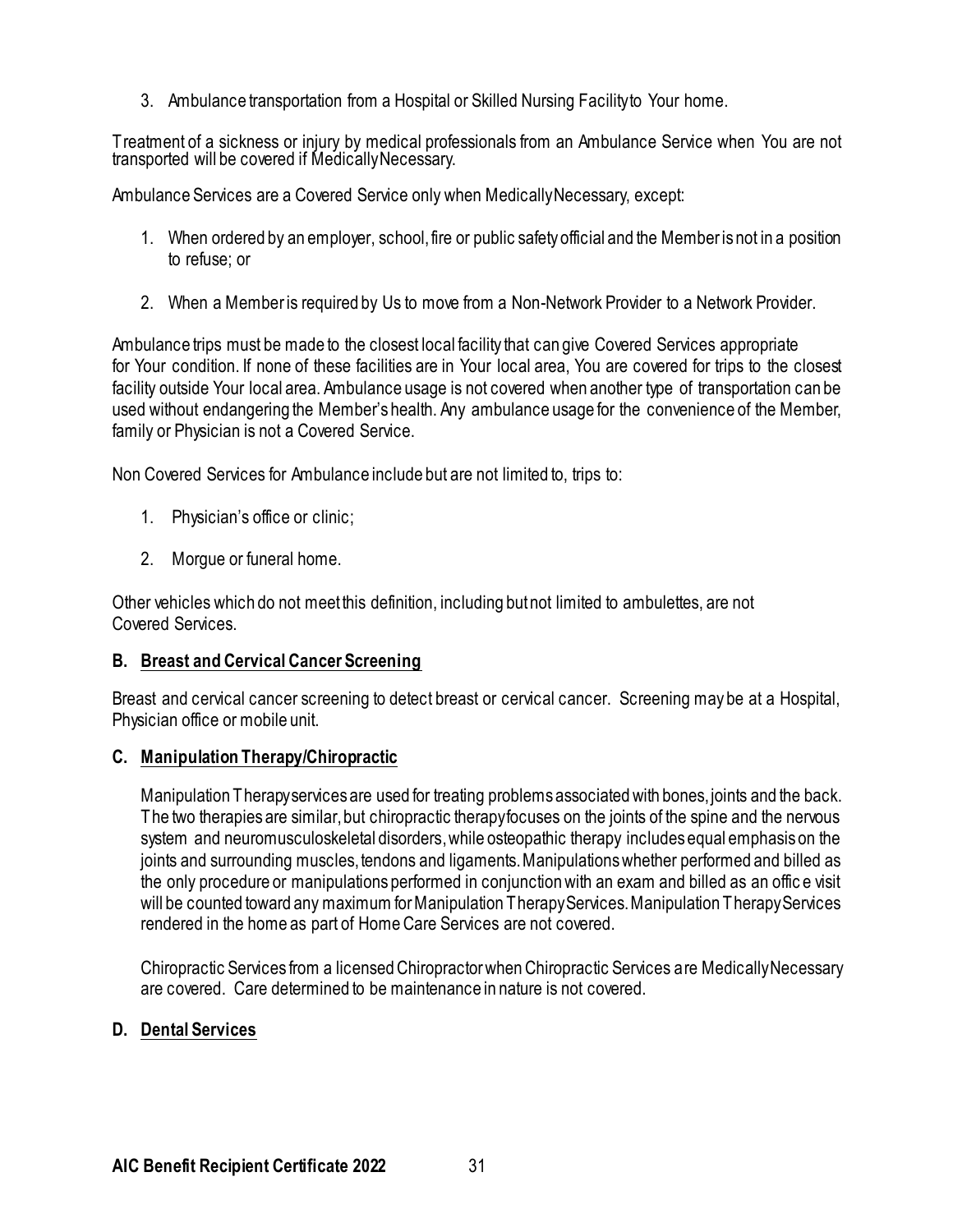3. Ambulance transportation from a Hospital or Skilled Nursing Facility to Your home.

Treatment of a sickness or injury by medical professionals from an Ambulance Service when You are not transported will be covered if Medically Necessary.

Ambulance Services are a Covered Service only when Medically Necessary, except:

1. When ordered by an employer, school, fire or public safety official and the Member is not in a position to refuse; or

2. When a Member is required by Us to move from a Non-Network Provider to a Network Provider.

Ambulance trips must be made to the closest local facility that can give Covered Services appropriate for Your condition. If none of these facilities are in Your local area, You are covered for trips to the closest facility outside Your local area. Ambulance usage is not covered when another type of transportation can be used without endangering the Member's health. Any ambulance usage for the convenience of the Member, family or Physician is not a Covered Service.

Non Covered Services for Ambulance include but are not limited to, trips to:

1. Physician's office or clinic;

2. Morgue or funeral home.

Other vehicles which do not meet this definition, including but not limited to ambulettes, are not Covered Services.

**B. Breast and Cervical Cancer Screening**

Breast and cervical cancer screening to detect breast or cervical cancer. Screening may be at a Hospital, Physician office or mobile unit.

**C. Manipulation Therapy/Chiropractic**

Manipulation Therapy services are used for treating problems associated with bones, joints and the back. The two therapies are similar, but chiropractic therapy focuses on the joints of the spine and the nervous system and neuromusculoskeletal disorders, while osteopathic therapy includes equal emphasis on the joints and surrounding muscles, tendons and ligaments. Manipulations whether performed and billed as the only procedure or manipulations performed in conjunction with an exam and billed as an office visit will be counted toward any maximum for Manipulation Therapy Services. Manipulation Therapy Services rendered in the home as part of Home Care Services are not covered.

Chiropractic Services from a licensed Chiropractor when Chiropractic Services are Medically Necessary are covered. Care determined to be maintenance in nature is not covered.

**D. Dental Services**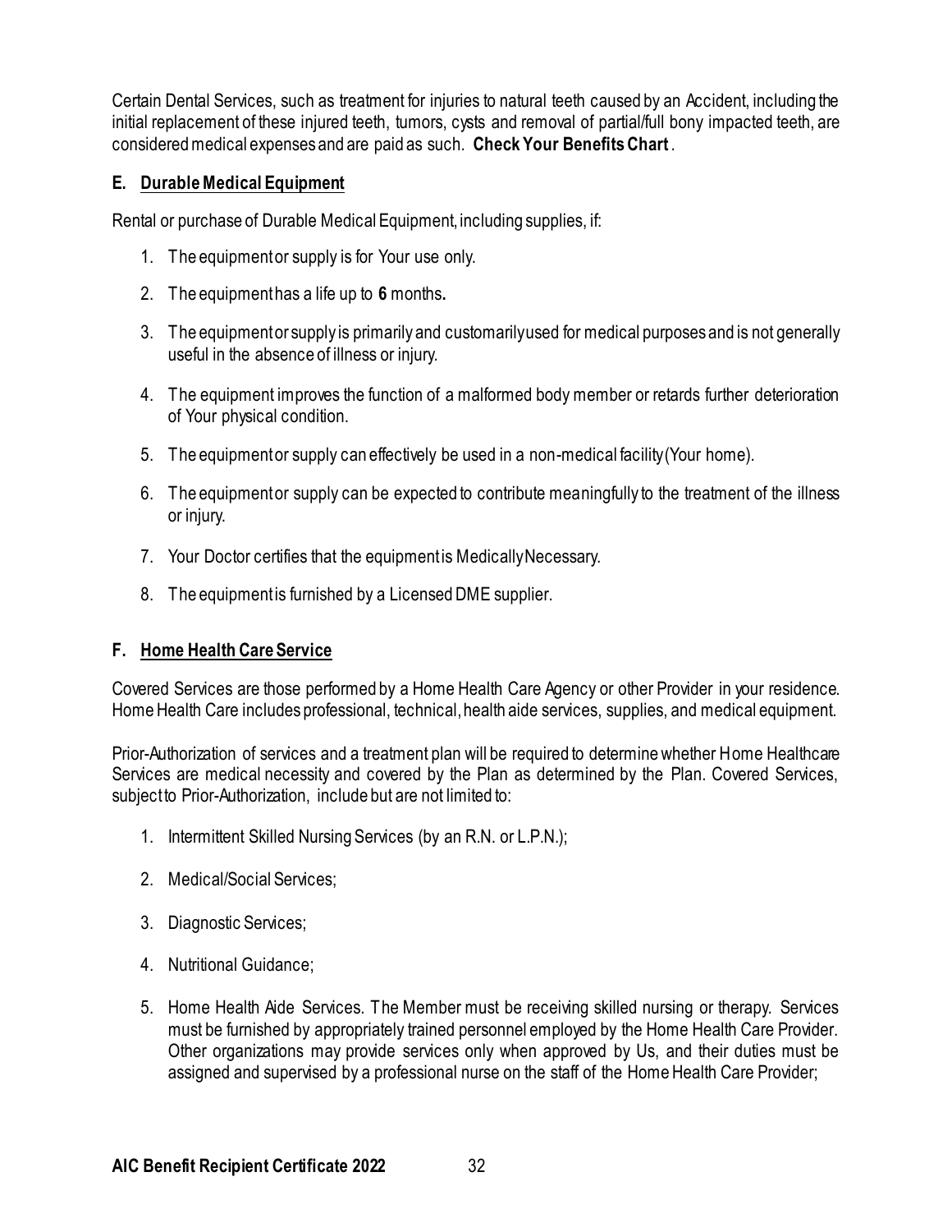Certain Dental Services, such as treatment for injuries to natural teeth caused by an Accident, including the initial replacement of these injured teeth, tumors, cysts and removal of partial/full bony impacted teeth, are considered medical expenses and are paid as such. **Check Your Benefits Chart**.

### E. Durable Medical Equipment

Rental or purchase of Durable Medical Equipment, including supplies, if:

1. The equipment or supply is for Your use only.
2. The equipment has a life up to **6** months**.**
3. The equipment or supply is primarily and customarily used for medical purposes and is not generally useful in the absence of illness or injury.
4. The equipment improves the function of a malformed body member or retards further deterioration of Your physical condition.
5. The equipment or supply can effectively be used in a non-medical facility (Your home).
6. The equipment or supply can be expected to contribute meaningfully to the treatment of the illness or injury.
7. Your Doctor certifies that the equipment is Medically Necessary.
8. The equipment is furnished by a Licensed DME supplier.

### F. Home Health Care Service

Covered Services are those performed by a Home Health Care Agency or other Provider in your residence. Home Health Care includes professional, technical, health aide services, supplies, and medical equipment.

Prior-Authorization of services and a treatment plan will be required to determine whether Home Healthcare Services are medical necessity and covered by the Plan as determined by the Plan. Covered Services, subject to Prior-Authorization, include but are not limited to:

1. Intermittent Skilled Nursing Services (by an R.N. or L.P.N.);
2. Medical/Social Services;
3. Diagnostic Services;
4. Nutritional Guidance;
5. Home Health Aide Services. The Member must be receiving skilled nursing or therapy. Services must be furnished by appropriately trained personnel employed by the Home Health Care Provider. Other organizations may provide services only when approved by Us, and their duties must be assigned and supervised by a professional nurse on the staff of the Home Health Care Provider;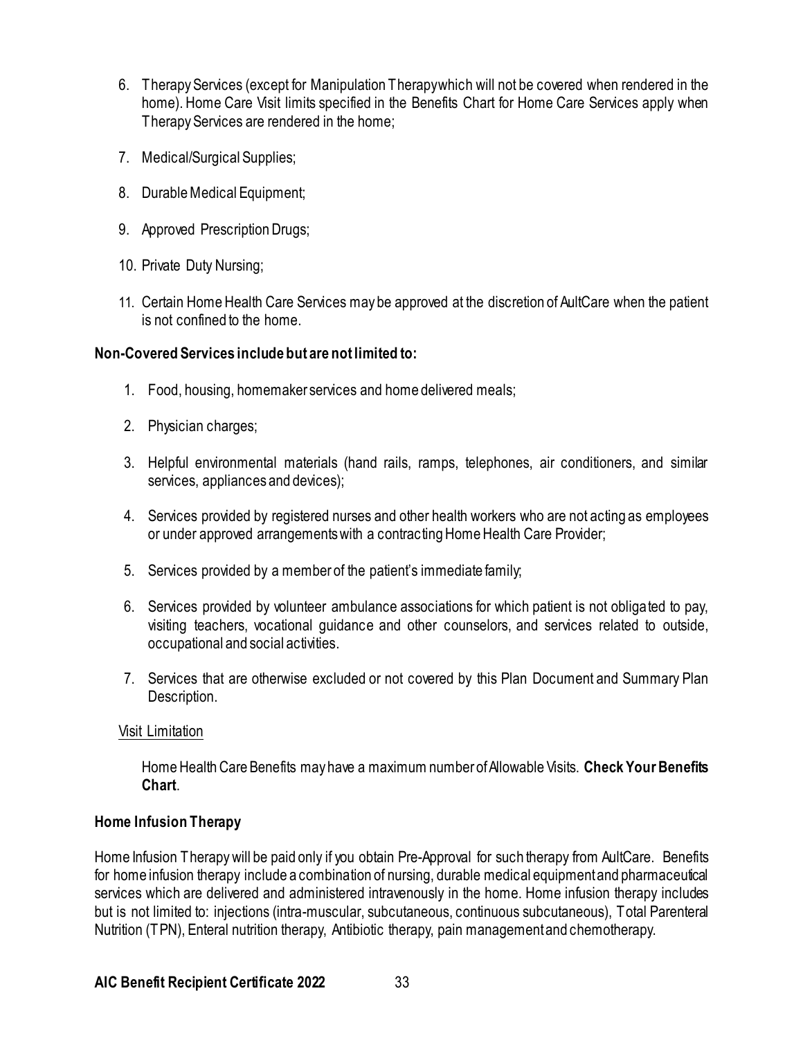6. Therapy Services (except for Manipulation Therapy which will not be covered when rendered in the home). Home Care Visit limits specified in the Benefits Chart for Home Care Services apply when Therapy Services are rendered in the home;

7. Medical/Surgical Supplies;

8. Durable Medical Equipment;

9. Approved Prescription Drugs;

10. Private Duty Nursing;

11. Certain Home Health Care Services may be approved at the discretion of AultCare when the patient is not confined to the home.

**Non-Covered Services include but are not limited to:**

1. Food, housing, homemaker services and home delivered meals;

2. Physician charges;

3. Helpful environmental materials (hand rails, ramps, telephones, air conditioners, and similar services, appliances and devices);

4. Services provided by registered nurses and other health workers who are not acting as employees or under approved arrangements with a contracting Home Health Care Provider;

5. Services provided by a member of the patient's immediate family;

6. Services provided by volunteer ambulance associations for which patient is not obligated to pay, visiting teachers, vocational guidance and other counselors, and services related to outside, occupational and social activities.

7. Services that are otherwise excluded or not covered by this Plan Document and Summary Plan Description.

Visit Limitation

Home Health Care Benefits may have a maximum number of Allowable Visits. **Check Your Benefits Chart**.

**Home Infusion Therapy**

Home Infusion Therapy will be paid only if you obtain Pre-Approval for such therapy from AultCare. Benefits for home infusion therapy include a combination of nursing, durable medical equipment and pharmaceutical services which are delivered and administered intravenously in the home. Home infusion therapy includes but is not limited to: injections (intra-muscular, subcutaneous, continuous subcutaneous), Total Parenteral Nutrition (TPN), Enteral nutrition therapy, Antibiotic therapy, pain management and chemotherapy.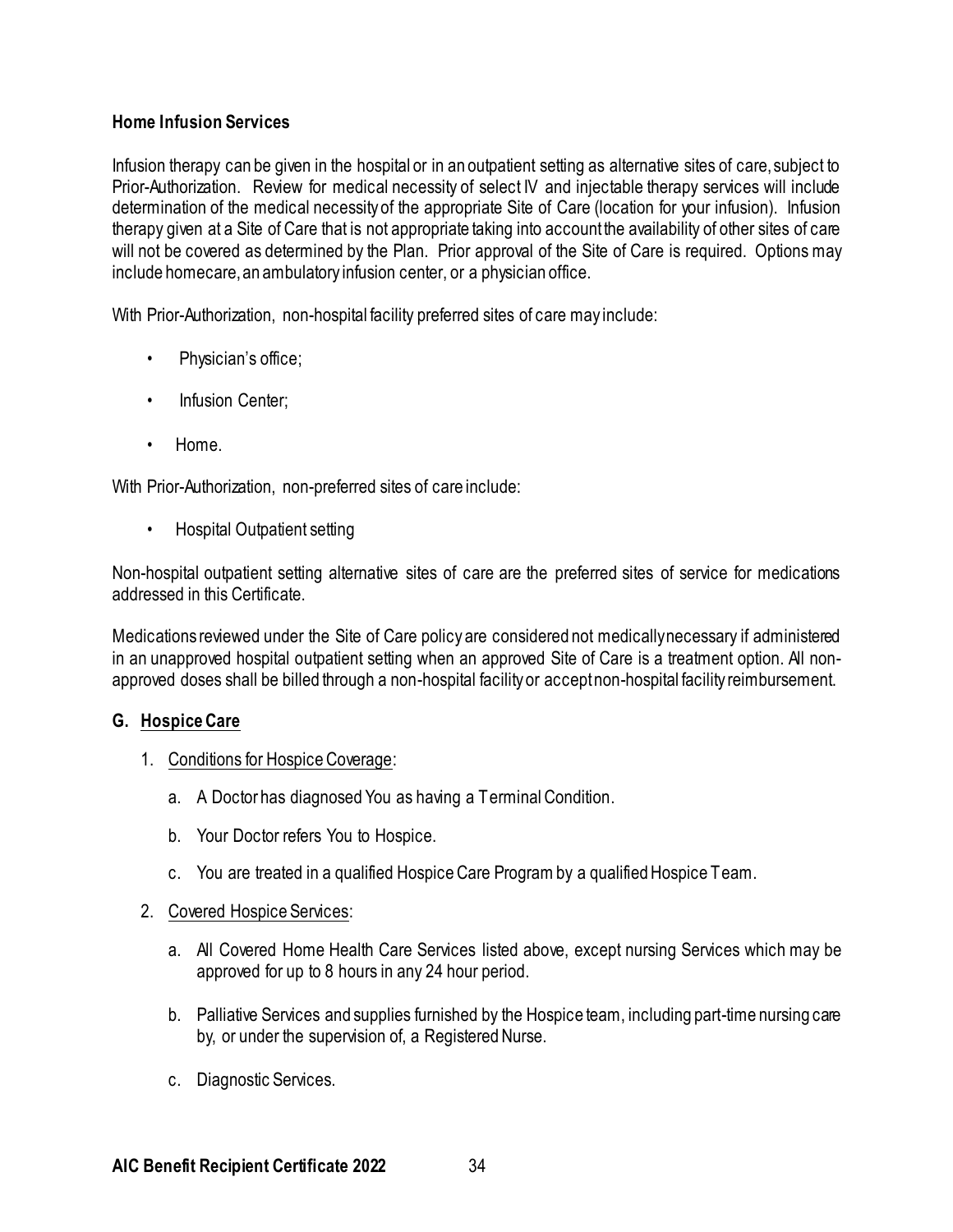**Home Infusion Services**

Infusion therapy can be given in the hospital or in an outpatient setting as alternative sites of care, subject to Prior-Authorization. Review for medical necessity of select IV and injectable therapy services will include determination of the medical necessity of the appropriate Site of Care (location for your infusion). Infusion therapy given at a Site of Care that is not appropriate taking into account the availability of other sites of care will not be covered as determined by the Plan. Prior approval of the Site of Care is required. Options may include homecare, an ambulatory infusion center, or a physician office.

With Prior-Authorization, non-hospital facility preferred sites of care may include:

- Physician's office;
- Infusion Center;
- Home.

With Prior-Authorization, non-preferred sites of care include:

- Hospital Outpatient setting

Non-hospital outpatient setting alternative sites of care are the preferred sites of service for medications addressed in this Certificate.

Medications reviewed under the Site of Care policy are considered not medically necessary if administered in an unapproved hospital outpatient setting when an approved Site of Care is a treatment option. All non-approved doses shall be billed through a non-hospital facility or accept non-hospital facility reimbursement.

## G. Hospice Care

1. Conditions for Hospice Coverage:
   a. A Doctor has diagnosed You as having a Terminal Condition.
   b. Your Doctor refers You to Hospice.
   c. You are treated in a qualified Hospice Care Program by a qualified Hospice Team.
2. Covered Hospice Services:
   a. All Covered Home Health Care Services listed above, except nursing Services which may be approved for up to 8 hours in any 24 hour period.
   b. Palliative Services and supplies furnished by the Hospice team, including part-time nursing care by, or under the supervision of, a Registered Nurse.
   c. Diagnostic Services.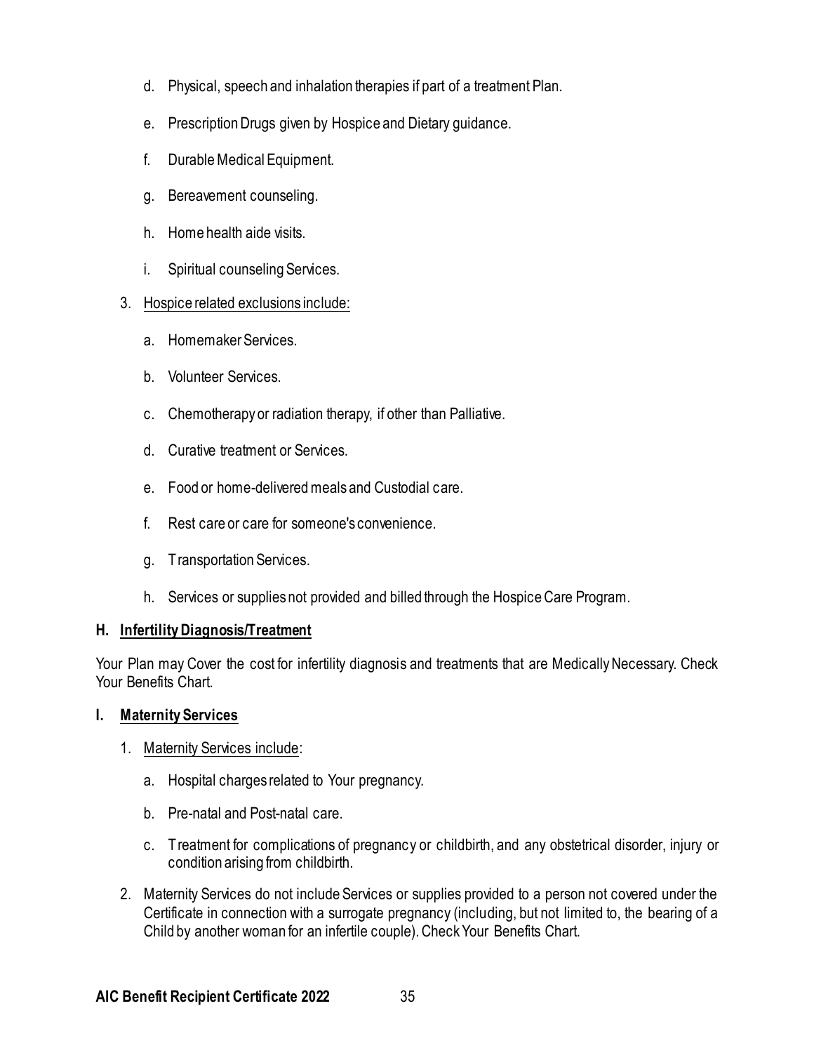d. Physical, speech and inhalation therapies if part of a treatment Plan.

e. Prescription Drugs given by Hospice and Dietary guidance.

f. Durable Medical Equipment.

g. Bereavement counseling.

h. Home health aide visits.

i. Spiritual counseling Services.

3. Hospice related exclusions include:

   a. Homemaker Services.

   b. Volunteer Services.

   c. Chemotherapy or radiation therapy, if other than Palliative.

   d. Curative treatment or Services.

   e. Food or home-delivered meals and Custodial care.

   f. Rest care or care for someone's convenience.

   g. Transportation Services.

   h. Services or supplies not provided and billed through the Hospice Care Program.

### H. Infertility Diagnosis/Treatment

Your Plan may Cover the cost for infertility diagnosis and treatments that are Medically Necessary. Check Your Benefits Chart.

### I. Maternity Services

1. Maternity Services include:

   a. Hospital charges related to Your pregnancy.

   b. Pre-natal and Post-natal care.

   c. Treatment for complications of pregnancy or childbirth, and any obstetrical disorder, injury or condition arising from childbirth.

2. Maternity Services do not include Services or supplies provided to a person not covered under the Certificate in connection with a surrogate pregnancy (including, but not limited to, the bearing of a Child by another woman for an infertile couple). Check Your Benefits Chart.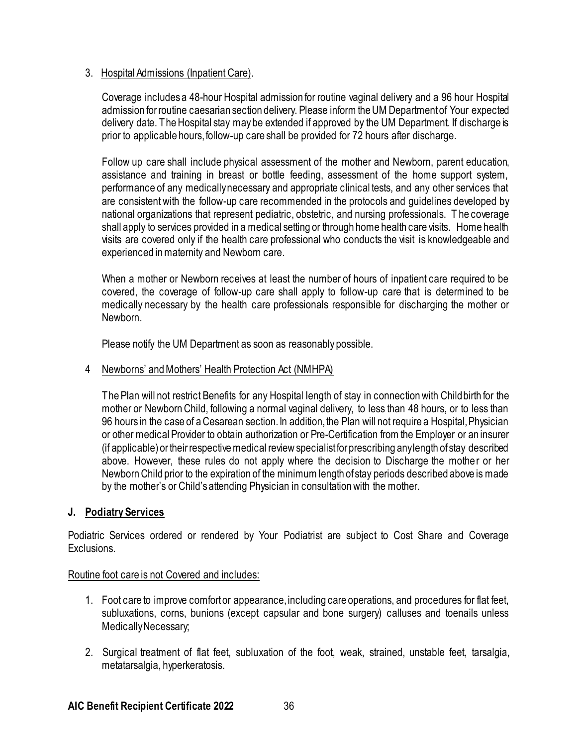3. Hospital Admissions (Inpatient Care).

   Coverage includes a 48-hour Hospital admission for routine vaginal delivery and a 96 hour Hospital admission for routine caesarian section delivery. Please inform the UM Department of Your expected delivery date. The Hospital stay may be extended if approved by the UM Department. If discharge is prior to applicable hours, follow-up care shall be provided for 72 hours after discharge.

   Follow up care shall include physical assessment of the mother and Newborn, parent education, assistance and training in breast or bottle feeding, assessment of the home support system, performance of any medically necessary and appropriate clinical tests, and any other services that are consistent with the follow-up care recommended in the protocols and guidelines developed by national organizations that represent pediatric, obstetric, and nursing professionals. The coverage shall apply to services provided in a medical setting or through home health care visits. Home health visits are covered only if the health care professional who conducts the visit is knowledgeable and experienced in maternity and Newborn care.

   When a mother or Newborn receives at least the number of hours of inpatient care required to be covered, the coverage of follow-up care shall apply to follow-up care that is determined to be medically necessary by the health care professionals responsible for discharging the mother or Newborn.

   Please notify the UM Department as soon as reasonably possible.

4 Newborns' and Mothers' Health Protection Act (NMHPA)

   The Plan will not restrict Benefits for any Hospital length of stay in connection with Childbirth for the mother or Newborn Child, following a normal vaginal delivery, to less than 48 hours, or to less than 96 hours in the case of a Cesarean section. In addition, the Plan will not require a Hospital, Physician or other medical Provider to obtain authorization or Pre-Certification from the Employer or an insurer (if applicable) or their respective medical review specialist for prescribing any length of stay described above. However, these rules do not apply where the decision to Discharge the mother or her Newborn Child prior to the expiration of the minimum length of stay periods described above is made by the mother's or Child's attending Physician in consultation with the mother.

### J. Podiatry Services

Podiatric Services ordered or rendered by Your Podiatrist are subject to Cost Share and Coverage Exclusions.

Routine foot care is not Covered and includes:

1. Foot care to improve comfort or appearance, including care operations, and procedures for flat feet, subluxations, corns, bunions (except capsular and bone surgery) calluses and toenails unless Medically Necessary;

2. Surgical treatment of flat feet, subluxation of the foot, weak, strained, unstable feet, tarsalgia, metatarsalgia, hyperkeratosis.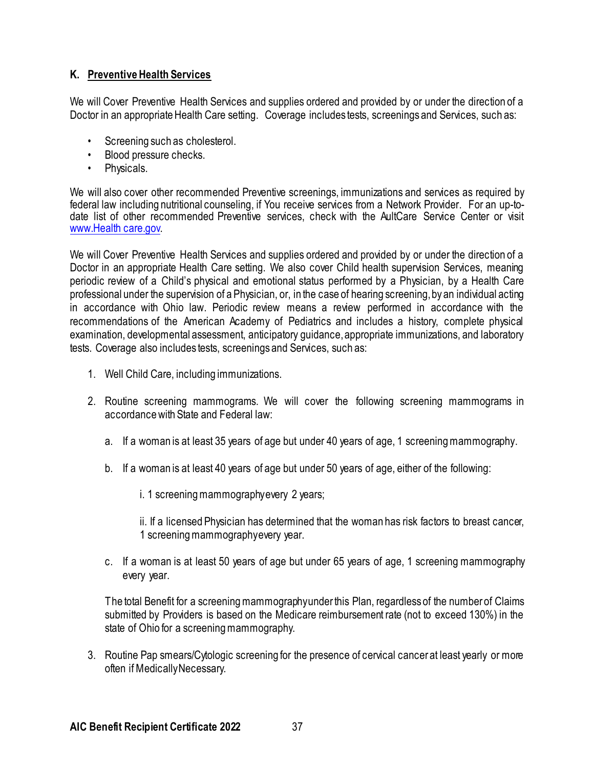## K. Preventive Health Services

We will Cover Preventive Health Services and supplies ordered and provided by or under the direction of a Doctor in an appropriate Health Care setting. Coverage includes tests, screenings and Services, such as:

- Screening such as cholesterol.
- Blood pressure checks.
- Physicals.

We will also cover other recommended Preventive screenings, immunizations and services as required by federal law including nutritional counseling, if You receive services from a Network Provider. For an up-to-date list of other recommended Preventive services, check with the AultCare Service Center or visit [www.Health care.gov](www.Health care.gov).

We will Cover Preventive Health Services and supplies ordered and provided by or under the direction of a Doctor in an appropriate Health Care setting. We also cover Child health supervision Services, meaning periodic review of a Child's physical and emotional status performed by a Physician, by a Health Care professional under the supervision of a Physician, or, in the case of hearing screening, by an individual acting in accordance with Ohio law. Periodic review means a review performed in accordance with the recommendations of the American Academy of Pediatrics and includes a history, complete physical examination, developmental assessment, anticipatory guidance, appropriate immunizations, and laboratory tests. Coverage also includes tests, screenings and Services, such as:

1. Well Child Care, including immunizations.

2. Routine screening mammograms. We will cover the following screening mammograms in accordance with State and Federal law:

   a. If a woman is at least 35 years of age but under 40 years of age, 1 screening mammography.

   b. If a woman is at least 40 years of age but under 50 years of age, either of the following:

      i. 1 screening mammography every 2 years;

      ii. If a licensed Physician has determined that the woman has risk factors to breast cancer, 1 screening mammography every year.

   c. If a woman is at least 50 years of age but under 65 years of age, 1 screening mammography every year.

   The total Benefit for a screening mammography under this Plan, regardless of the number of Claims submitted by Providers is based on the Medicare reimbursement rate (not to exceed 130%) in the state of Ohio for a screening mammography.

3. Routine Pap smears/Cytologic screening for the presence of cervical cancer at least yearly or more often if Medically Necessary.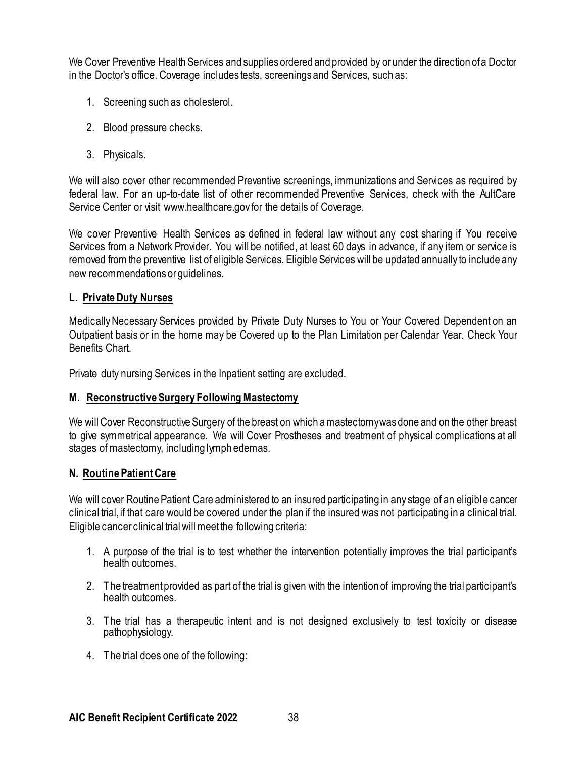We Cover Preventive Health Services and supplies ordered and provided by or under the direction of a Doctor in the Doctor's office. Coverage includes tests, screenings and Services, such as:

1. Screening such as cholesterol.
2. Blood pressure checks.
3. Physicals.

We will also cover other recommended Preventive screenings, immunizations and Services as required by federal law. For an up-to-date list of other recommended Preventive Services, check with the AultCare Service Center or visit www.healthcare.gov for the details of Coverage.

We cover Preventive Health Services as defined in federal law without any cost sharing if You receive Services from a Network Provider. You will be notified, at least 60 days in advance, if any item or service is removed from the preventive list of eligible Services. Eligible Services will be updated annually to include any new recommendations or guidelines.

### L. Private Duty Nurses

Medically Necessary Services provided by Private Duty Nurses to You or Your Covered Dependent on an Outpatient basis or in the home may be Covered up to the Plan Limitation per Calendar Year. Check Your Benefits Chart.

Private duty nursing Services in the Inpatient setting are excluded.

### M. Reconstructive Surgery Following Mastectomy

We will Cover Reconstructive Surgery of the breast on which a mastectomy was done and on the other breast to give symmetrical appearance. We will Cover Prostheses and treatment of physical complications at all stages of mastectomy, including lymph edemas.

### N. Routine Patient Care

We will cover Routine Patient Care administered to an insured participating in any stage of an eligible cancer clinical trial, if that care would be covered under the plan if the insured was not participating in a clinical trial. Eligible cancer clinical trial will meet the following criteria:

1. A purpose of the trial is to test whether the intervention potentially improves the trial participant's health outcomes.
2. The treatment provided as part of the trial is given with the intention of improving the trial participant's health outcomes.
3. The trial has a therapeutic intent and is not designed exclusively to test toxicity or disease pathophysiology.
4. The trial does one of the following: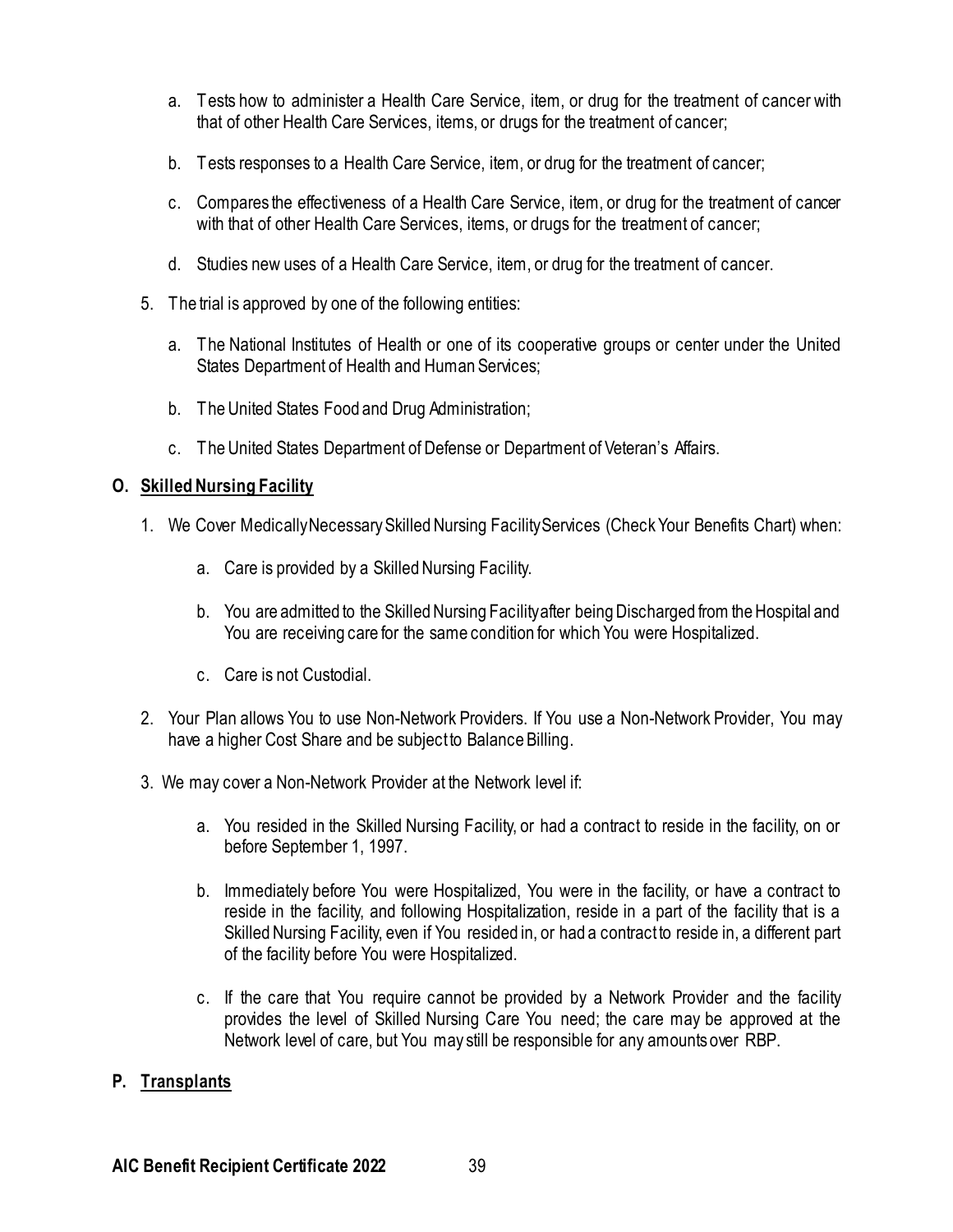a. Tests how to administer a Health Care Service, item, or drug for the treatment of cancer with that of other Health Care Services, items, or drugs for the treatment of cancer;

   b. Tests responses to a Health Care Service, item, or drug for the treatment of cancer;

   c. Compares the effectiveness of a Health Care Service, item, or drug for the treatment of cancer with that of other Health Care Services, items, or drugs for the treatment of cancer;

   d. Studies new uses of a Health Care Service, item, or drug for the treatment of cancer.

5. The trial is approved by one of the following entities:

   a. The National Institutes of Health or one of its cooperative groups or center under the United States Department of Health and Human Services;

   b. The United States Food and Drug Administration;

   c. The United States Department of Defense or Department of Veteran's Affairs.

## O. Skilled Nursing Facility

1. We Cover Medically Necessary Skilled Nursing Facility Services (Check Your Benefits Chart) when:

   a. Care is provided by a Skilled Nursing Facility.

   b. You are admitted to the Skilled Nursing Facility after being Discharged from the Hospital and You are receiving care for the same condition for which You were Hospitalized.

   c. Care is not Custodial.

2. Your Plan allows You to use Non-Network Providers. If You use a Non-Network Provider, You may have a higher Cost Share and be subject to Balance Billing.

3. We may cover a Non-Network Provider at the Network level if:

   a. You resided in the Skilled Nursing Facility, or had a contract to reside in the facility, on or before September 1, 1997.

   b. Immediately before You were Hospitalized, You were in the facility, or have a contract to reside in the facility, and following Hospitalization, reside in a part of the facility that is a Skilled Nursing Facility, even if You resided in, or had a contract to reside in, a different part of the facility before You were Hospitalized.

   c. If the care that You require cannot be provided by a Network Provider and the facility provides the level of Skilled Nursing Care You need; the care may be approved at the Network level of care, but You may still be responsible for any amounts over RBP.

## P. Transplants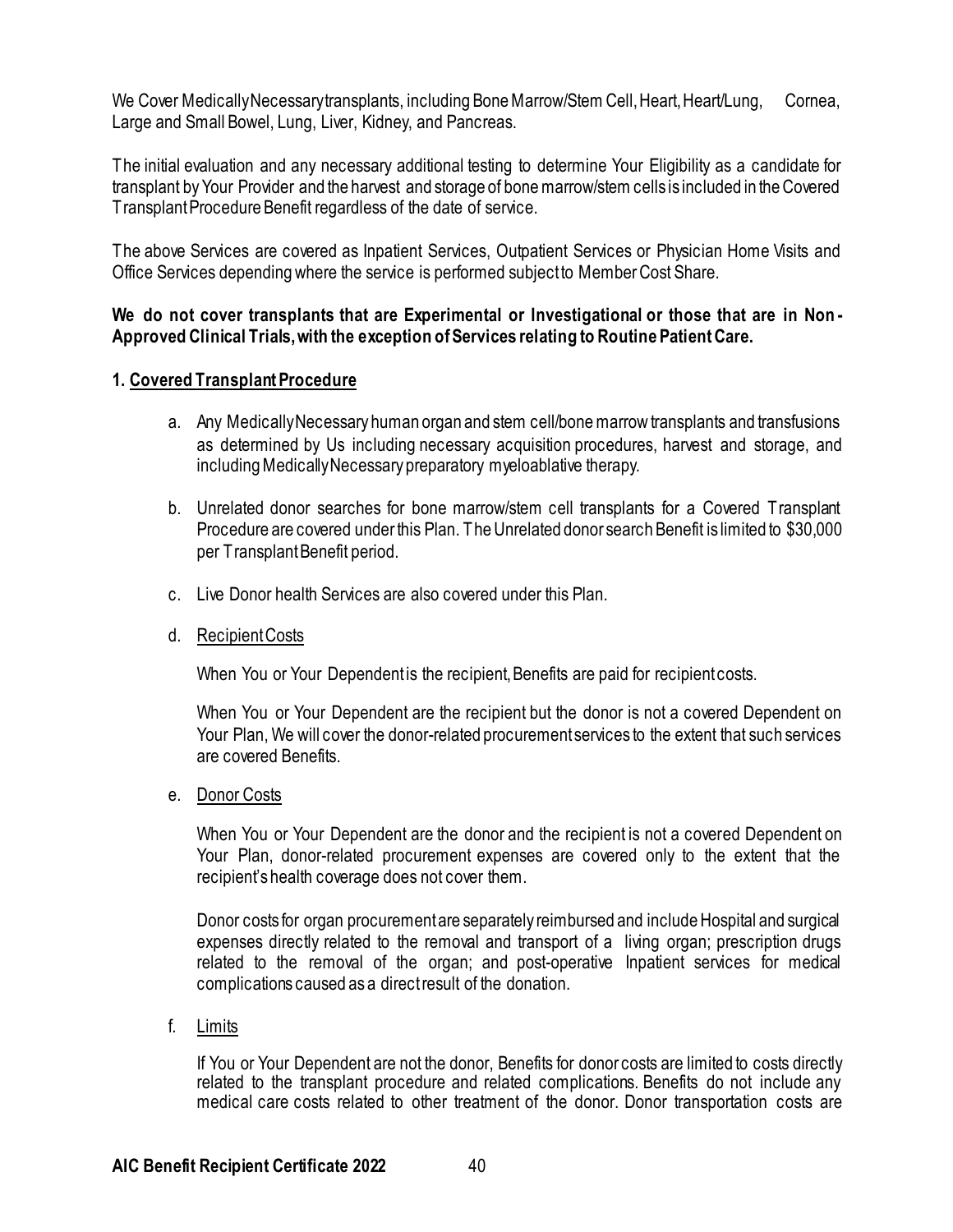We Cover Medically Necessary transplants, including Bone Marrow/Stem Cell, Heart, Heart/Lung, Cornea, Large and Small Bowel, Lung, Liver, Kidney, and Pancreas.

The initial evaluation and any necessary additional testing to determine Your Eligibility as a candidate for transplant by Your Provider and the harvest and storage of bone marrow/stem cells is included in the Covered Transplant Procedure Benefit regardless of the date of service.

The above Services are covered as Inpatient Services, Outpatient Services or Physician Home Visits and Office Services depending where the service is performed subject to Member Cost Share.

**We do not cover transplants that are Experimental or Investigational or those that are in Non-Approved Clinical Trials, with the exception of Services relating to Routine Patient Care.**

**1. Covered Transplant Procedure**

a. Any Medically Necessary human organ and stem cell/bone marrow transplants and transfusions as determined by Us including necessary acquisition procedures, harvest and storage, and including Medically Necessary preparatory myeloablative therapy.

b. Unrelated donor searches for bone marrow/stem cell transplants for a Covered Transplant Procedure are covered under this Plan. The Unrelated donor search Benefit is limited to $30,000 per Transplant Benefit period.

c. Live Donor health Services are also covered under this Plan.

d. Recipient Costs

When You or Your Dependent is the recipient, Benefits are paid for recipient costs.

When You or Your Dependent are the recipient but the donor is not a covered Dependent on Your Plan, We will cover the donor-related procurement services to the extent that such services are covered Benefits.

e. Donor Costs

When You or Your Dependent are the donor and the recipient is not a covered Dependent on Your Plan, donor-related procurement expenses are covered only to the extent that the recipient's health coverage does not cover them.

Donor costs for organ procurement are separately reimbursed and include Hospital and surgical expenses directly related to the removal and transport of a living organ; prescription drugs related to the removal of the organ; and post-operative Inpatient services for medical complications caused as a direct result of the donation.

f. Limits

If You or Your Dependent are not the donor, Benefits for donor costs are limited to costs directly related to the transplant procedure and related complications. Benefits do not include any medical care costs related to other treatment of the donor. Donor transportation costs are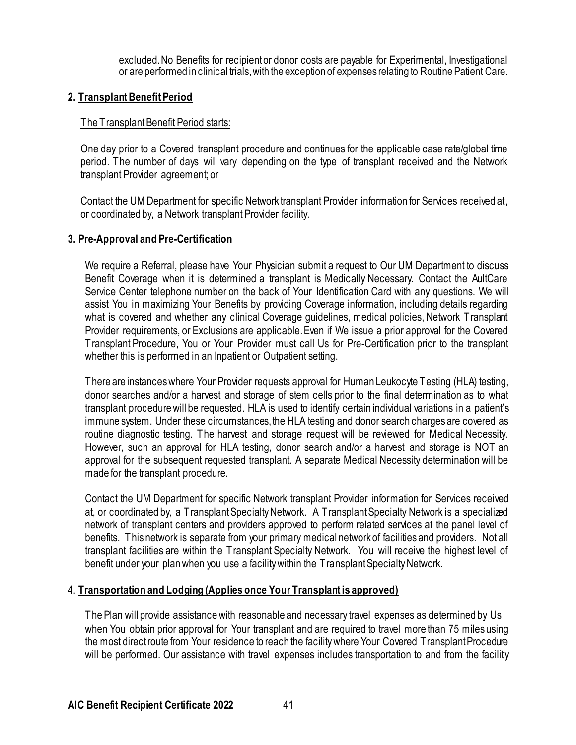excluded. No Benefits for recipient or donor costs are payable for Experimental, Investigational or are performed in clinical trials, with the exception of expenses relating to Routine Patient Care.

**2. Transplant Benefit Period**

The Transplant Benefit Period starts:

One day prior to a Covered transplant procedure and continues for the applicable case rate/global time period. The number of days will vary depending on the type of transplant received and the Network transplant Provider agreement; or

Contact the UM Department for specific Network transplant Provider information for Services received at, or coordinated by, a Network transplant Provider facility.

**3. Pre-Approval and Pre-Certification**

We require a Referral, please have Your Physician submit a request to Our UM Department to discuss Benefit Coverage when it is determined a transplant is Medically Necessary. Contact the AultCare Service Center telephone number on the back of Your Identification Card with any questions. We will assist You in maximizing Your Benefits by providing Coverage information, including details regarding what is covered and whether any clinical Coverage guidelines, medical policies, Network Transplant Provider requirements, or Exclusions are applicable. Even if We issue a prior approval for the Covered Transplant Procedure, You or Your Provider must call Us for Pre-Certification prior to the transplant whether this is performed in an Inpatient or Outpatient setting.

There are instances where Your Provider requests approval for Human Leukocyte Testing (HLA) testing, donor searches and/or a harvest and storage of stem cells prior to the final determination as to what transplant procedure will be requested. HLA is used to identify certain individual variations in a patient's immune system. Under these circumstances, the HLA testing and donor search charges are covered as routine diagnostic testing. The harvest and storage request will be reviewed for Medical Necessity. However, such an approval for HLA testing, donor search and/or a harvest and storage is NOT an approval for the subsequent requested transplant. A separate Medical Necessity determination will be made for the transplant procedure.

Contact the UM Department for specific Network transplant Provider information for Services received at, or coordinated by, a Transplant Specialty Network. A Transplant Specialty Network is a specialized network of transplant centers and providers approved to perform related services at the panel level of benefits. This network is separate from your primary medical network of facilities and providers. Not all transplant facilities are within the Transplant Specialty Network. You will receive the highest level of benefit under your plan when you use a facility within the Transplant Specialty Network.

4. **Transportation and Lodging (Applies once Your Transplant is approved)**

The Plan will provide assistance with reasonable and necessary travel expenses as determined by Us when You obtain prior approval for Your transplant and are required to travel more than 75 miles using the most direct route from Your residence to reach the facility where Your Covered Transplant Procedure will be performed. Our assistance with travel expenses includes transportation to and from the facility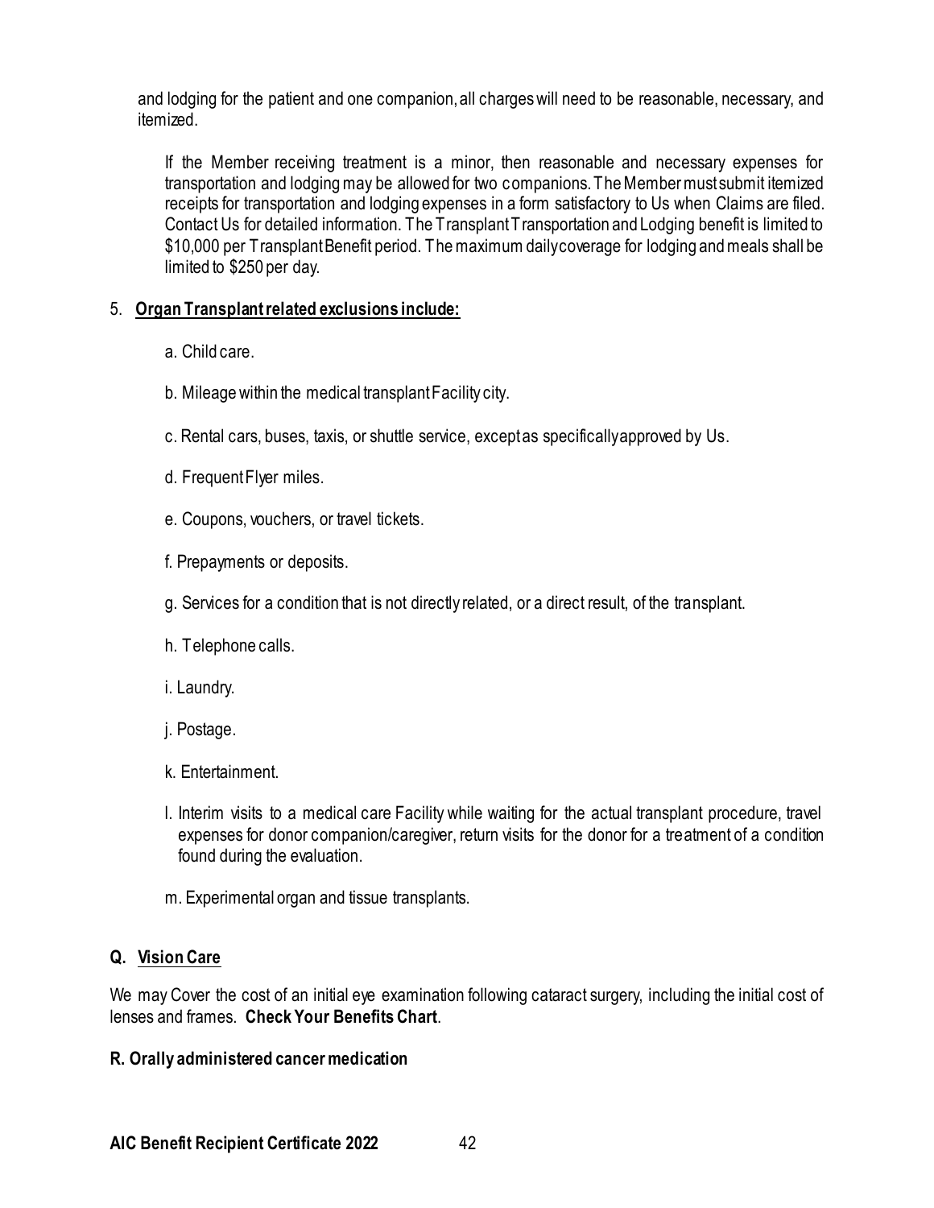and lodging for the patient and one companion, all charges will need to be reasonable, necessary, and itemized.

If the Member receiving treatment is a minor, then reasonable and necessary expenses for transportation and lodging may be allowed for two companions. The Member must submit itemized receipts for transportation and lodging expenses in a form satisfactory to Us when Claims are filed. Contact Us for detailed information. The Transplant Transportation and Lodging benefit is limited to $10,000 per Transplant Benefit period. The maximum daily coverage for lodging and meals shall be limited to $250 per day.

5. **Organ Transplant related exclusions include:**

   a. Child care.

   b. Mileage within the medical transplant Facility city.

   c. Rental cars, buses, taxis, or shuttle service, except as specifically approved by Us.

   d. Frequent Flyer miles.

   e. Coupons, vouchers, or travel tickets.

   f. Prepayments or deposits.

   g. Services for a condition that is not directly related, or a direct result, of the transplant.

   h. Telephone calls.

   i. Laundry.

   j. Postage.

   k. Entertainment.

   l. Interim visits to a medical care Facility while waiting for the actual transplant procedure, travel expenses for donor companion/caregiver, return visits for the donor for a treatment of a condition found during the evaluation.

   m. Experimental organ and tissue transplants.

## Q. Vision Care

We may Cover the cost of an initial eye examination following cataract surgery, including the initial cost of lenses and frames. **Check Your Benefits Chart**.

## R. Orally administered cancer medication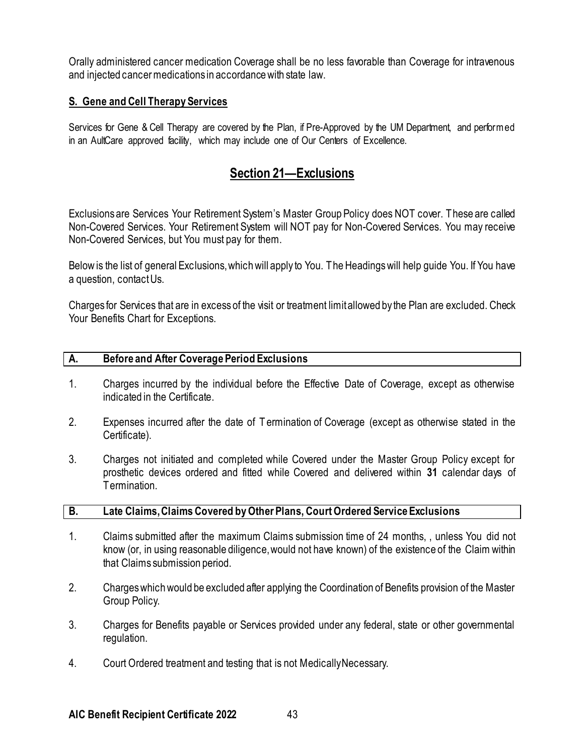Orally administered cancer medication Coverage shall be no less favorable than Coverage for intravenous and injected cancer medications in accordance with state law.

### S. Gene and Cell Therapy Services

Services for Gene & Cell Therapy are covered by the Plan, if Pre-Approved by the UM Department, and performed in an AultCare approved facility, which may include one of Our Centers of Excellence.

## Section 21—Exclusions

Exclusions are Services Your Retirement System's Master Group Policy does NOT cover. These are called Non-Covered Services. Your Retirement System will NOT pay for Non-Covered Services. You may receive Non-Covered Services, but You must pay for them.

Below is the list of general Exclusions, which will apply to You. The Headings will help guide You. If You have a question, contact Us.

Charges for Services that are in excess of the visit or treatment limit allowed by the Plan are excluded. Check Your Benefits Chart for Exceptions.

### A. Before and After Coverage Period Exclusions

1. Charges incurred by the individual before the Effective Date of Coverage, except as otherwise indicated in the Certificate.
2. Expenses incurred after the date of Termination of Coverage (except as otherwise stated in the Certificate).
3. Charges not initiated and completed while Covered under the Master Group Policy except for prosthetic devices ordered and fitted while Covered and delivered within **31** calendar days of Termination.

### B. Late Claims, Claims Covered by Other Plans, Court Ordered Service Exclusions

1. Claims submitted after the maximum Claims submission time of 24 months, , unless You did not know (or, in using reasonable diligence, would not have known) of the existence of the Claim within that Claims submission period.
2. Charges which would be excluded after applying the Coordination of Benefits provision of the Master Group Policy.
3. Charges for Benefits payable or Services provided under any federal, state or other governmental regulation.
4. Court Ordered treatment and testing that is not Medically Necessary.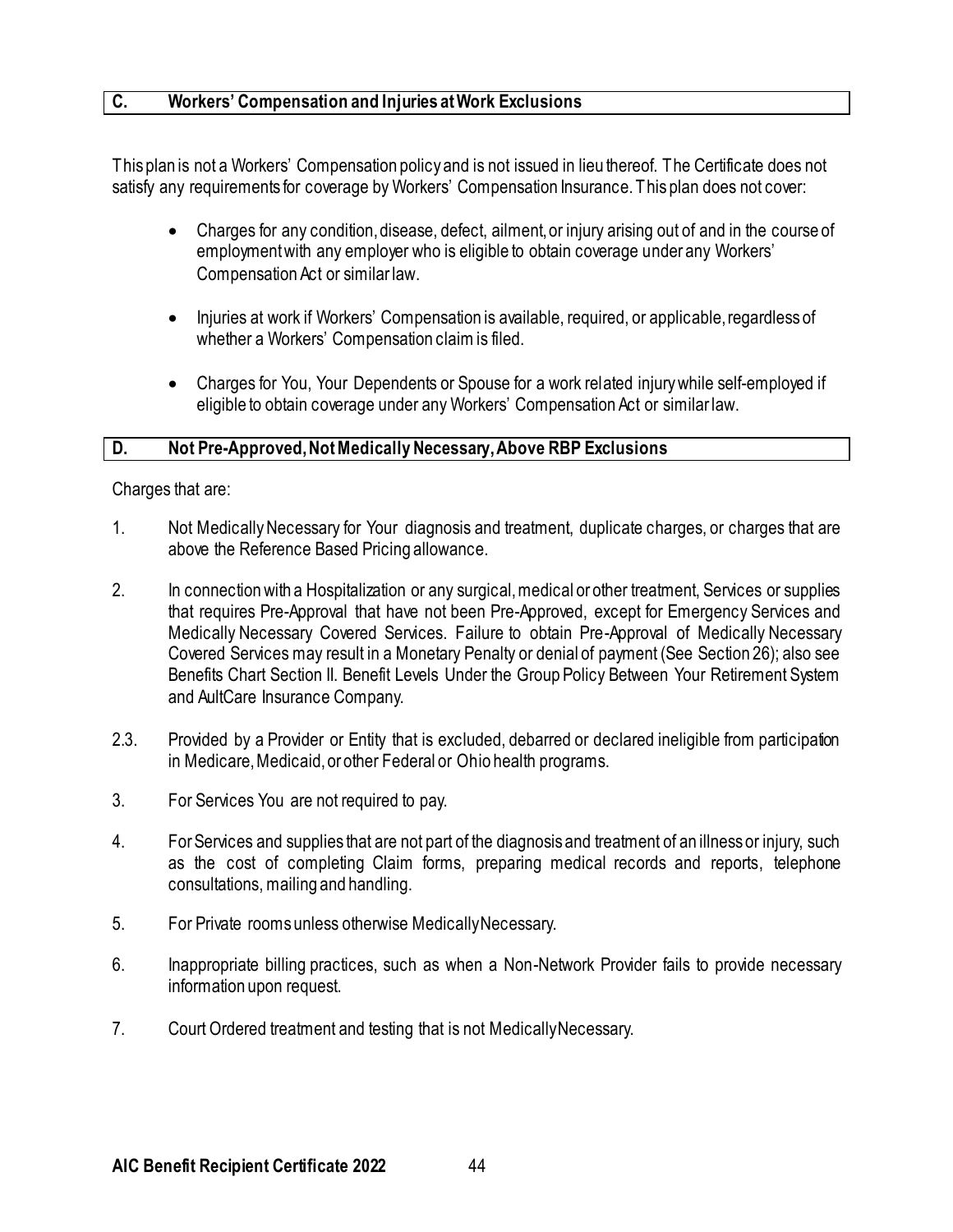## C. Workers' Compensation and Injuries at Work Exclusions

This plan is not a Workers' Compensation policy and is not issued in lieu thereof. The Certificate does not satisfy any requirements for coverage by Workers' Compensation Insurance. This plan does not cover:

- Charges for any condition, disease, defect, ailment, or injury arising out of and in the course of employment with any employer who is eligible to obtain coverage under any Workers' Compensation Act or similar law.
- Injuries at work if Workers' Compensation is available, required, or applicable, regardless of whether a Workers' Compensation claim is filed.
- Charges for You, Your Dependents or Spouse for a work related injury while self-employed if eligible to obtain coverage under any Workers' Compensation Act or similar law.

## D. Not Pre-Approved, Not Medically Necessary, Above RBP Exclusions

Charges that are:

1. Not Medically Necessary for Your diagnosis and treatment, duplicate charges, or charges that are above the Reference Based Pricing allowance.

2. In connection with a Hospitalization or any surgical, medical or other treatment, Services or supplies that requires Pre-Approval that have not been Pre-Approved, except for Emergency Services and Medically Necessary Covered Services. Failure to obtain Pre-Approval of Medically Necessary Covered Services may result in a Monetary Penalty or denial of payment (See Section 26); also see Benefits Chart Section II. Benefit Levels Under the Group Policy Between Your Retirement System and AultCare Insurance Company.

2.3. Provided by a Provider or Entity that is excluded, debarred or declared ineligible from participation in Medicare, Medicaid, or other Federal or Ohio health programs.

3. For Services You are not required to pay.

4. For Services and supplies that are not part of the diagnosis and treatment of an illness or injury, such as the cost of completing Claim forms, preparing medical records and reports, telephone consultations, mailing and handling.

5. For Private rooms unless otherwise Medically Necessary.

6. Inappropriate billing practices, such as when a Non-Network Provider fails to provide necessary information upon request.

7. Court Ordered treatment and testing that is not Medically Necessary.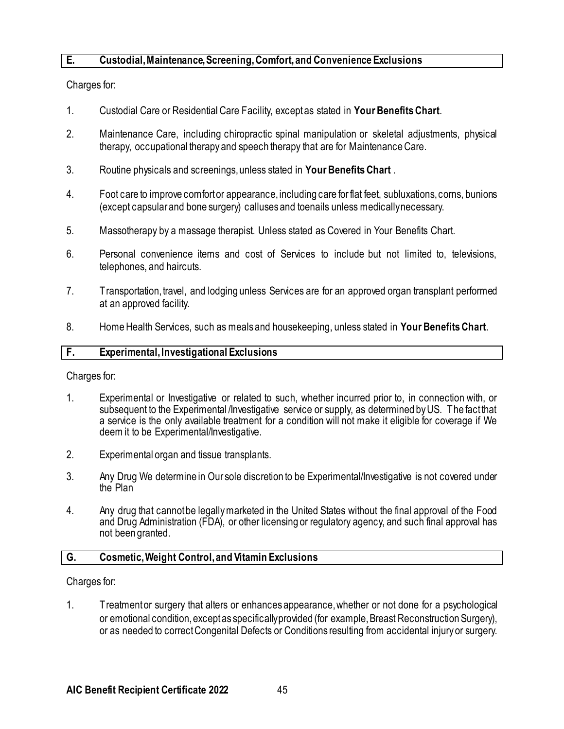## E. Custodial, Maintenance, Screening, Comfort, and Convenience Exclusions

Charges for:

1. Custodial Care or Residential Care Facility, except as stated in **Your Benefits Chart**.

2. Maintenance Care, including chiropractic spinal manipulation or skeletal adjustments, physical therapy, occupational therapy and speech therapy that are for Maintenance Care.

3. Routine physicals and screenings, unless stated in **Your Benefits Chart** .

4. Foot care to improve comfort or appearance, including care for flat feet, subluxations, corns, bunions (except capsular and bone surgery) calluses and toenails unless medically necessary.

5. Massotherapy by a massage therapist. Unless stated as Covered in Your Benefits Chart.

6. Personal convenience items and cost of Services to include but not limited to, televisions, telephones, and haircuts.

7. Transportation, travel, and lodging unless Services are for an approved organ transplant performed at an approved facility.

8. Home Health Services, such as meals and housekeeping, unless stated in **Your Benefits Chart**.

## F. Experimental, Investigational Exclusions

Charges for:

1. Experimental or Investigative or related to such, whether incurred prior to, in connection with, or subsequent to the Experimental /Investigative service or supply, as determined by US. The fact that a service is the only available treatment for a condition will not make it eligible for coverage if We deem it to be Experimental/Investigative.

2. Experimental organ and tissue transplants.

3. Any Drug We determine in Our sole discretion to be Experimental/Investigative is not covered under the Plan

4. Any drug that cannot be legally marketed in the United States without the final approval of the Food and Drug Administration (FDA), or other licensing or regulatory agency, and such final approval has not been granted.

## G. Cosmetic, Weight Control, and Vitamin Exclusions

Charges for:

1. Treatment or surgery that alters or enhances appearance, whether or not done for a psychological or emotional condition, except as specifically provided (for example, Breast Reconstruction Surgery), or as needed to correct Congenital Defects or Conditions resulting from accidental injury or surgery.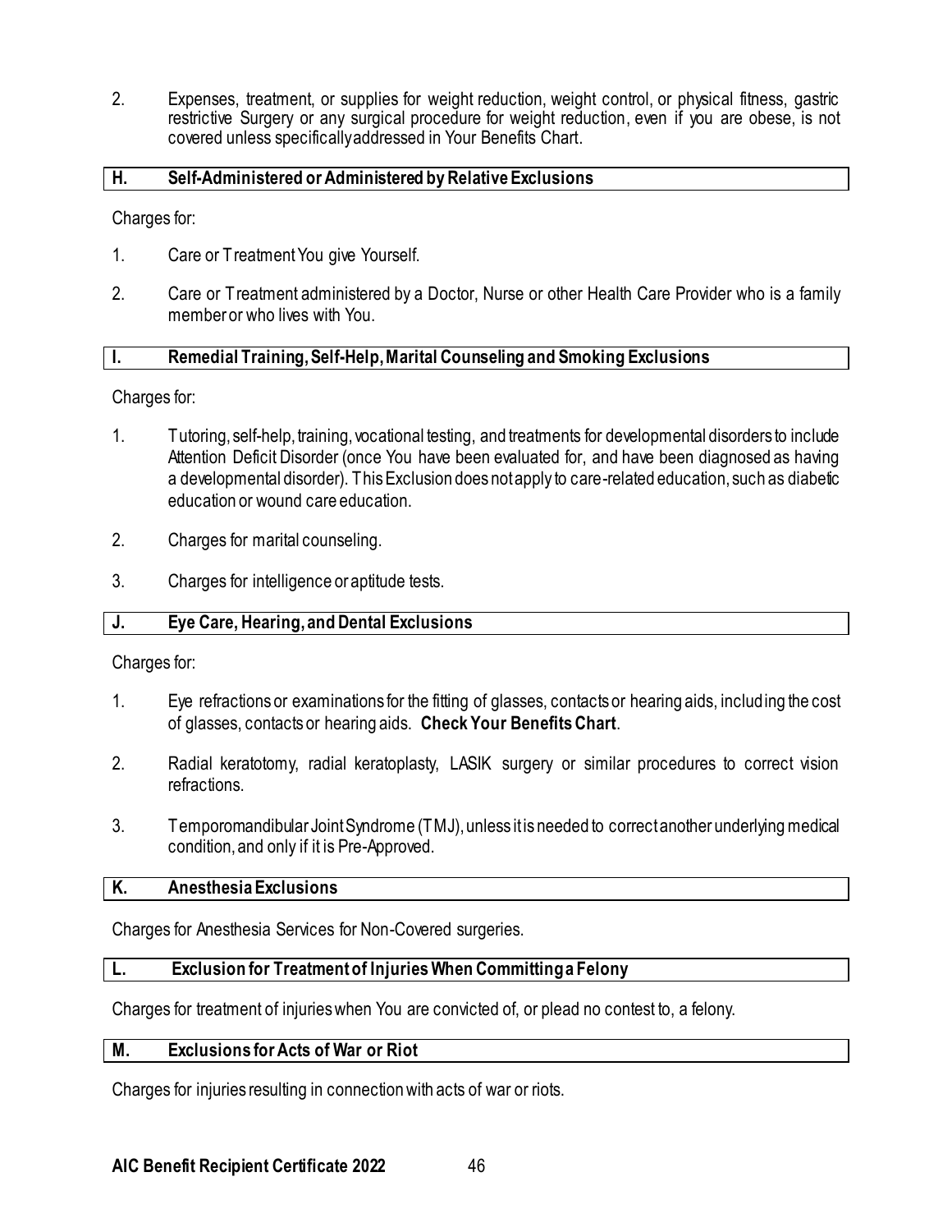2. Expenses, treatment, or supplies for weight reduction, weight control, or physical fitness, gastric restrictive Surgery or any surgical procedure for weight reduction, even if you are obese, is not covered unless specifically addressed in Your Benefits Chart.

## H. Self-Administered or Administered by Relative Exclusions

Charges for:

1. Care or Treatment You give Yourself.
2. Care or Treatment administered by a Doctor, Nurse or other Health Care Provider who is a family member or who lives with You.

## I. Remedial Training, Self-Help, Marital Counseling and Smoking Exclusions

Charges for:

1. Tutoring, self-help, training, vocational testing, and treatments for developmental disorders to include Attention Deficit Disorder (once You have been evaluated for, and have been diagnosed as having a developmental disorder). This Exclusion does not apply to care-related education, such as diabetic education or wound care education.
2. Charges for marital counseling.
3. Charges for intelligence or aptitude tests.

## J. Eye Care, Hearing, and Dental Exclusions

Charges for:

1. Eye refractions or examinations for the fitting of glasses, contacts or hearing aids, including the cost of glasses, contacts or hearing aids. **Check Your Benefits Chart**.
2. Radial keratotomy, radial keratoplasty, LASIK surgery or similar procedures to correct vision refractions.
3. Temporomandibular Joint Syndrome (TMJ), unless it is needed to correct another underlying medical condition, and only if it is Pre-Approved.

## K. Anesthesia Exclusions

Charges for Anesthesia Services for Non-Covered surgeries.

## L. Exclusion for Treatment of Injuries When Committing a Felony

Charges for treatment of injuries when You are convicted of, or plead no contest to, a felony.

## M. Exclusions for Acts of War or Riot

Charges for injuries resulting in connection with acts of war or riots.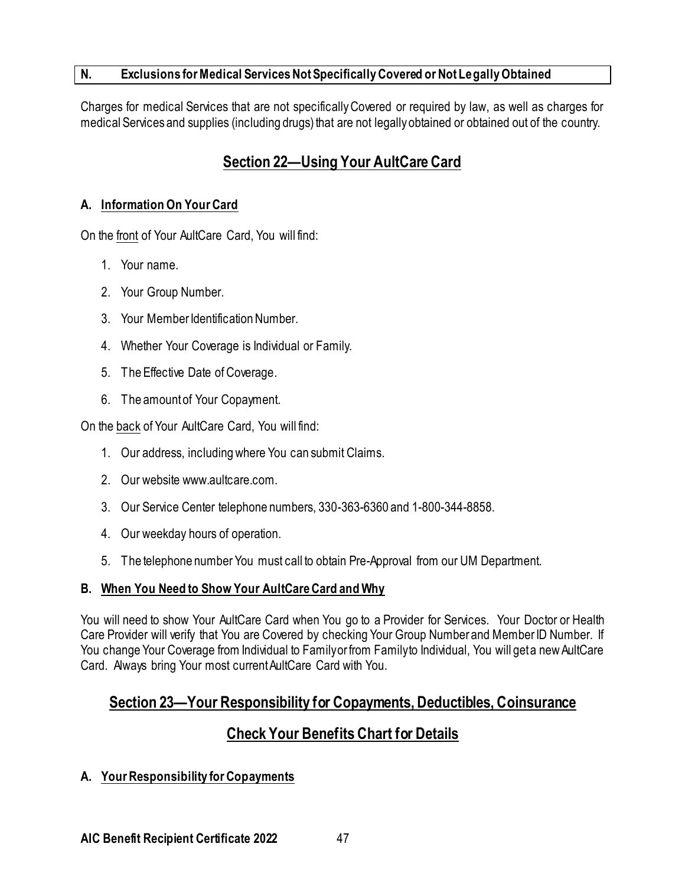### N. Exclusions for Medical Services Not Specifically Covered or Not Legally Obtained

Charges for medical Services that are not specifically Covered or required by law, as well as charges for medical Services and supplies (including drugs) that are not legally obtained or obtained out of the country.

## Section 22—Using Your AultCare Card

### A. Information On Your Card

On the front of Your AultCare Card, You will find:

1. Your name.
2. Your Group Number.
3. Your Member Identification Number.
4. Whether Your Coverage is Individual or Family.
5. The Effective Date of Coverage.
6. The amount of Your Copayment.

On the back of Your AultCare Card, You will find:

1. Our address, including where You can submit Claims.
2. Our website www.aultcare.com.
3. Our Service Center telephone numbers, 330-363-6360 and 1-800-344-8858.
4. Our weekday hours of operation.
5. The telephone number You must call to obtain Pre-Approval from our UM Department.

### B. When You Need to Show Your AultCare Card and Why

You will need to show Your AultCare Card when You go to a Provider for Services. Your Doctor or Health Care Provider will verify that You are Covered by checking Your Group Number and Member ID Number. If You change Your Coverage from Individual to Family or from Family to Individual, You will get a new AultCare Card. Always bring Your most current AultCare Card with You.

## Section 23—Your Responsibility for Copayments, Deductibles, Coinsurance

## Check Your Benefits Chart for Details

### A. Your Responsibility for Copayments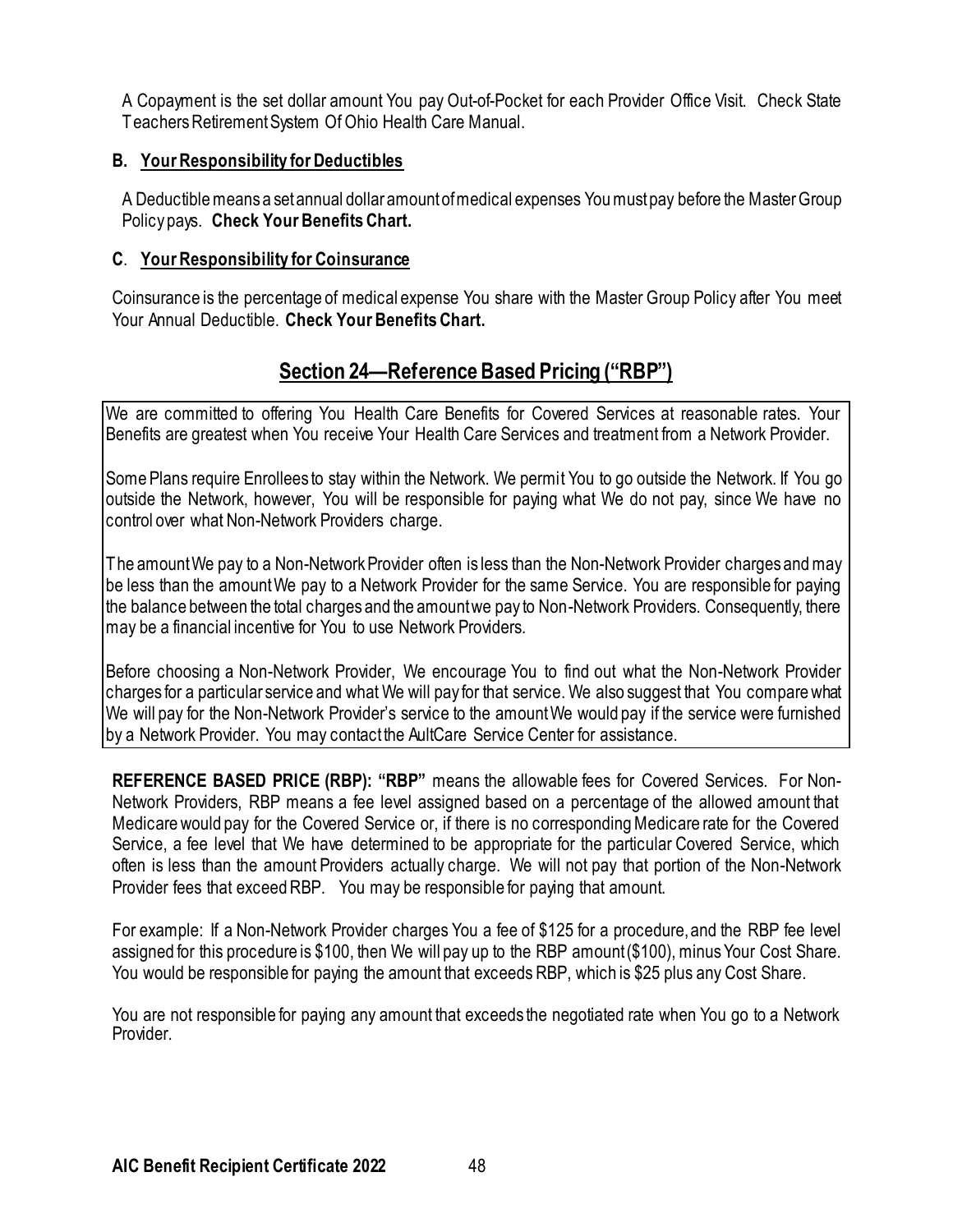A Copayment is the set dollar amount You pay Out-of-Pocket for each Provider Office Visit. Check State Teachers Retirement System Of Ohio Health Care Manual.

### B. Your Responsibility for Deductibles

A Deductible means a set annual dollar amount of medical expenses You must pay before the Master Group Policy pays. **Check Your Benefits Chart.**

### C. Your Responsibility for Coinsurance

Coinsurance is the percentage of medical expense You share with the Master Group Policy after You meet Your Annual Deductible. **Check Your Benefits Chart.**

## Section 24—Reference Based Pricing ("RBP")

We are committed to offering You Health Care Benefits for Covered Services at reasonable rates. Your Benefits are greatest when You receive Your Health Care Services and treatment from a Network Provider.

Some Plans require Enrollees to stay within the Network. We permit You to go outside the Network. If You go outside the Network, however, You will be responsible for paying what We do not pay, since We have no control over what Non-Network Providers charge.

The amount We pay to a Non-Network Provider often is less than the Non-Network Provider charges and may be less than the amount We pay to a Network Provider for the same Service. You are responsible for paying the balance between the total charges and the amount we pay to Non-Network Providers. Consequently, there may be a financial incentive for You to use Network Providers.

Before choosing a Non-Network Provider, We encourage You to find out what the Non-Network Provider charges for a particular service and what We will pay for that service. We also suggest that You compare what We will pay for the Non-Network Provider's service to the amount We would pay if the service were furnished by a Network Provider. You may contact the AultCare Service Center for assistance.

**REFERENCE BASED PRICE (RBP): "RBP"** means the allowable fees for Covered Services. For Non-Network Providers, RBP means a fee level assigned based on a percentage of the allowed amount that Medicare would pay for the Covered Service or, if there is no corresponding Medicare rate for the Covered Service, a fee level that We have determined to be appropriate for the particular Covered Service, which often is less than the amount Providers actually charge. We will not pay that portion of the Non-Network Provider fees that exceed RBP. You may be responsible for paying that amount.

For example: If a Non-Network Provider charges You a fee of $125 for a procedure, and the RBP fee level assigned for this procedure is $100, then We will pay up to the RBP amount ($100), minus Your Cost Share. You would be responsible for paying the amount that exceeds RBP, which is $25 plus any Cost Share.

You are not responsible for paying any amount that exceeds the negotiated rate when You go to a Network Provider.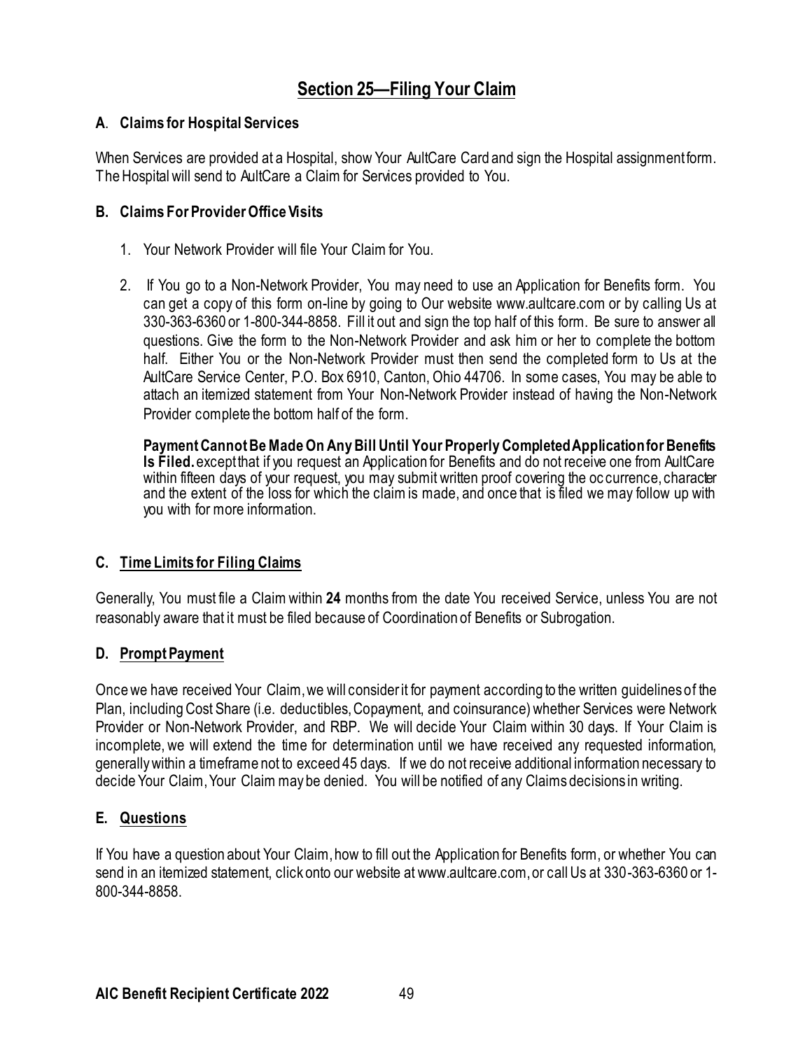## Section 25—Filing Your Claim

### A. Claims for Hospital Services

When Services are provided at a Hospital, show Your AultCare Card and sign the Hospital assignment form. The Hospital will send to AultCare a Claim for Services provided to You.

### B. Claims For Provider Office Visits

1. Your Network Provider will file Your Claim for You.

2. If You go to a Non-Network Provider, You may need to use an Application for Benefits form. You can get a copy of this form on-line by going to Our website www.aultcare.com or by calling Us at 330-363-6360 or 1-800-344-8858. Fill it out and sign the top half of this form. Be sure to answer all questions. Give the form to the Non-Network Provider and ask him or her to complete the bottom half. Either You or the Non-Network Provider must then send the completed form to Us at the AultCare Service Center, P.O. Box 6910, Canton, Ohio 44706. In some cases, You may be able to attach an itemized statement from Your Non-Network Provider instead of having the Non-Network Provider complete the bottom half of the form.

   **Payment Cannot Be Made On Any Bill Until Your Properly Completed Application for Benefits Is Filed.** except that if you request an Application for Benefits and do not receive one from AultCare within fifteen days of your request, you may submit written proof covering the occurrence, character and the extent of the loss for which the claim is made, and once that is filed we may follow up with you with for more information.

### C. Time Limits for Filing Claims

Generally, You must file a Claim within **24** months from the date You received Service, unless You are not reasonably aware that it must be filed because of Coordination of Benefits or Subrogation.

### D. Prompt Payment

Once we have received Your Claim, we will consider it for payment according to the written guidelines of the Plan, including Cost Share (i.e. deductibles, Copayment, and coinsurance) whether Services were Network Provider or Non-Network Provider, and RBP. We will decide Your Claim within 30 days. If Your Claim is incomplete, we will extend the time for determination until we have received any requested information, generally within a timeframe not to exceed 45 days. If we do not receive additional information necessary to decide Your Claim, Your Claim may be denied. You will be notified of any Claims decisions in writing.

### E. Questions

If You have a question about Your Claim, how to fill out the Application for Benefits form, or whether You can send in an itemized statement, click onto our website at www.aultcare.com, or call Us at 330-363-6360 or 1-800-344-8858.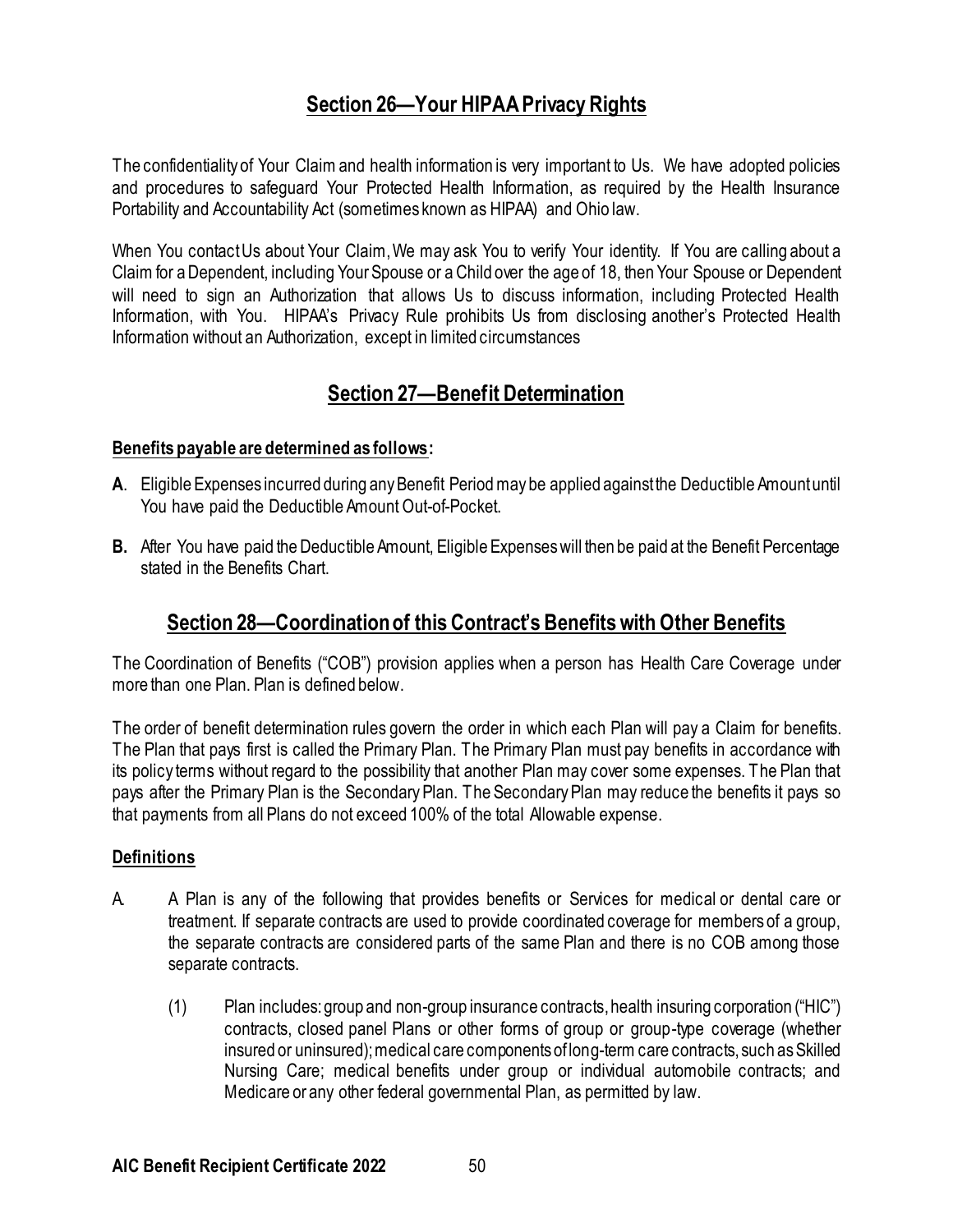## Section 26—Your HIPAA Privacy Rights

The confidentiality of Your Claim and health information is very important to Us. We have adopted policies and procedures to safeguard Your Protected Health Information, as required by the Health Insurance Portability and Accountability Act (sometimes known as HIPAA) and Ohio law.

When You contact Us about Your Claim, We may ask You to verify Your identity. If You are calling about a Claim for a Dependent, including Your Spouse or a Child over the age of 18, then Your Spouse or Dependent will need to sign an Authorization that allows Us to discuss information, including Protected Health Information, with You. HIPAA's Privacy Rule prohibits Us from disclosing another's Protected Health Information without an Authorization, except in limited circumstances

## Section 27—Benefit Determination

**Benefits payable are determined as follows:**

**A**. Eligible Expenses incurred during any Benefit Period may be applied against the Deductible Amount until You have paid the Deductible Amount Out-of-Pocket.

**B.** After You have paid the Deductible Amount, Eligible Expenses will then be paid at the Benefit Percentage stated in the Benefits Chart.

## Section 28—Coordination of this Contract's Benefits with Other Benefits

The Coordination of Benefits ("COB") provision applies when a person has Health Care Coverage under more than one Plan. Plan is defined below.

The order of benefit determination rules govern the order in which each Plan will pay a Claim for benefits. The Plan that pays first is called the Primary Plan. The Primary Plan must pay benefits in accordance with its policy terms without regard to the possibility that another Plan may cover some expenses. The Plan that pays after the Primary Plan is the Secondary Plan. The Secondary Plan may reduce the benefits it pays so that payments from all Plans do not exceed 100% of the total Allowable expense.

### Definitions

A. A Plan is any of the following that provides benefits or Services for medical or dental care or treatment. If separate contracts are used to provide coordinated coverage for members of a group, the separate contracts are considered parts of the same Plan and there is no COB among those separate contracts.

   (1) Plan includes: group and non-group insurance contracts, health insuring corporation ("HIC") contracts, closed panel Plans or other forms of group or group-type coverage (whether insured or uninsured); medical care components of long-term care contracts, such as Skilled Nursing Care; medical benefits under group or individual automobile contracts; and Medicare or any other federal governmental Plan, as permitted by law.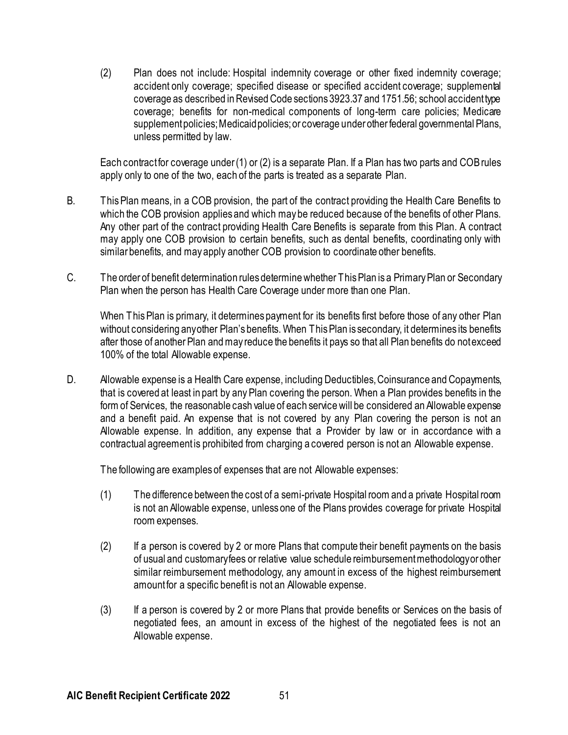(2) Plan does not include: Hospital indemnity coverage or other fixed indemnity coverage; accident only coverage; specified disease or specified accident coverage; supplemental coverage as described in Revised Code sections 3923.37 and 1751.56; school accident type coverage; benefits for non-medical components of long-term care policies; Medicare supplement policies; Medicaid policies; or coverage under other federal governmental Plans, unless permitted by law.

Each contract for coverage under (1) or (2) is a separate Plan. If a Plan has two parts and COB rules apply only to one of the two, each of the parts is treated as a separate Plan.

B. This Plan means, in a COB provision, the part of the contract providing the Health Care Benefits to which the COB provision applies and which may be reduced because of the benefits of other Plans. Any other part of the contract providing Health Care Benefits is separate from this Plan. A contract may apply one COB provision to certain benefits, such as dental benefits, coordinating only with similar benefits, and may apply another COB provision to coordinate other benefits.

C. The order of benefit determination rules determine whether This Plan is a Primary Plan or Secondary Plan when the person has Health Care Coverage under more than one Plan.

When This Plan is primary, it determines payment for its benefits first before those of any other Plan without considering any other Plan's benefits. When This Plan is secondary, it determines its benefits after those of another Plan and may reduce the benefits it pays so that all Plan benefits do not exceed 100% of the total Allowable expense.

D. Allowable expense is a Health Care expense, including Deductibles, Coinsurance and Copayments, that is covered at least in part by any Plan covering the person. When a Plan provides benefits in the form of Services, the reasonable cash value of each service will be considered an Allowable expense and a benefit paid. An expense that is not covered by any Plan covering the person is not an Allowable expense. In addition, any expense that a Provider by law or in accordance with a contractual agreement is prohibited from charging a covered person is not an Allowable expense.

The following are examples of expenses that are not Allowable expenses:

(1) The difference between the cost of a semi-private Hospital room and a private Hospital room is not an Allowable expense, unless one of the Plans provides coverage for private Hospital room expenses.

(2) If a person is covered by 2 or more Plans that compute their benefit payments on the basis of usual and customary fees or relative value schedule reimbursement methodology or other similar reimbursement methodology, any amount in excess of the highest reimbursement amount for a specific benefit is not an Allowable expense.

(3) If a person is covered by 2 or more Plans that provide benefits or Services on the basis of negotiated fees, an amount in excess of the highest of the negotiated fees is not an Allowable expense.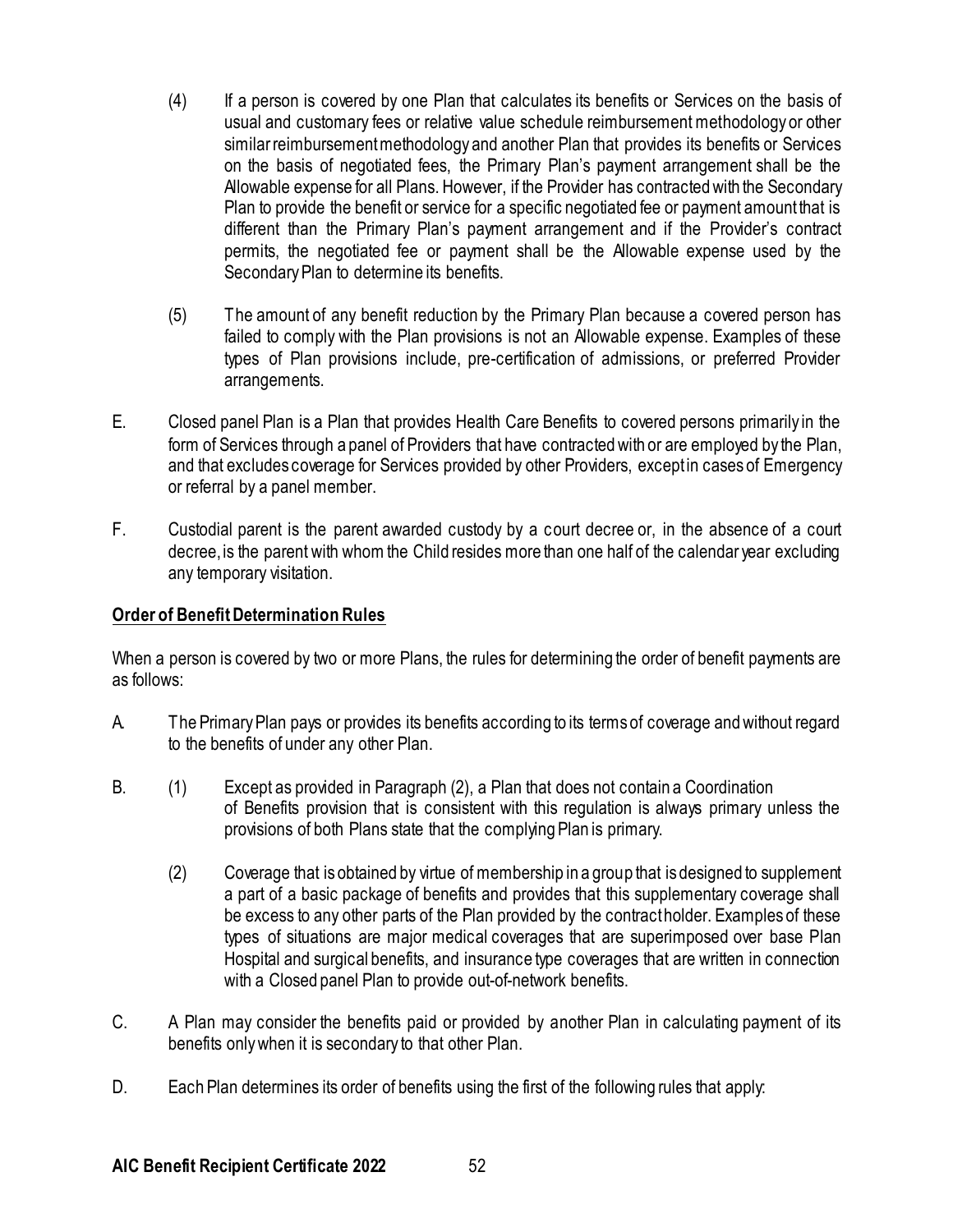(4) If a person is covered by one Plan that calculates its benefits or Services on the basis of usual and customary fees or relative value schedule reimbursement methodology or other similar reimbursement methodology and another Plan that provides its benefits or Services on the basis of negotiated fees, the Primary Plan's payment arrangement shall be the Allowable expense for all Plans. However, if the Provider has contracted with the Secondary Plan to provide the benefit or service for a specific negotiated fee or payment amount that is different than the Primary Plan's payment arrangement and if the Provider's contract permits, the negotiated fee or payment shall be the Allowable expense used by the Secondary Plan to determine its benefits.

(5) The amount of any benefit reduction by the Primary Plan because a covered person has failed to comply with the Plan provisions is not an Allowable expense. Examples of these types of Plan provisions include, pre-certification of admissions, or preferred Provider arrangements.

E. Closed panel Plan is a Plan that provides Health Care Benefits to covered persons primarily in the form of Services through a panel of Providers that have contracted with or are employed by the Plan, and that excludes coverage for Services provided by other Providers, except in cases of Emergency or referral by a panel member.

F. Custodial parent is the parent awarded custody by a court decree or, in the absence of a court decree, is the parent with whom the Child resides more than one half of the calendar year excluding any temporary visitation.

**Order of Benefit Determination Rules**

When a person is covered by two or more Plans, the rules for determining the order of benefit payments are as follows:

A. The Primary Plan pays or provides its benefits according to its terms of coverage and without regard to the benefits of under any other Plan.

B. (1) Except as provided in Paragraph (2), a Plan that does not contain a Coordination of Benefits provision that is consistent with this regulation is always primary unless the provisions of both Plans state that the complying Plan is primary.

(2) Coverage that is obtained by virtue of membership in a group that is designed to supplement a part of a basic package of benefits and provides that this supplementary coverage shall be excess to any other parts of the Plan provided by the contract holder. Examples of these types of situations are major medical coverages that are superimposed over base Plan Hospital and surgical benefits, and insurance type coverages that are written in connection with a Closed panel Plan to provide out-of-network benefits.

C. A Plan may consider the benefits paid or provided by another Plan in calculating payment of its benefits only when it is secondary to that other Plan.

D. Each Plan determines its order of benefits using the first of the following rules that apply: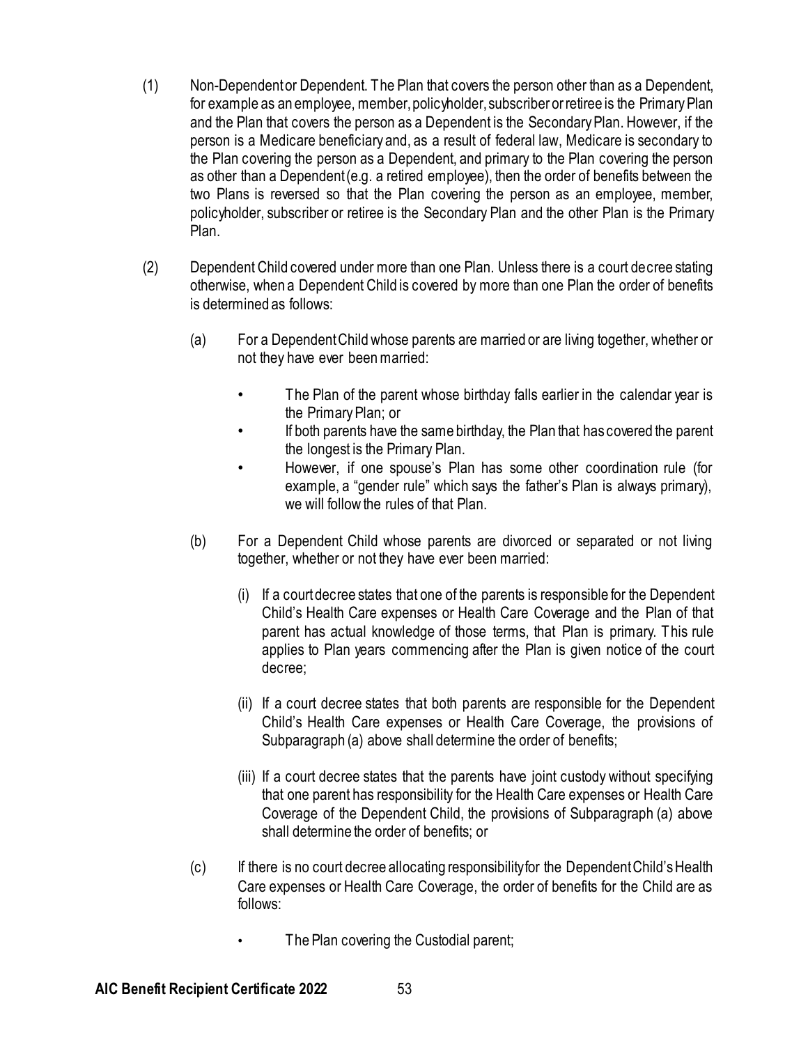(1) Non-Dependent or Dependent. The Plan that covers the person other than as a Dependent, for example as an employee, member, policyholder, subscriber or retiree is the Primary Plan and the Plan that covers the person as a Dependent is the Secondary Plan. However, if the person is a Medicare beneficiary and, as a result of federal law, Medicare is secondary to the Plan covering the person as a Dependent, and primary to the Plan covering the person as other than a Dependent (e.g. a retired employee), then the order of benefits between the two Plans is reversed so that the Plan covering the person as an employee, member, policyholder, subscriber or retiree is the Secondary Plan and the other Plan is the Primary Plan.

(2) Dependent Child covered under more than one Plan. Unless there is a court decree stating otherwise, when a Dependent Child is covered by more than one Plan the order of benefits is determined as follows:

(a) For a Dependent Child whose parents are married or are living together, whether or not they have ever been married:

- The Plan of the parent whose birthday falls earlier in the calendar year is the Primary Plan; or
- If both parents have the same birthday, the Plan that has covered the parent the longest is the Primary Plan.
- However, if one spouse's Plan has some other coordination rule (for example, a "gender rule" which says the father's Plan is always primary), we will follow the rules of that Plan.

(b) For a Dependent Child whose parents are divorced or separated or not living together, whether or not they have ever been married:

(i) If a court decree states that one of the parents is responsible for the Dependent Child's Health Care expenses or Health Care Coverage and the Plan of that parent has actual knowledge of those terms, that Plan is primary. This rule applies to Plan years commencing after the Plan is given notice of the court decree;

(ii) If a court decree states that both parents are responsible for the Dependent Child's Health Care expenses or Health Care Coverage, the provisions of Subparagraph (a) above shall determine the order of benefits;

(iii) If a court decree states that the parents have joint custody without specifying that one parent has responsibility for the Health Care expenses or Health Care Coverage of the Dependent Child, the provisions of Subparagraph (a) above shall determine the order of benefits; or

(c) If there is no court decree allocating responsibility for the Dependent Child's Health Care expenses or Health Care Coverage, the order of benefits for the Child are as follows:

- The Plan covering the Custodial parent;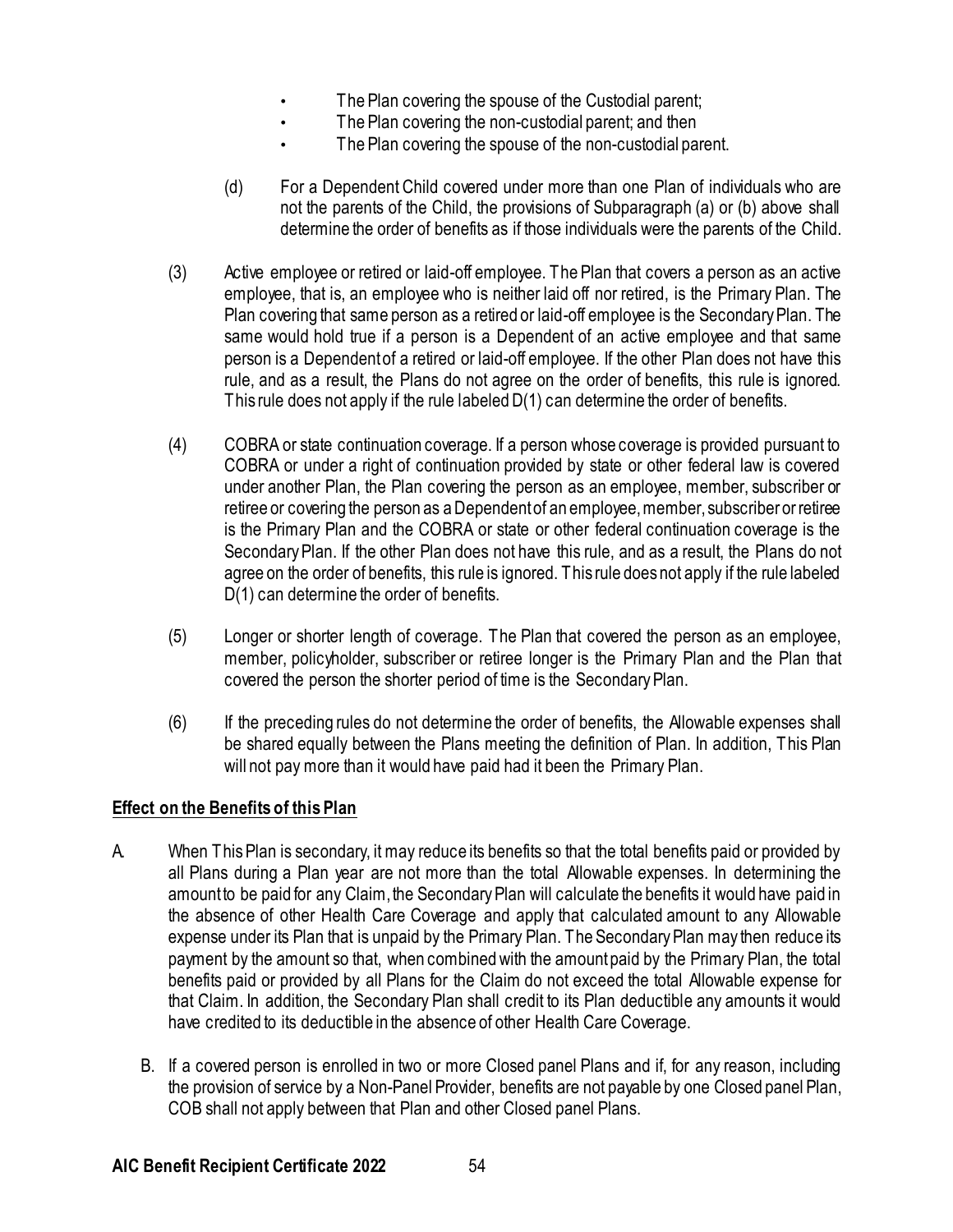- The Plan covering the spouse of the Custodial parent;
- The Plan covering the non-custodial parent; and then
- The Plan covering the spouse of the non-custodial parent.

(d) For a Dependent Child covered under more than one Plan of individuals who are not the parents of the Child, the provisions of Subparagraph (a) or (b) above shall determine the order of benefits as if those individuals were the parents of the Child.

(3) Active employee or retired or laid-off employee. The Plan that covers a person as an active employee, that is, an employee who is neither laid off nor retired, is the Primary Plan. The Plan covering that same person as a retired or laid-off employee is the Secondary Plan. The same would hold true if a person is a Dependent of an active employee and that same person is a Dependent of a retired or laid-off employee. If the other Plan does not have this rule, and as a result, the Plans do not agree on the order of benefits, this rule is ignored. This rule does not apply if the rule labeled D(1) can determine the order of benefits.

(4) COBRA or state continuation coverage. If a person whose coverage is provided pursuant to COBRA or under a right of continuation provided by state or other federal law is covered under another Plan, the Plan covering the person as an employee, member, subscriber or retiree or covering the person as a Dependent of an employee, member, subscriber or retiree is the Primary Plan and the COBRA or state or other federal continuation coverage is the Secondary Plan. If the other Plan does not have this rule, and as a result, the Plans do not agree on the order of benefits, this rule is ignored. This rule does not apply if the rule labeled D(1) can determine the order of benefits.

(5) Longer or shorter length of coverage. The Plan that covered the person as an employee, member, policyholder, subscriber or retiree longer is the Primary Plan and the Plan that covered the person the shorter period of time is the Secondary Plan.

(6) If the preceding rules do not determine the order of benefits, the Allowable expenses shall be shared equally between the Plans meeting the definition of Plan. In addition, This Plan will not pay more than it would have paid had it been the Primary Plan.

**Effect on the Benefits of this Plan**

A. When This Plan is secondary, it may reduce its benefits so that the total benefits paid or provided by all Plans during a Plan year are not more than the total Allowable expenses. In determining the amount to be paid for any Claim, the Secondary Plan will calculate the benefits it would have paid in the absence of other Health Care Coverage and apply that calculated amount to any Allowable expense under its Plan that is unpaid by the Primary Plan. The Secondary Plan may then reduce its payment by the amount so that, when combined with the amount paid by the Primary Plan, the total benefits paid or provided by all Plans for the Claim do not exceed the total Allowable expense for that Claim. In addition, the Secondary Plan shall credit to its Plan deductible any amounts it would have credited to its deductible in the absence of other Health Care Coverage.

B. If a covered person is enrolled in two or more Closed panel Plans and if, for any reason, including the provision of service by a Non-Panel Provider, benefits are not payable by one Closed panel Plan, COB shall not apply between that Plan and other Closed panel Plans.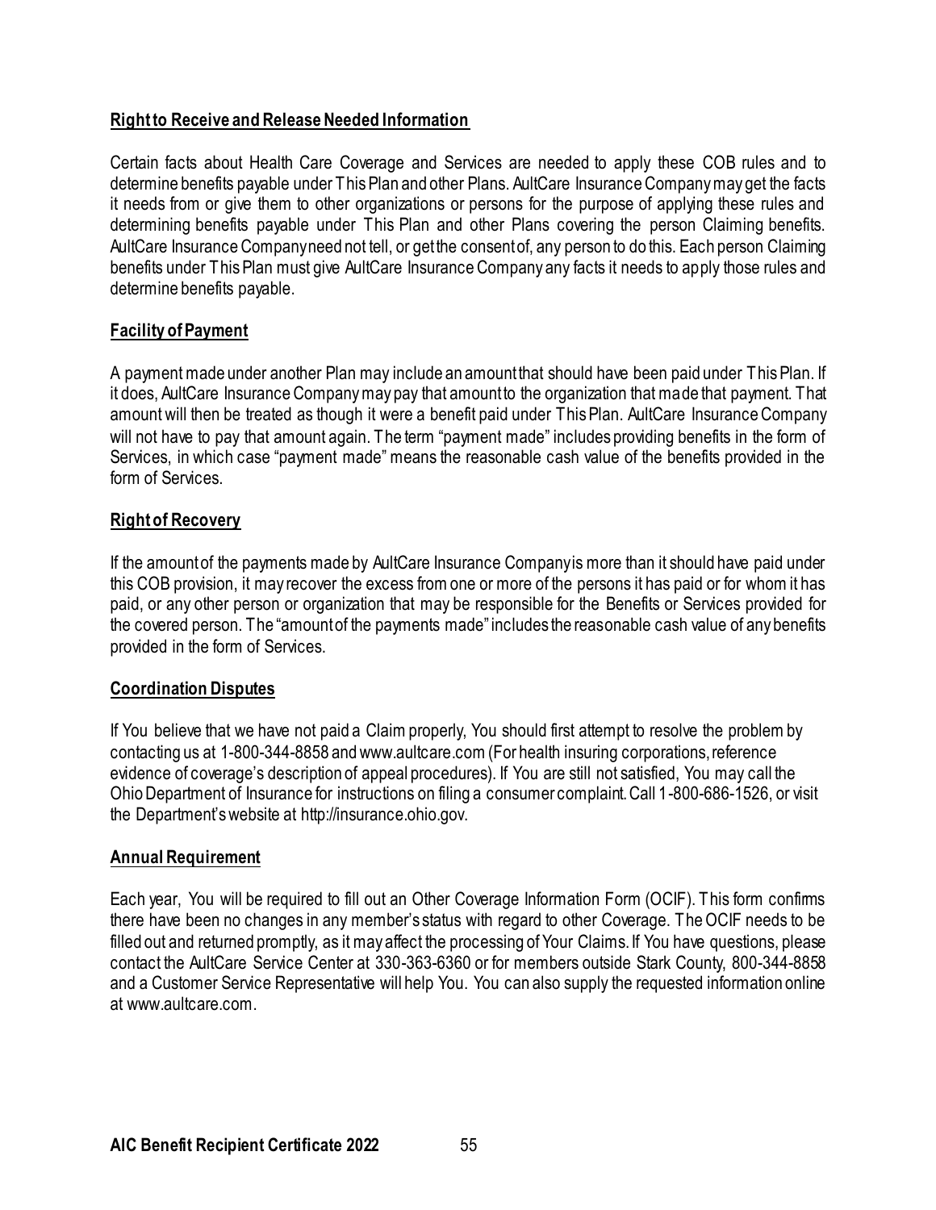**Right to Receive and Release Needed Information**

Certain facts about Health Care Coverage and Services are needed to apply these COB rules and to determine benefits payable under This Plan and other Plans. AultCare Insurance Company may get the facts it needs from or give them to other organizations or persons for the purpose of applying these rules and determining benefits payable under This Plan and other Plans covering the person Claiming benefits. AultCare Insurance Company need not tell, or get the consent of, any person to do this. Each person Claiming benefits under This Plan must give AultCare Insurance Company any facts it needs to apply those rules and determine benefits payable.

**Facility of Payment**

A payment made under another Plan may include an amount that should have been paid under This Plan. If it does, AultCare Insurance Company may pay that amount to the organization that made that payment. That amount will then be treated as though it were a benefit paid under This Plan. AultCare Insurance Company will not have to pay that amount again. The term "payment made" includes providing benefits in the form of Services, in which case "payment made" means the reasonable cash value of the benefits provided in the form of Services.

**Right of Recovery**

If the amount of the payments made by AultCare Insurance Company is more than it should have paid under this COB provision, it may recover the excess from one or more of the persons it has paid or for whom it has paid, or any other person or organization that may be responsible for the Benefits or Services provided for the covered person. The "amount of the payments made" includes the reasonable cash value of any benefits provided in the form of Services.

**Coordination Disputes**

If You believe that we have not paid a Claim properly, You should first attempt to resolve the problem by contacting us at 1-800-344-8858 and www.aultcare.com (For health insuring corporations, reference evidence of coverage's description of appeal procedures). If You are still not satisfied, You may call the Ohio Department of Insurance for instructions on filing a consumer complaint. Call 1-800-686-1526, or visit the Department's website at http://insurance.ohio.gov.

**Annual Requirement**

Each year, You will be required to fill out an Other Coverage Information Form (OCIF). This form confirms there have been no changes in any member's status with regard to other Coverage. The OCIF needs to be filled out and returned promptly, as it may affect the processing of Your Claims. If You have questions, please contact the AultCare Service Center at 330-363-6360 or for members outside Stark County, 800-344-8858 and a Customer Service Representative will help You. You can also supply the requested information online at www.aultcare.com.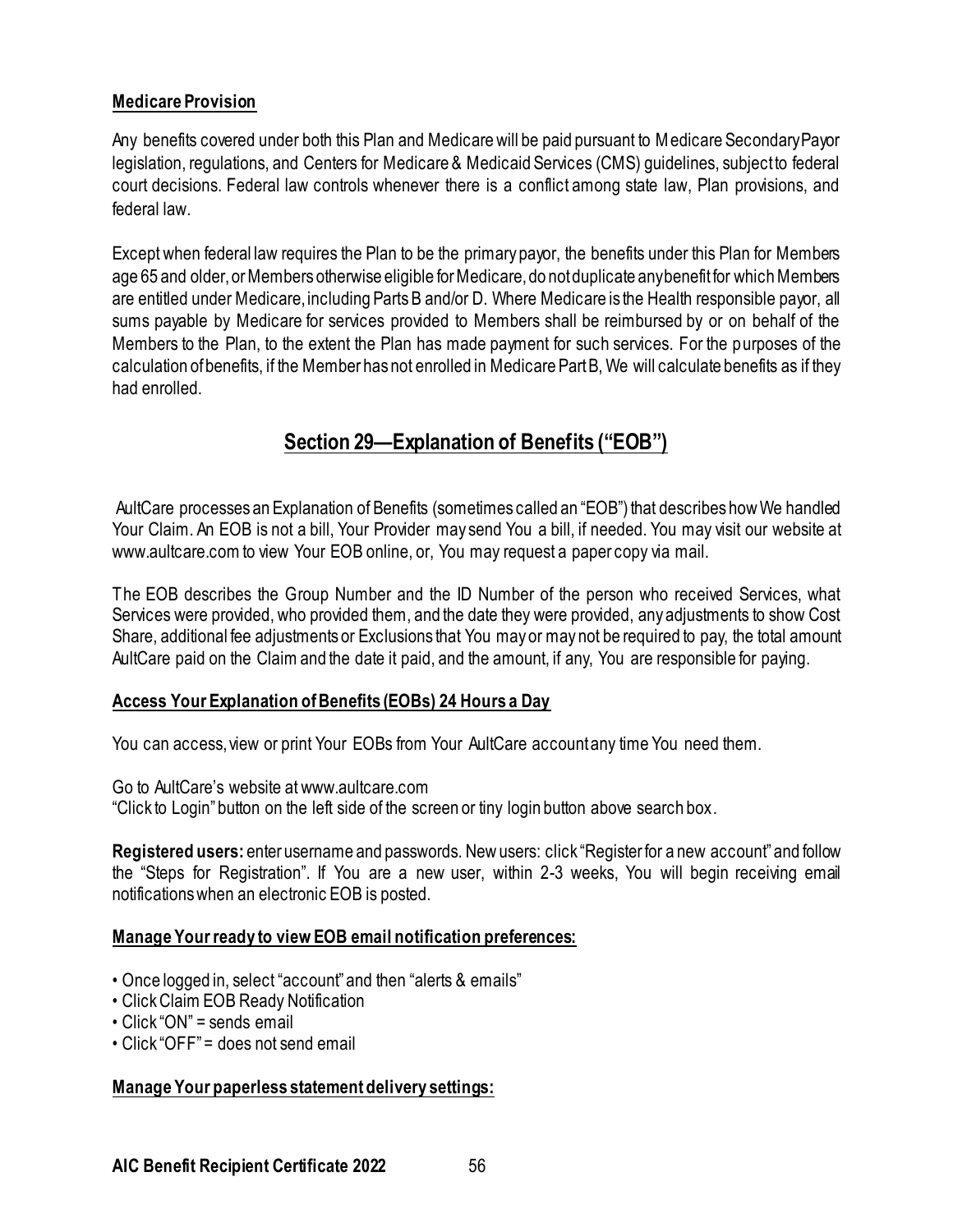**Medicare Provision**

Any benefits covered under both this Plan and Medicare will be paid pursuant to Medicare Secondary Payor legislation, regulations, and Centers for Medicare & Medicaid Services (CMS) guidelines, subject to federal court decisions. Federal law controls whenever there is a conflict among state law, Plan provisions, and federal law.

Except when federal law requires the Plan to be the primary payor, the benefits under this Plan for Members age 65 and older, or Members otherwise eligible for Medicare, do not duplicate any benefit for which Members are entitled under Medicare, including Parts B and/or D. Where Medicare is the Health responsible payor, all sums payable by Medicare for services provided to Members shall be reimbursed by or on behalf of the Members to the Plan, to the extent the Plan has made payment for such services. For the purposes of the calculation of benefits, if the Member has not enrolled in Medicare Part B, We will calculate benefits as if they had enrolled.

# Section 29—Explanation of Benefits ("EOB")

AultCare processes an Explanation of Benefits (sometimes called an "EOB") that describes how We handled Your Claim. An EOB is not a bill, Your Provider may send You a bill, if needed. You may visit our website at www.aultcare.com to view Your EOB online, or, You may request a paper copy via mail.

The EOB describes the Group Number and the ID Number of the person who received Services, what Services were provided, who provided them, and the date they were provided, any adjustments to show Cost Share, additional fee adjustments or Exclusions that You may or may not be required to pay, the total amount AultCare paid on the Claim and the date it paid, and the amount, if any, You are responsible for paying.

**Access Your Explanation of Benefits (EOBs) 24 Hours a Day**

You can access, view or print Your EOBs from Your AultCare account any time You need them.

Go to AultCare's website at www.aultcare.com
"Click to Login" button on the left side of the screen or tiny login button above search box.

**Registered users:** enter username and passwords. New users: click "Register for a new account" and follow the "Steps for Registration". If You are a new user, within 2-3 weeks, You will begin receiving email notifications when an electronic EOB is posted.

**Manage Your ready to view EOB email notification preferences:**

- Once logged in, select "account" and then "alerts & emails"
- Click Claim EOB Ready Notification
- Click "ON" = sends email
- Click "OFF" = does not send email

**Manage Your paperless statement delivery settings:**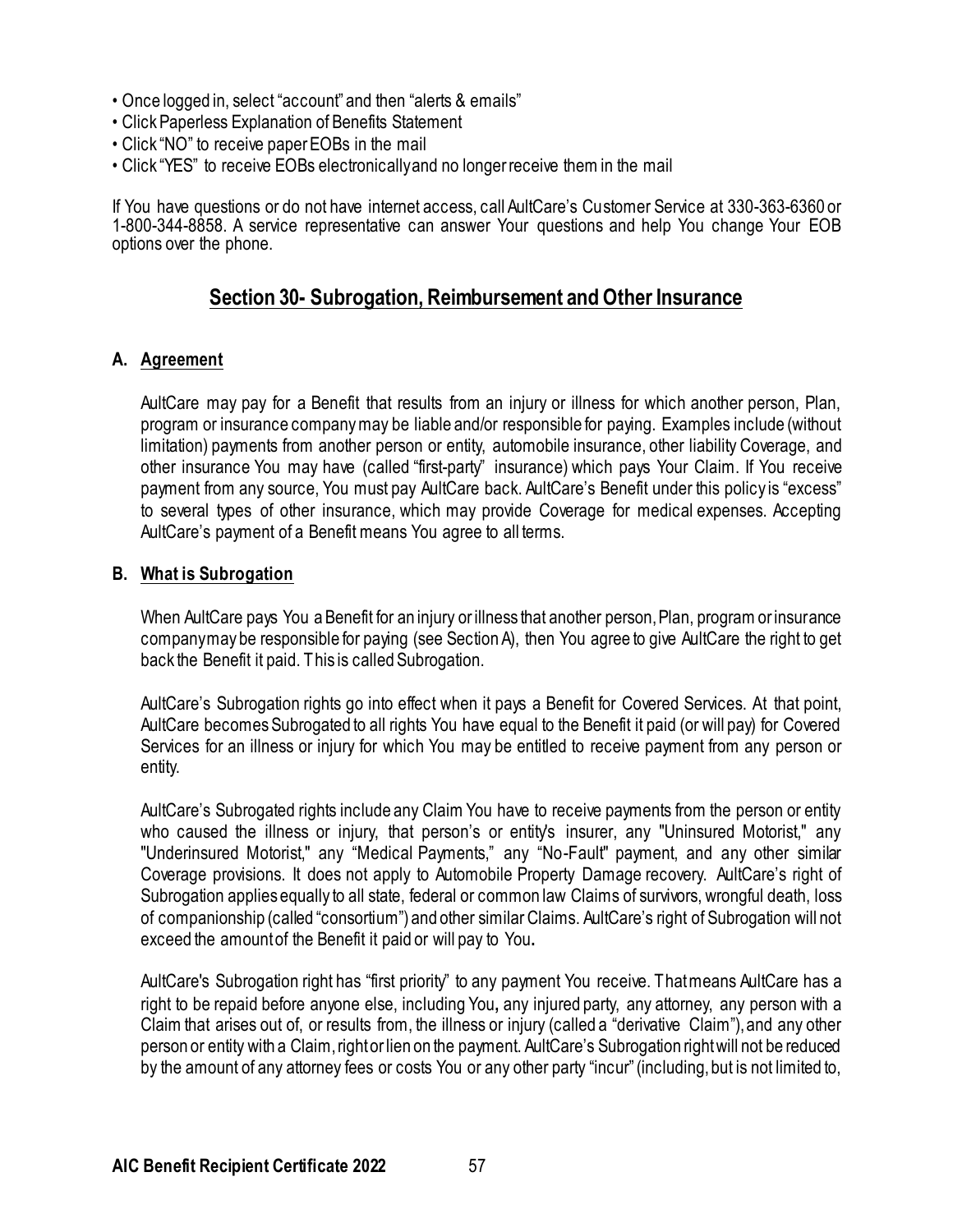- Once logged in, select "account" and then "alerts & emails"
- Click Paperless Explanation of Benefits Statement
- Click "NO" to receive paper EOBs in the mail
- Click "YES" to receive EOBs electronically and no longer receive them in the mail

If You have questions or do not have internet access, call AultCare's Customer Service at 330-363-6360 or 1-800-344-8858. A service representative can answer Your questions and help You change Your EOB options over the phone.

## Section 30- Subrogation, Reimbursement and Other Insurance

### A. Agreement

AultCare may pay for a Benefit that results from an injury or illness for which another person, Plan, program or insurance company may be liable and/or responsible for paying. Examples include (without limitation) payments from another person or entity, automobile insurance, other liability Coverage, and other insurance You may have (called "first-party" insurance) which pays Your Claim. If You receive payment from any source, You must pay AultCare back. AultCare's Benefit under this policy is "excess" to several types of other insurance, which may provide Coverage for medical expenses. Accepting AultCare's payment of a Benefit means You agree to all terms.

### B. What is Subrogation

When AultCare pays You a Benefit for an injury or illness that another person, Plan, program or insurance company may be responsible for paying (see Section A), then You agree to give AultCare the right to get back the Benefit it paid. This is called Subrogation.

AultCare's Subrogation rights go into effect when it pays a Benefit for Covered Services. At that point, AultCare becomes Subrogated to all rights You have equal to the Benefit it paid (or will pay) for Covered Services for an illness or injury for which You may be entitled to receive payment from any person or entity.

AultCare's Subrogated rights include any Claim You have to receive payments from the person or entity who caused the illness or injury, that person's or entity's insurer, any "Uninsured Motorist," any "Underinsured Motorist," any "Medical Payments," any "No-Fault" payment, and any other similar Coverage provisions. It does not apply to Automobile Property Damage recovery. AultCare's right of Subrogation applies equally to all state, federal or common law Claims of survivors, wrongful death, loss of companionship (called "consortium") and other similar Claims. AultCare's right of Subrogation will not exceed the amount of the Benefit it paid or will pay to You.

AultCare's Subrogation right has "first priority" to any payment You receive. That means AultCare has a right to be repaid before anyone else, including You, any injured party, any attorney, any person with a Claim that arises out of, or results from, the illness or injury (called a "derivative Claim"), and any other person or entity with a Claim, right or lien on the payment. AultCare's Subrogation right will not be reduced by the amount of any attorney fees or costs You or any other party "incur" (including, but is not limited to,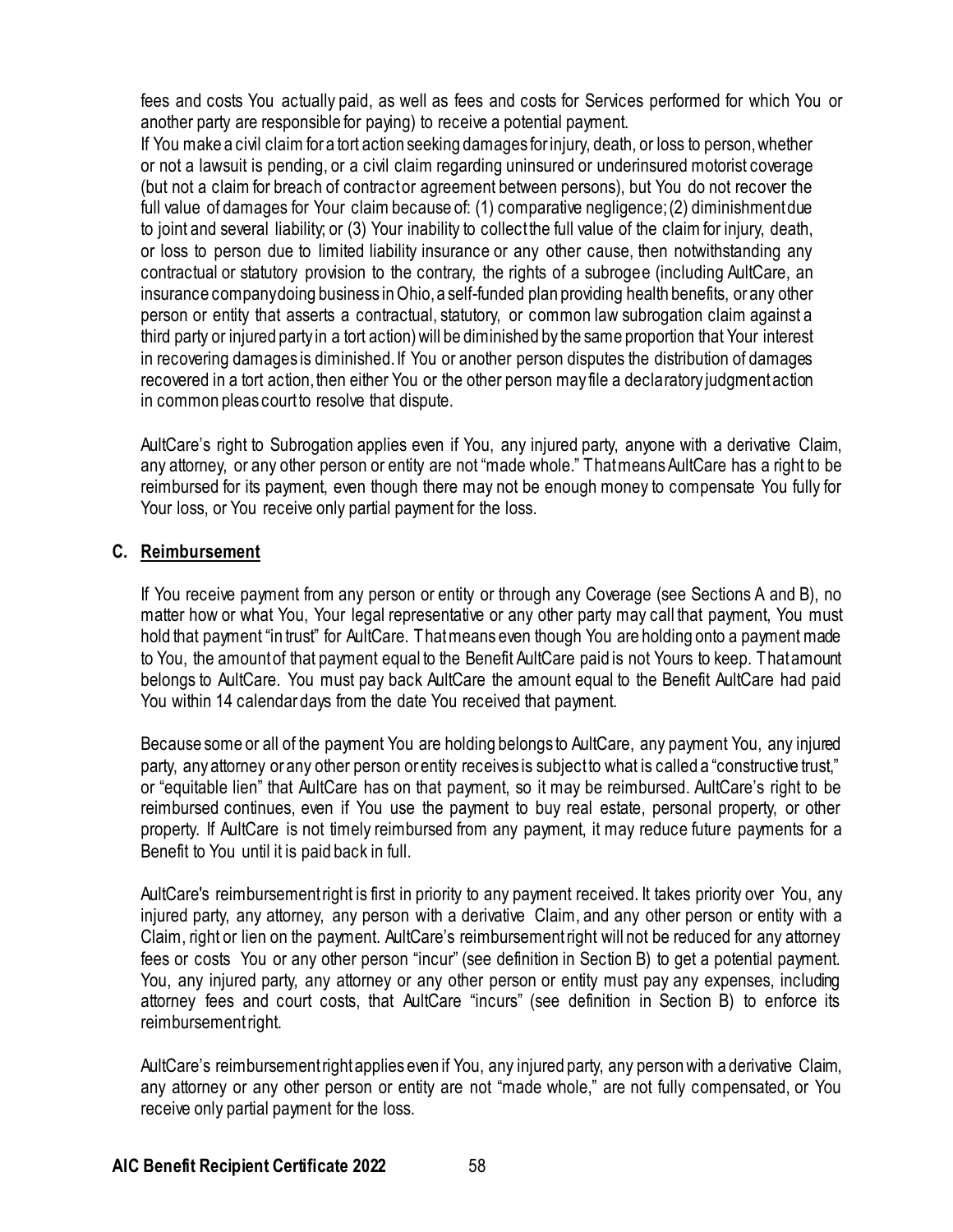fees and costs You actually paid, as well as fees and costs for Services performed for which You or another party are responsible for paying) to receive a potential payment.

If You make a civil claim for a tort action seeking damages for injury, death, or loss to person, whether or not a lawsuit is pending, or a civil claim regarding uninsured or underinsured motorist coverage (but not a claim for breach of contract or agreement between persons), but You do not recover the full value of damages for Your claim because of: (1) comparative negligence; (2) diminishment due to joint and several liability; or (3) Your inability to collect the full value of the claim for injury, death, or loss to person due to limited liability insurance or any other cause, then notwithstanding any contractual or statutory provision to the contrary, the rights of a subrogee (including AultCare, an insurance company doing business in Ohio, a self-funded plan providing health benefits, or any other person or entity that asserts a contractual, statutory, or common law subrogation claim against a third party or injured party in a tort action) will be diminished by the same proportion that Your interest in recovering damages is diminished. If You or another person disputes the distribution of damages recovered in a tort action, then either You or the other person may file a declaratory judgment action in common pleas court to resolve that dispute.

AultCare's right to Subrogation applies even if You, any injured party, anyone with a derivative Claim, any attorney, or any other person or entity are not "made whole." That means AultCare has a right to be reimbursed for its payment, even though there may not be enough money to compensate You fully for Your loss, or You receive only partial payment for the loss.

## C. Reimbursement

If You receive payment from any person or entity or through any Coverage (see Sections A and B), no matter how or what You, Your legal representative or any other party may call that payment, You must hold that payment "in trust" for AultCare. That means even though You are holding onto a payment made to You, the amount of that payment equal to the Benefit AultCare paid is not Yours to keep. That amount belongs to AultCare. You must pay back AultCare the amount equal to the Benefit AultCare had paid You within 14 calendar days from the date You received that payment.

Because some or all of the payment You are holding belongs to AultCare, any payment You, any injured party, any attorney or any other person or entity receives is subject to what is called a "constructive trust," or "equitable lien" that AultCare has on that payment, so it may be reimbursed. AultCare's right to be reimbursed continues, even if You use the payment to buy real estate, personal property, or other property. If AultCare is not timely reimbursed from any payment, it may reduce future payments for a Benefit to You until it is paid back in full.

AultCare's reimbursement right is first in priority to any payment received. It takes priority over You, any injured party, any attorney, any person with a derivative Claim, and any other person or entity with a Claim, right or lien on the payment. AultCare's reimbursement right will not be reduced for any attorney fees or costs You or any other person "incur" (see definition in Section B) to get a potential payment. You, any injured party, any attorney or any other person or entity must pay any expenses, including attorney fees and court costs, that AultCare "incurs" (see definition in Section B) to enforce its reimbursement right.

AultCare's reimbursement right applies even if You, any injured party, any person with a derivative Claim, any attorney or any other person or entity are not "made whole," are not fully compensated, or You receive only partial payment for the loss.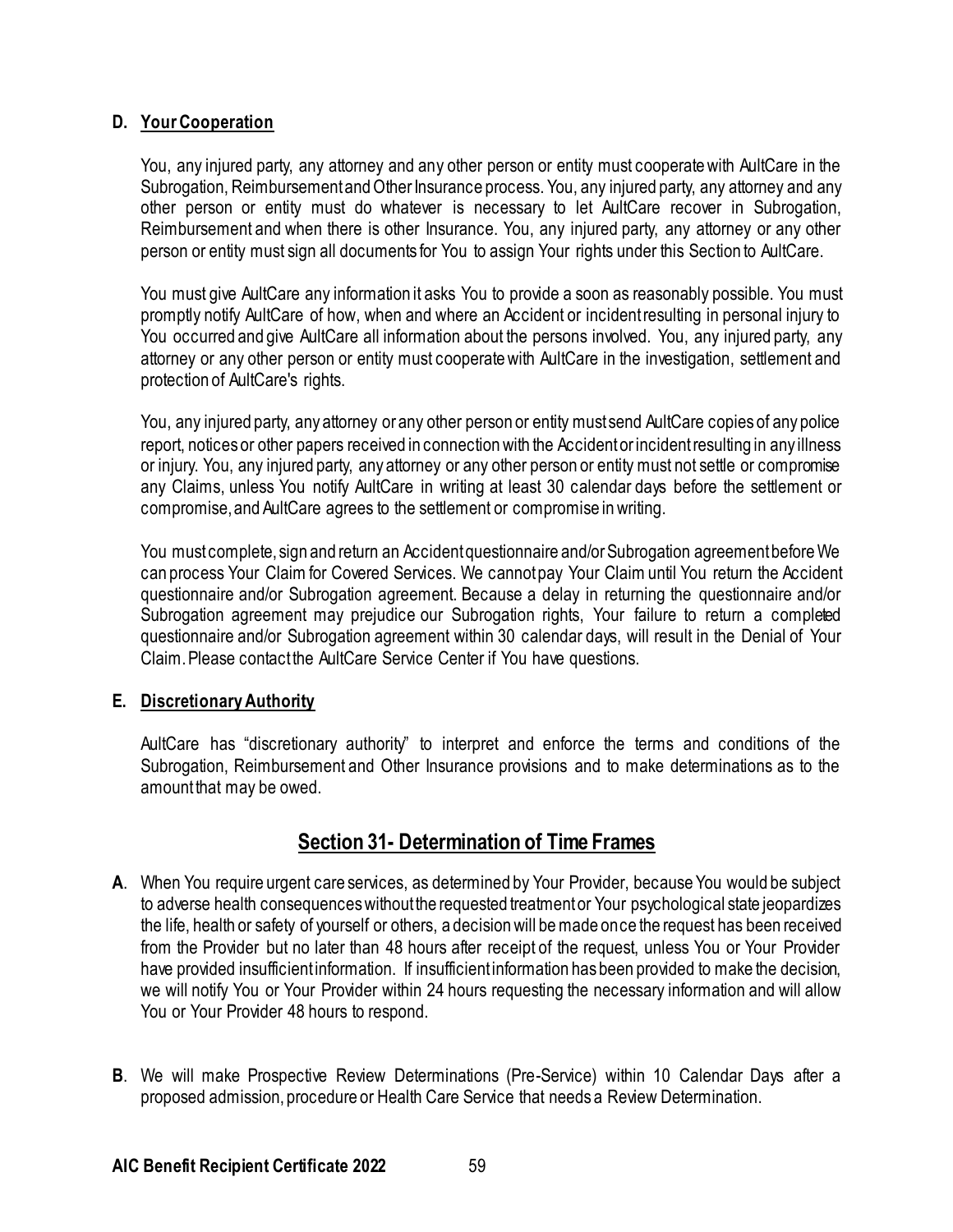### D. Your Cooperation

You, any injured party, any attorney and any other person or entity must cooperate with AultCare in the Subrogation, Reimbursement and Other Insurance process. You, any injured party, any attorney and any other person or entity must do whatever is necessary to let AultCare recover in Subrogation, Reimbursement and when there is other Insurance. You, any injured party, any attorney or any other person or entity must sign all documents for You to assign Your rights under this Section to AultCare.

You must give AultCare any information it asks You to provide a soon as reasonably possible. You must promptly notify AultCare of how, when and where an Accident or incident resulting in personal injury to You occurred and give AultCare all information about the persons involved. You, any injured party, any attorney or any other person or entity must cooperate with AultCare in the investigation, settlement and protection of AultCare's rights.

You, any injured party, any attorney or any other person or entity must send AultCare copies of any police report, notices or other papers received in connection with the Accident or incident resulting in any illness or injury. You, any injured party, any attorney or any other person or entity must not settle or compromise any Claims, unless You notify AultCare in writing at least 30 calendar days before the settlement or compromise, and AultCare agrees to the settlement or compromise in writing.

You must complete, sign and return an Accident questionnaire and/or Subrogation agreement before We can process Your Claim for Covered Services. We cannot pay Your Claim until You return the Accident questionnaire and/or Subrogation agreement. Because a delay in returning the questionnaire and/or Subrogation agreement may prejudice our Subrogation rights, Your failure to return a completed questionnaire and/or Subrogation agreement within 30 calendar days, will result in the Denial of Your Claim. Please contact the AultCare Service Center if You have questions.

### E. Discretionary Authority

AultCare has "discretionary authority" to interpret and enforce the terms and conditions of the Subrogation, Reimbursement and Other Insurance provisions and to make determinations as to the amount that may be owed.

## Section 31- Determination of Time Frames

**A**. When You require urgent care services, as determined by Your Provider, because You would be subject to adverse health consequences without the requested treatment or Your psychological state jeopardizes the life, health or safety of yourself or others, a decision will be made once the request has been received from the Provider but no later than 48 hours after receipt of the request, unless You or Your Provider have provided insufficient information. If insufficient information has been provided to make the decision, we will notify You or Your Provider within 24 hours requesting the necessary information and will allow You or Your Provider 48 hours to respond.

**B**. We will make Prospective Review Determinations (Pre-Service) within 10 Calendar Days after a proposed admission, procedure or Health Care Service that needs a Review Determination.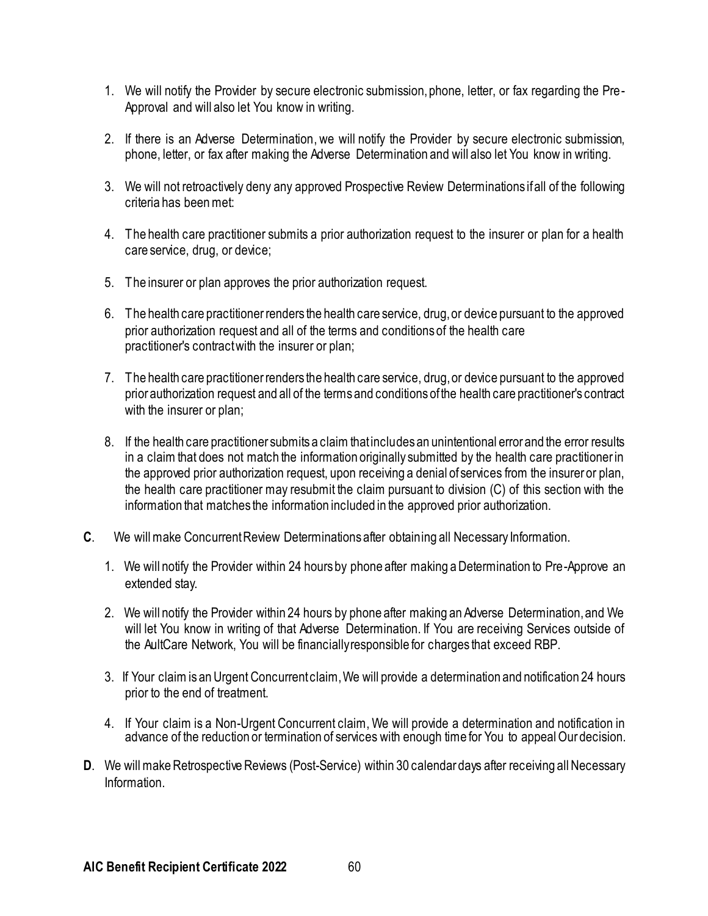1. We will notify the Provider by secure electronic submission, phone, letter, or fax regarding the Pre-Approval and will also let You know in writing.

2. If there is an Adverse Determination, we will notify the Provider by secure electronic submission, phone, letter, or fax after making the Adverse Determination and will also let You know in writing.

3. We will not retroactively deny any approved Prospective Review Determinations if all of the following criteria has been met:

4. The health care practitioner submits a prior authorization request to the insurer or plan for a health care service, drug, or device;

5. The insurer or plan approves the prior authorization request.

6. The health care practitioner renders the health care service, drug, or device pursuant to the approved prior authorization request and all of the terms and conditions of the health care practitioner's contract with the insurer or plan;

7. The health care practitioner renders the health care service, drug, or device pursuant to the approved prior authorization request and all of the terms and conditions of the health care practitioner's contract with the insurer or plan;

8. If the health care practitioner submits a claim that includes an unintentional error and the error results in a claim that does not match the information originally submitted by the health care practitioner in the approved prior authorization request, upon receiving a denial of services from the insurer or plan, the health care practitioner may resubmit the claim pursuant to division (C) of this section with the information that matches the information included in the approved prior authorization.

**C**. We will make Concurrent Review Determinations after obtaining all Necessary Information.

1. We will notify the Provider within 24 hours by phone after making a Determination to Pre-Approve an extended stay.

2. We will notify the Provider within 24 hours by phone after making an Adverse Determination, and We will let You know in writing of that Adverse Determination. If You are receiving Services outside of the AultCare Network, You will be financially responsible for charges that exceed RBP.

3. If Your claim is an Urgent Concurrent claim, We will provide a determination and notification 24 hours prior to the end of treatment.

4. If Your claim is a Non-Urgent Concurrent claim, We will provide a determination and notification in advance of the reduction or termination of services with enough time for You to appeal Our decision.

**D**. We will make Retrospective Reviews (Post-Service) within 30 calendar days after receiving all Necessary Information.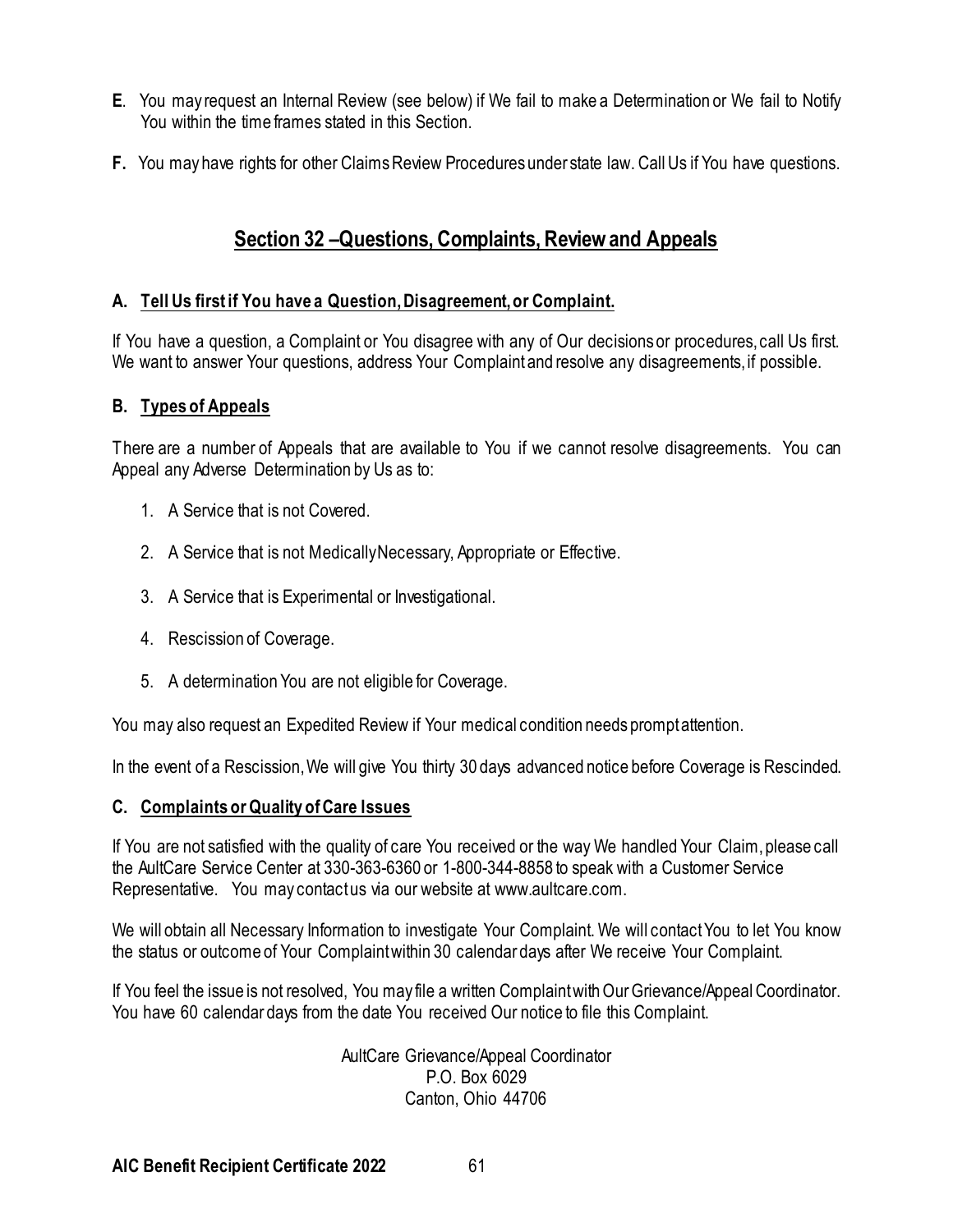**E**. You may request an Internal Review (see below) if We fail to make a Determination or We fail to Notify You within the time frames stated in this Section.

**F.** You may have rights for other Claims Review Procedures under state law. Call Us if You have questions.

## Section 32 –Questions, Complaints, Review and Appeals

### A. Tell Us first if You have a Question, Disagreement, or Complaint.

If You have a question, a Complaint or You disagree with any of Our decisions or procedures, call Us first. We want to answer Your questions, address Your Complaint and resolve any disagreements, if possible.

### B. Types of Appeals

There are a number of Appeals that are available to You if we cannot resolve disagreements. You can Appeal any Adverse Determination by Us as to:

1. A Service that is not Covered.
2. A Service that is not Medically Necessary, Appropriate or Effective.
3. A Service that is Experimental or Investigational.
4. Rescission of Coverage.
5. A determination You are not eligible for Coverage.

You may also request an Expedited Review if Your medical condition needs prompt attention.

In the event of a Rescission, We will give You thirty 30 days advanced notice before Coverage is Rescinded.

### C. Complaints or Quality of Care Issues

If You are not satisfied with the quality of care You received or the way We handled Your Claim, please call the AultCare Service Center at 330-363-6360 or 1-800-344-8858 to speak with a Customer Service Representative. You may contact us via our website at www.aultcare.com.

We will obtain all Necessary Information to investigate Your Complaint. We will contact You to let You know the status or outcome of Your Complaint within 30 calendar days after We receive Your Complaint.

If You feel the issue is not resolved, You may file a written Complaint with Our Grievance/Appeal Coordinator. You have 60 calendar days from the date You received Our notice to file this Complaint.

AultCare Grievance/Appeal Coordinator
P.O. Box 6029
Canton, Ohio 44706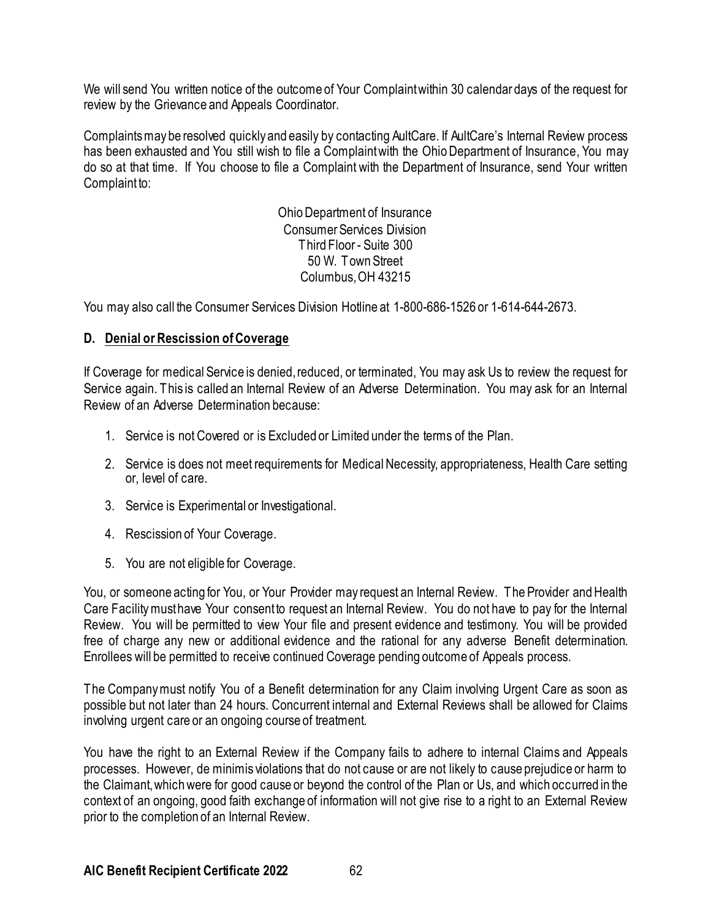We will send You written notice of the outcome of Your Complaint within 30 calendar days of the request for review by the Grievance and Appeals Coordinator.

Complaints may be resolved quickly and easily by contacting AultCare. If AultCare's Internal Review process has been exhausted and You still wish to file a Complaint with the Ohio Department of Insurance, You may do so at that time. If You choose to file a Complaint with the Department of Insurance, send Your written Complaint to:

Ohio Department of Insurance
Consumer Services Division
Third Floor - Suite 300
50 W. Town Street
Columbus, OH 43215

You may also call the Consumer Services Division Hotline at 1-800-686-1526 or 1-614-644-2673.

### D. Denial or Rescission of Coverage

If Coverage for medical Service is denied, reduced, or terminated, You may ask Us to review the request for Service again. This is called an Internal Review of an Adverse Determination. You may ask for an Internal Review of an Adverse Determination because:

1. Service is not Covered or is Excluded or Limited under the terms of the Plan.
2. Service is does not meet requirements for Medical Necessity, appropriateness, Health Care setting or, level of care.
3. Service is Experimental or Investigational.
4. Rescission of Your Coverage.
5. You are not eligible for Coverage.

You, or someone acting for You, or Your Provider may request an Internal Review. The Provider and Health Care Facility must have Your consent to request an Internal Review. You do not have to pay for the Internal Review. You will be permitted to view Your file and present evidence and testimony. You will be provided free of charge any new or additional evidence and the rational for any adverse Benefit determination. Enrollees will be permitted to receive continued Coverage pending outcome of Appeals process.

The Company must notify You of a Benefit determination for any Claim involving Urgent Care as soon as possible but not later than 24 hours. Concurrent internal and External Reviews shall be allowed for Claims involving urgent care or an ongoing course of treatment.

You have the right to an External Review if the Company fails to adhere to internal Claims and Appeals processes. However, de minimis violations that do not cause or are not likely to cause prejudice or harm to the Claimant, which were for good cause or beyond the control of the Plan or Us, and which occurred in the context of an ongoing, good faith exchange of information will not give rise to a right to an External Review prior to the completion of an Internal Review.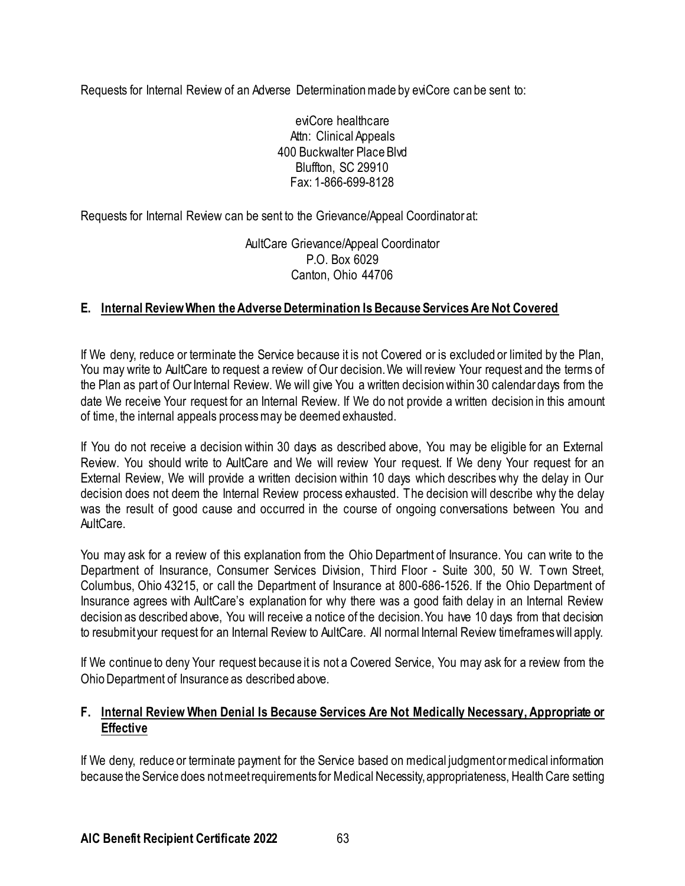Requests for Internal Review of an Adverse Determination made by eviCore can be sent to:

eviCore healthcare
Attn: Clinical Appeals
400 Buckwalter Place Blvd
Bluffton, SC 29910
Fax: 1-866-699-8128

Requests for Internal Review can be sent to the Grievance/Appeal Coordinator at:

AultCare Grievance/Appeal Coordinator
P.O. Box 6029
Canton, Ohio 44706

### E. Internal Review When the Adverse Determination Is Because Services Are Not Covered

If We deny, reduce or terminate the Service because it is not Covered or is excluded or limited by the Plan, You may write to AultCare to request a review of Our decision. We will review Your request and the terms of the Plan as part of Our Internal Review. We will give You a written decision within 30 calendar days from the date We receive Your request for an Internal Review. If We do not provide a written decision in this amount of time, the internal appeals process may be deemed exhausted.

If You do not receive a decision within 30 days as described above, You may be eligible for an External Review. You should write to AultCare and We will review Your request. If We deny Your request for an External Review, We will provide a written decision within 10 days which describes why the delay in Our decision does not deem the Internal Review process exhausted. The decision will describe why the delay was the result of good cause and occurred in the course of ongoing conversations between You and AultCare.

You may ask for a review of this explanation from the Ohio Department of Insurance. You can write to the Department of Insurance, Consumer Services Division, Third Floor - Suite 300, 50 W. Town Street, Columbus, Ohio 43215, or call the Department of Insurance at 800-686-1526. If the Ohio Department of Insurance agrees with AultCare's explanation for why there was a good faith delay in an Internal Review decision as described above, You will receive a notice of the decision. You have 10 days from that decision to resubmit your request for an Internal Review to AultCare. All normal Internal Review timeframes will apply.

If We continue to deny Your request because it is not a Covered Service, You may ask for a review from the Ohio Department of Insurance as described above.

### F. Internal Review When Denial Is Because Services Are Not Medically Necessary, Appropriate or Effective

If We deny, reduce or terminate payment for the Service based on medical judgment or medical information because the Service does not meet requirements for Medical Necessity, appropriateness, Health Care setting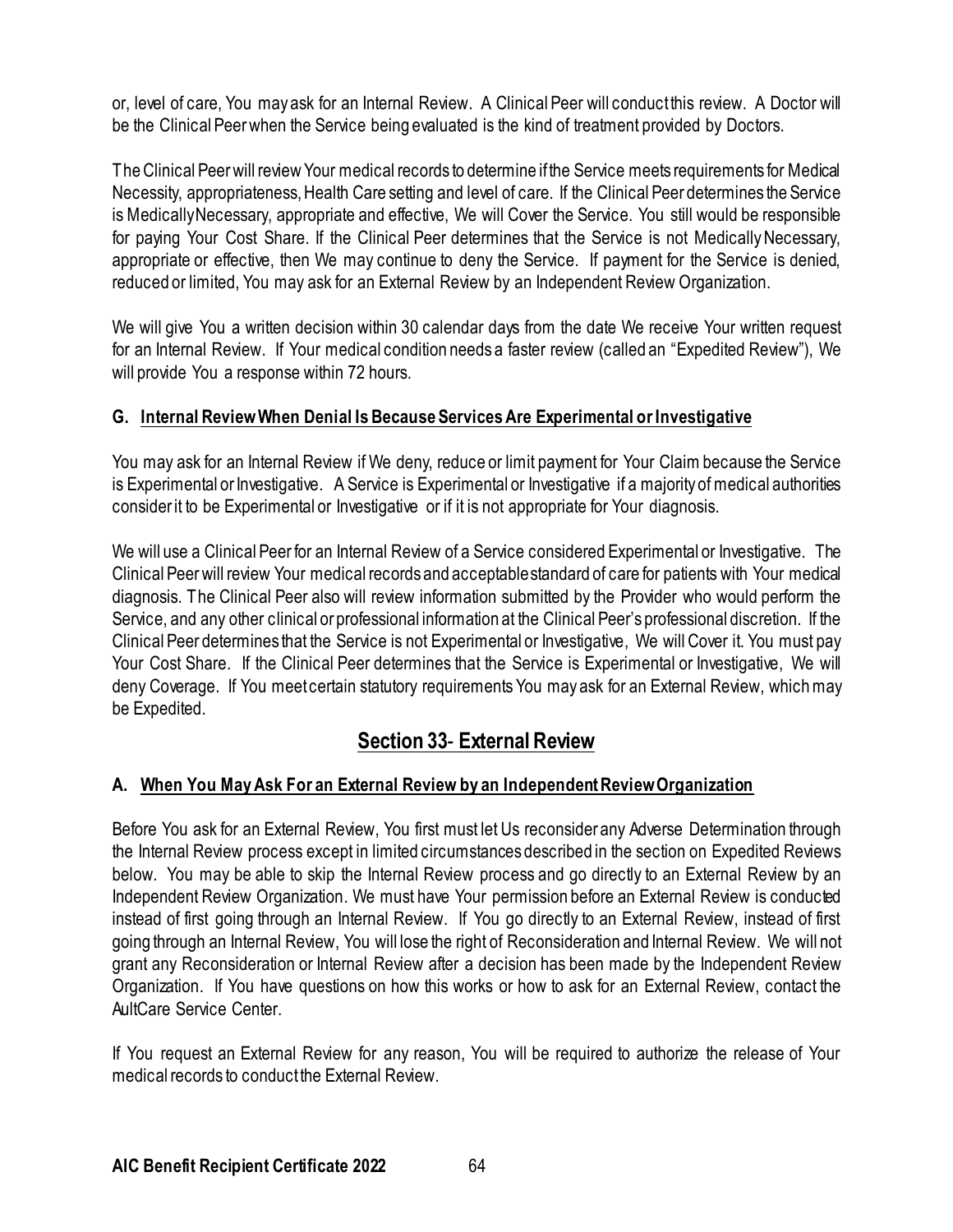or, level of care, You may ask for an Internal Review. A Clinical Peer will conduct this review. A Doctor will be the Clinical Peer when the Service being evaluated is the kind of treatment provided by Doctors.

The Clinical Peer will review Your medical records to determine if the Service meets requirements for Medical Necessity, appropriateness, Health Care setting and level of care. If the Clinical Peer determines the Service is Medically Necessary, appropriate and effective, We will Cover the Service. You still would be responsible for paying Your Cost Share. If the Clinical Peer determines that the Service is not Medically Necessary, appropriate or effective, then We may continue to deny the Service. If payment for the Service is denied, reduced or limited, You may ask for an External Review by an Independent Review Organization.

We will give You a written decision within 30 calendar days from the date We receive Your written request for an Internal Review. If Your medical condition needs a faster review (called an "Expedited Review"), We will provide You a response within 72 hours.

### G. Internal Review When Denial Is Because Services Are Experimental or Investigative

You may ask for an Internal Review if We deny, reduce or limit payment for Your Claim because the Service is Experimental or Investigative. A Service is Experimental or Investigative if a majority of medical authorities consider it to be Experimental or Investigative or if it is not appropriate for Your diagnosis.

We will use a Clinical Peer for an Internal Review of a Service considered Experimental or Investigative. The Clinical Peer will review Your medical records and acceptable standard of care for patients with Your medical diagnosis. The Clinical Peer also will review information submitted by the Provider who would perform the Service, and any other clinical or professional information at the Clinical Peer's professional discretion. If the Clinical Peer determines that the Service is not Experimental or Investigative, We will Cover it. You must pay Your Cost Share. If the Clinical Peer determines that the Service is Experimental or Investigative, We will deny Coverage. If You meet certain statutory requirements You may ask for an External Review, which may be Expedited.

## Section 33- External Review

### A. When You May Ask For an External Review by an Independent Review Organization

Before You ask for an External Review, You first must let Us reconsider any Adverse Determination through the Internal Review process except in limited circumstances described in the section on Expedited Reviews below. You may be able to skip the Internal Review process and go directly to an External Review by an Independent Review Organization. We must have Your permission before an External Review is conducted instead of first going through an Internal Review. If You go directly to an External Review, instead of first going through an Internal Review, You will lose the right of Reconsideration and Internal Review. We will not grant any Reconsideration or Internal Review after a decision has been made by the Independent Review Organization. If You have questions on how this works or how to ask for an External Review, contact the AultCare Service Center.

If You request an External Review for any reason, You will be required to authorize the release of Your medical records to conduct the External Review.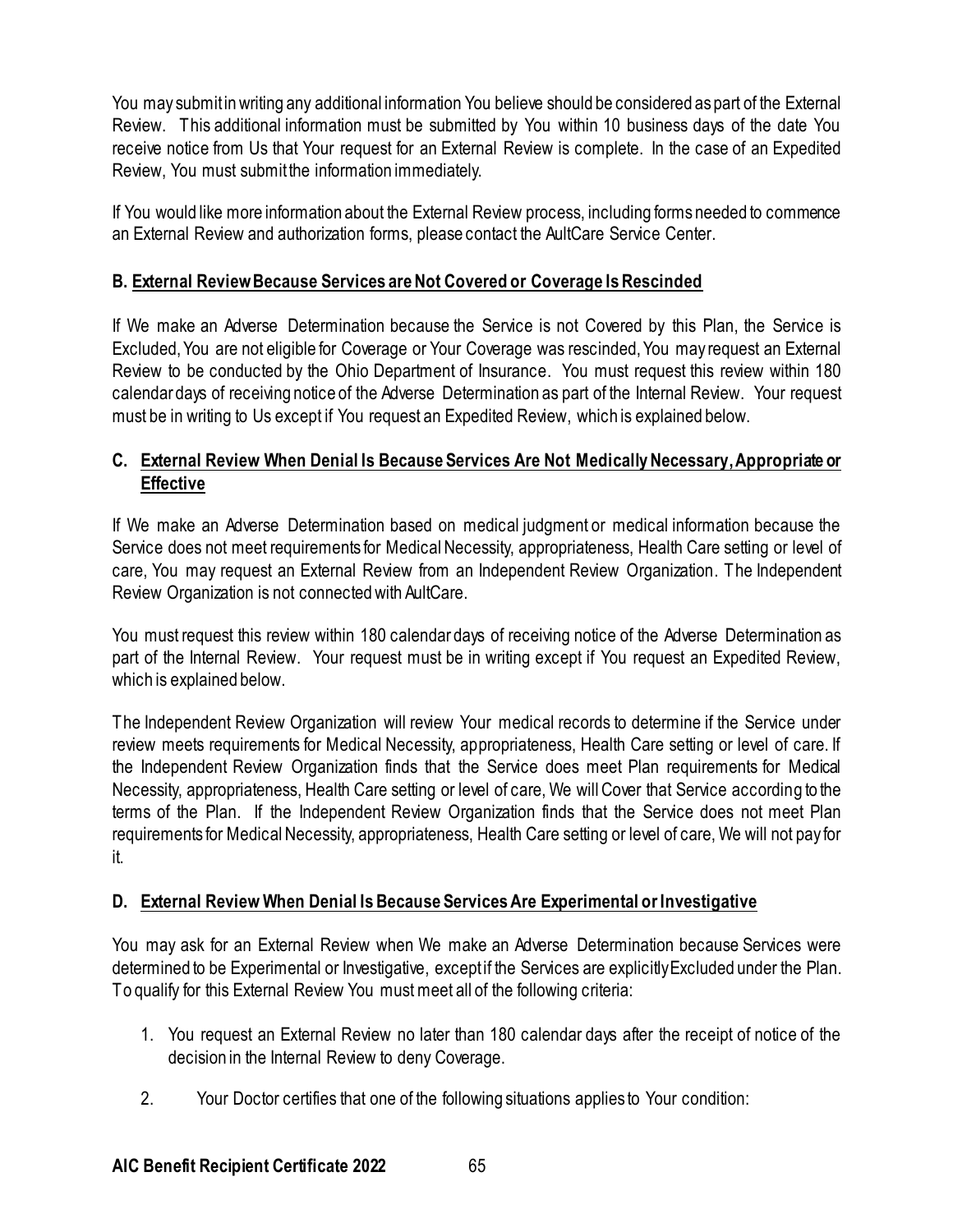You may submit in writing any additional information You believe should be considered as part of the External Review. This additional information must be submitted by You within 10 business days of the date You receive notice from Us that Your request for an External Review is complete. In the case of an Expedited Review, You must submit the information immediately.

If You would like more information about the External Review process, including forms needed to commence an External Review and authorization forms, please contact the AultCare Service Center.

### B. External Review Because Services are Not Covered or Coverage Is Rescinded

If We make an Adverse Determination because the Service is not Covered by this Plan, the Service is Excluded, You are not eligible for Coverage or Your Coverage was rescinded, You may request an External Review to be conducted by the Ohio Department of Insurance. You must request this review within 180 calendar days of receiving notice of the Adverse Determination as part of the Internal Review. Your request must be in writing to Us except if You request an Expedited Review, which is explained below.

### C. External Review When Denial Is Because Services Are Not Medically Necessary, Appropriate or Effective

If We make an Adverse Determination based on medical judgment or medical information because the Service does not meet requirements for Medical Necessity, appropriateness, Health Care setting or level of care, You may request an External Review from an Independent Review Organization. The Independent Review Organization is not connected with AultCare.

You must request this review within 180 calendar days of receiving notice of the Adverse Determination as part of the Internal Review. Your request must be in writing except if You request an Expedited Review, which is explained below.

The Independent Review Organization will review Your medical records to determine if the Service under review meets requirements for Medical Necessity, appropriateness, Health Care setting or level of care. If the Independent Review Organization finds that the Service does meet Plan requirements for Medical Necessity, appropriateness, Health Care setting or level of care, We will Cover that Service according to the terms of the Plan. If the Independent Review Organization finds that the Service does not meet Plan requirements for Medical Necessity, appropriateness, Health Care setting or level of care, We will not pay for it.

### D. External Review When Denial Is Because Services Are Experimental or Investigative

You may ask for an External Review when We make an Adverse Determination because Services were determined to be Experimental or Investigative, except if the Services are explicitly Excluded under the Plan. To qualify for this External Review You must meet all of the following criteria:

1. You request an External Review no later than 180 calendar days after the receipt of notice of the decision in the Internal Review to deny Coverage.
2. Your Doctor certifies that one of the following situations applies to Your condition: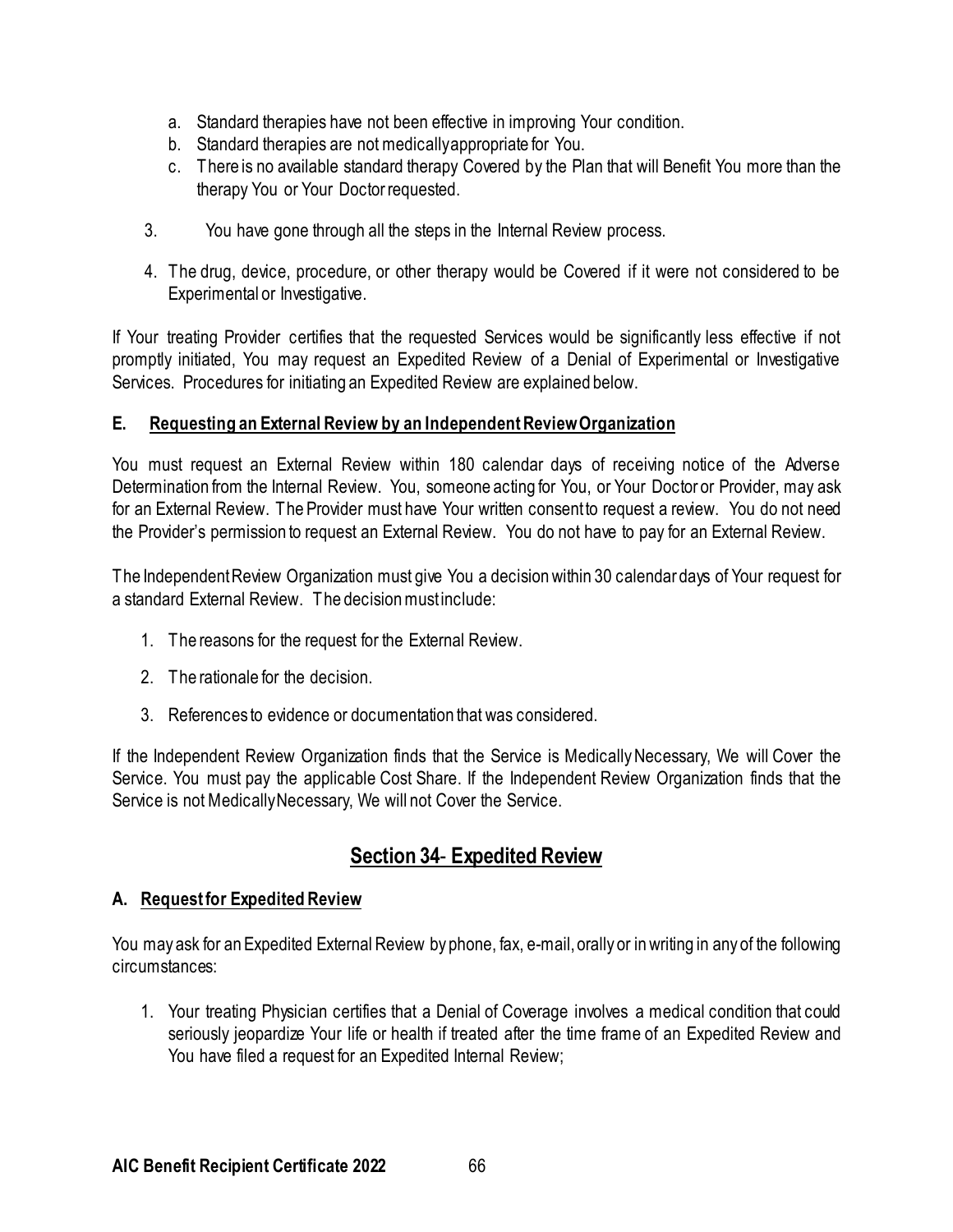a. Standard therapies have not been effective in improving Your condition.
   b. Standard therapies are not medically appropriate for You.
   c. There is no available standard therapy Covered by the Plan that will Benefit You more than the therapy You or Your Doctor requested.

3. You have gone through all the steps in the Internal Review process.

4. The drug, device, procedure, or other therapy would be Covered if it were not considered to be Experimental or Investigative.

If Your treating Provider certifies that the requested Services would be significantly less effective if not promptly initiated, You may request an Expedited Review of a Denial of Experimental or Investigative Services. Procedures for initiating an Expedited Review are explained below.

### E. Requesting an External Review by an Independent Review Organization

You must request an External Review within 180 calendar days of receiving notice of the Adverse Determination from the Internal Review. You, someone acting for You, or Your Doctor or Provider, may ask for an External Review. The Provider must have Your written consent to request a review. You do not need the Provider's permission to request an External Review. You do not have to pay for an External Review.

The Independent Review Organization must give You a decision within 30 calendar days of Your request for a standard External Review. The decision must include:

1. The reasons for the request for the External Review.

2. The rationale for the decision.

3. References to evidence or documentation that was considered.

If the Independent Review Organization finds that the Service is Medically Necessary, We will Cover the Service. You must pay the applicable Cost Share. If the Independent Review Organization finds that the Service is not Medically Necessary, We will not Cover the Service.

## Section 34- Expedited Review

### A. Request for Expedited Review

You may ask for an Expedited External Review by phone, fax, e-mail, orally or in writing in any of the following circumstances:

1. Your treating Physician certifies that a Denial of Coverage involves a medical condition that could seriously jeopardize Your life or health if treated after the time frame of an Expedited Review and You have filed a request for an Expedited Internal Review;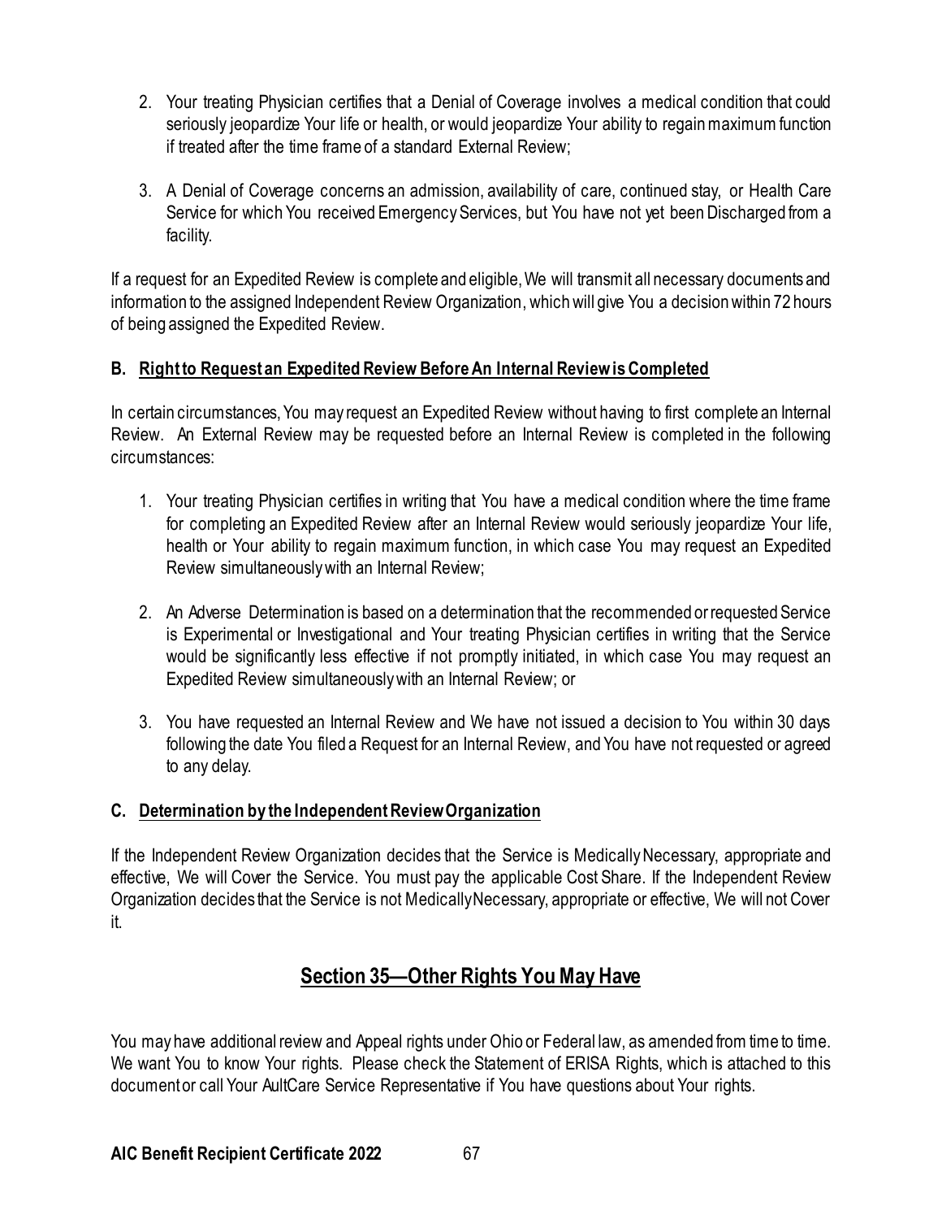2. Your treating Physician certifies that a Denial of Coverage involves a medical condition that could seriously jeopardize Your life or health, or would jeopardize Your ability to regain maximum function if treated after the time frame of a standard External Review;

3. A Denial of Coverage concerns an admission, availability of care, continued stay, or Health Care Service for which You received Emergency Services, but You have not yet been Discharged from a facility.

If a request for an Expedited Review is complete and eligible, We will transmit all necessary documents and information to the assigned Independent Review Organization, which will give You a decision within 72 hours of being assigned the Expedited Review.

### B. Right to Request an Expedited Review Before An Internal Review is Completed

In certain circumstances, You may request an Expedited Review without having to first complete an Internal Review. An External Review may be requested before an Internal Review is completed in the following circumstances:

1. Your treating Physician certifies in writing that You have a medical condition where the time frame for completing an Expedited Review after an Internal Review would seriously jeopardize Your life, health or Your ability to regain maximum function, in which case You may request an Expedited Review simultaneously with an Internal Review;

2. An Adverse Determination is based on a determination that the recommended or requested Service is Experimental or Investigational and Your treating Physician certifies in writing that the Service would be significantly less effective if not promptly initiated, in which case You may request an Expedited Review simultaneously with an Internal Review; or

3. You have requested an Internal Review and We have not issued a decision to You within 30 days following the date You filed a Request for an Internal Review, and You have not requested or agreed to any delay.

### C. Determination by the Independent Review Organization

If the Independent Review Organization decides that the Service is Medically Necessary, appropriate and effective, We will Cover the Service. You must pay the applicable Cost Share. If the Independent Review Organization decides that the Service is not Medically Necessary, appropriate or effective, We will not Cover it.

## Section 35—Other Rights You May Have

You may have additional review and Appeal rights under Ohio or Federal law, as amended from time to time. We want You to know Your rights. Please check the Statement of ERISA Rights, which is attached to this document or call Your AultCare Service Representative if You have questions about Your rights.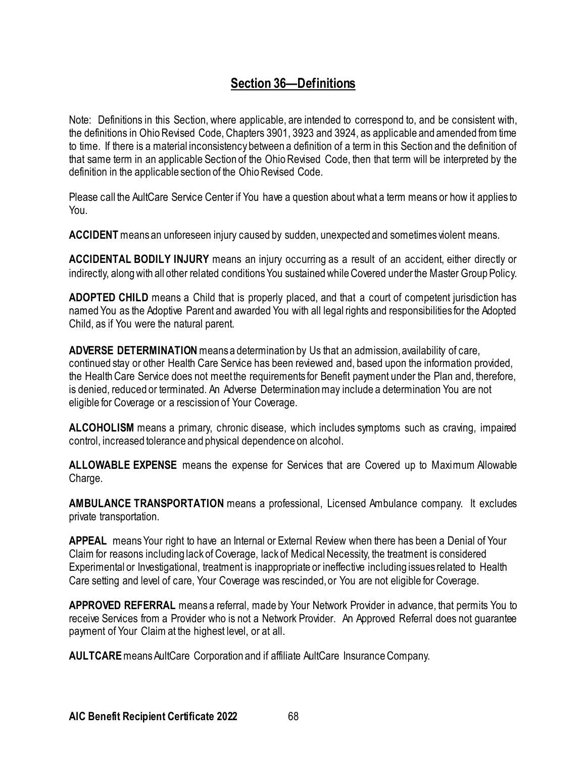## Section 36—Definitions

Note: Definitions in this Section, where applicable, are intended to correspond to, and be consistent with, the definitions in Ohio Revised Code, Chapters 3901, 3923 and 3924, as applicable and amended from time to time. If there is a material inconsistency between a definition of a term in this Section and the definition of that same term in an applicable Section of the Ohio Revised Code, then that term will be interpreted by the definition in the applicable section of the Ohio Revised Code.

Please call the AultCare Service Center if You have a question about what a term means or how it applies to You.

**ACCIDENT** means an unforeseen injury caused by sudden, unexpected and sometimes violent means.

**ACCIDENTAL BODILY INJURY** means an injury occurring as a result of an accident, either directly or indirectly, along with all other related conditions You sustained while Covered under the Master Group Policy.

**ADOPTED CHILD** means a Child that is properly placed, and that a court of competent jurisdiction has named You as the Adoptive Parent and awarded You with all legal rights and responsibilities for the Adopted Child, as if You were the natural parent.

**ADVERSE DETERMINATION** means a determination by Us that an admission, availability of care, continued stay or other Health Care Service has been reviewed and, based upon the information provided, the Health Care Service does not meet the requirements for Benefit payment under the Plan and, therefore, is denied, reduced or terminated. An Adverse Determination may include a determination You are not eligible for Coverage or a rescission of Your Coverage.

**ALCOHOLISM** means a primary, chronic disease, which includes symptoms such as craving, impaired control, increased tolerance and physical dependence on alcohol.

**ALLOWABLE EXPENSE** means the expense for Services that are Covered up to Maximum Allowable Charge.

**AMBULANCE TRANSPORTATION** means a professional, Licensed Ambulance company. It excludes private transportation.

**APPEAL** means Your right to have an Internal or External Review when there has been a Denial of Your Claim for reasons including lack of Coverage, lack of Medical Necessity, the treatment is considered Experimental or Investigational, treatment is inappropriate or ineffective including issues related to Health Care setting and level of care, Your Coverage was rescinded, or You are not eligible for Coverage.

**APPROVED REFERRAL** means a referral, made by Your Network Provider in advance, that permits You to receive Services from a Provider who is not a Network Provider. An Approved Referral does not guarantee payment of Your Claim at the highest level, or at all.

**AULTCARE** means AultCare Corporation and if affiliate AultCare Insurance Company.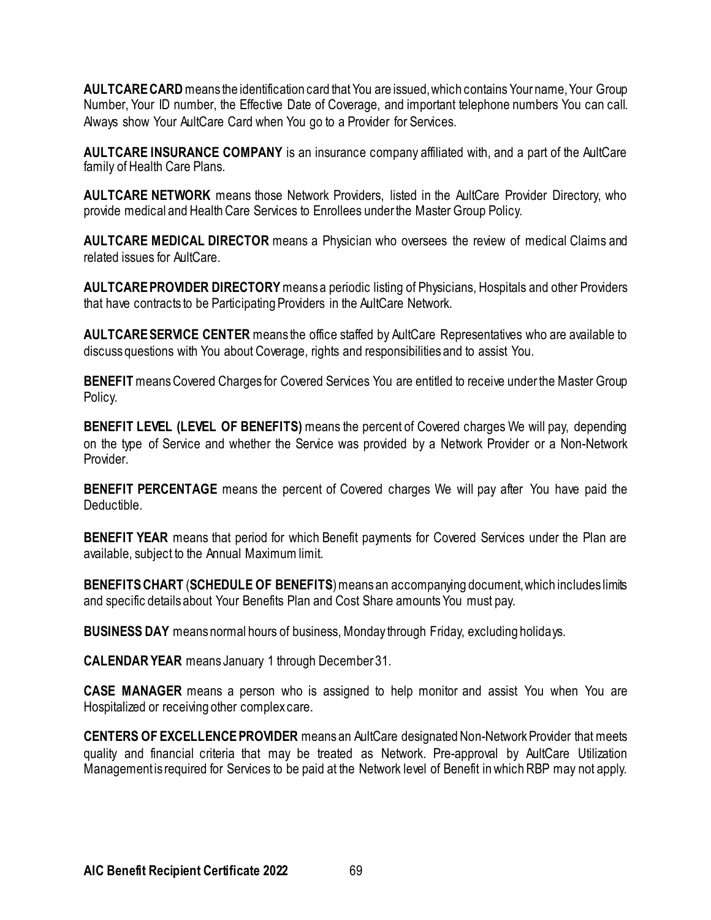**AULTCARE CARD** means the identification card that You are issued, which contains Your name, Your Group Number, Your ID number, the Effective Date of Coverage, and important telephone numbers You can call. Always show Your AultCare Card when You go to a Provider for Services.

**AULTCARE INSURANCE COMPANY** is an insurance company affiliated with, and a part of the AultCare family of Health Care Plans.

**AULTCARE NETWORK** means those Network Providers, listed in the AultCare Provider Directory, who provide medical and Health Care Services to Enrollees under the Master Group Policy.

**AULTCARE MEDICAL DIRECTOR** means a Physician who oversees the review of medical Claims and related issues for AultCare.

**AULTCARE PROVIDER DIRECTORY** means a periodic listing of Physicians, Hospitals and other Providers that have contracts to be Participating Providers in the AultCare Network.

**AULTCARE SERVICE CENTER** means the office staffed by AultCare Representatives who are available to discuss questions with You about Coverage, rights and responsibilities and to assist You.

**BENEFIT** means Covered Charges for Covered Services You are entitled to receive under the Master Group Policy.

**BENEFIT LEVEL (LEVEL OF BENEFITS)** means the percent of Covered charges We will pay, depending on the type of Service and whether the Service was provided by a Network Provider or a Non-Network Provider.

**BENEFIT PERCENTAGE** means the percent of Covered charges We will pay after You have paid the Deductible.

**BENEFIT YEAR** means that period for which Benefit payments for Covered Services under the Plan are available, subject to the Annual Maximum limit.

**BENEFITS CHART** (**SCHEDULE OF BENEFITS**) means an accompanying document, which includes limits and specific details about Your Benefits Plan and Cost Share amounts You must pay.

**BUSINESS DAY** means normal hours of business, Monday through Friday, excluding holidays.

**CALENDAR YEAR** means January 1 through December 31.

**CASE MANAGER** means a person who is assigned to help monitor and assist You when You are Hospitalized or receiving other complex care.

**CENTERS OF EXCELLENCE PROVIDER** means an AultCare designated Non-Network Provider that meets quality and financial criteria that may be treated as Network. Pre-approval by AultCare Utilization Management is required for Services to be paid at the Network level of Benefit in which RBP may not apply.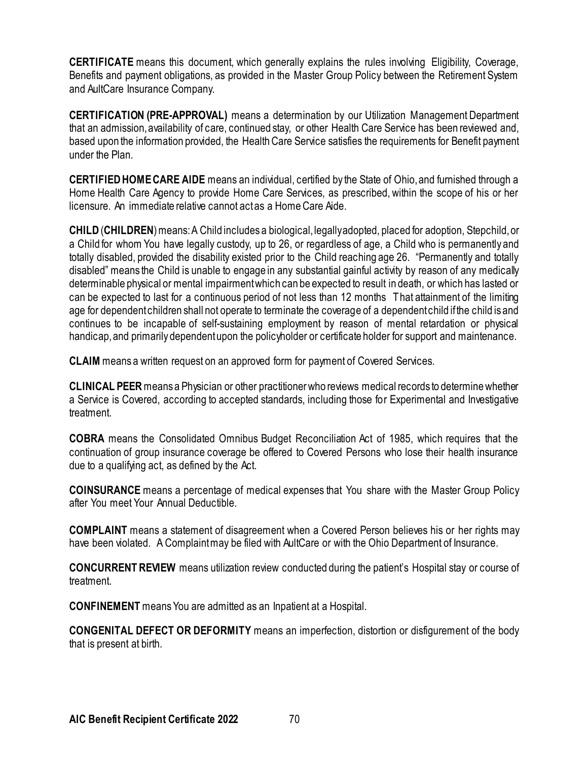**CERTIFICATE** means this document, which generally explains the rules involving Eligibility, Coverage, Benefits and payment obligations, as provided in the Master Group Policy between the Retirement System and AultCare Insurance Company.

**CERTIFICATION (PRE-APPROVAL)** means a determination by our Utilization Management Department that an admission, availability of care, continued stay, or other Health Care Service has been reviewed and, based upon the information provided, the Health Care Service satisfies the requirements for Benefit payment under the Plan.

**CERTIFIED HOME CARE AIDE** means an individual, certified by the State of Ohio, and furnished through a Home Health Care Agency to provide Home Care Services, as prescribed, within the scope of his or her licensure. An immediate relative cannot act as a Home Care Aide.

**CHILD** (**CHILDREN**) means: A Child includes a biological, legally adopted, placed for adoption, Stepchild, or a Child for whom You have legally custody, up to 26, or regardless of age, a Child who is permanently and totally disabled, provided the disability existed prior to the Child reaching age 26. "Permanently and totally disabled" means the Child is unable to engage in any substantial gainful activity by reason of any medically determinable physical or mental impairment which can be expected to result in death, or which has lasted or can be expected to last for a continuous period of not less than 12 months That attainment of the limiting age for dependent children shall not operate to terminate the coverage of a dependent child if the child is and continues to be incapable of self-sustaining employment by reason of mental retardation or physical handicap, and primarily dependent upon the policyholder or certificate holder for support and maintenance.

**CLAIM** means a written request on an approved form for payment of Covered Services.

**CLINICAL PEER** means a Physician or other practitioner who reviews medical records to determine whether a Service is Covered, according to accepted standards, including those for Experimental and Investigative treatment.

**COBRA** means the Consolidated Omnibus Budget Reconciliation Act of 1985, which requires that the continuation of group insurance coverage be offered to Covered Persons who lose their health insurance due to a qualifying act, as defined by the Act.

**COINSURANCE** means a percentage of medical expenses that You share with the Master Group Policy after You meet Your Annual Deductible.

**COMPLAINT** means a statement of disagreement when a Covered Person believes his or her rights may have been violated. A Complaint may be filed with AultCare or with the Ohio Department of Insurance.

**CONCURRENT REVIEW** means utilization review conducted during the patient's Hospital stay or course of treatment.

**CONFINEMENT** means You are admitted as an Inpatient at a Hospital.

**CONGENITAL DEFECT OR DEFORMITY** means an imperfection, distortion or disfigurement of the body that is present at birth.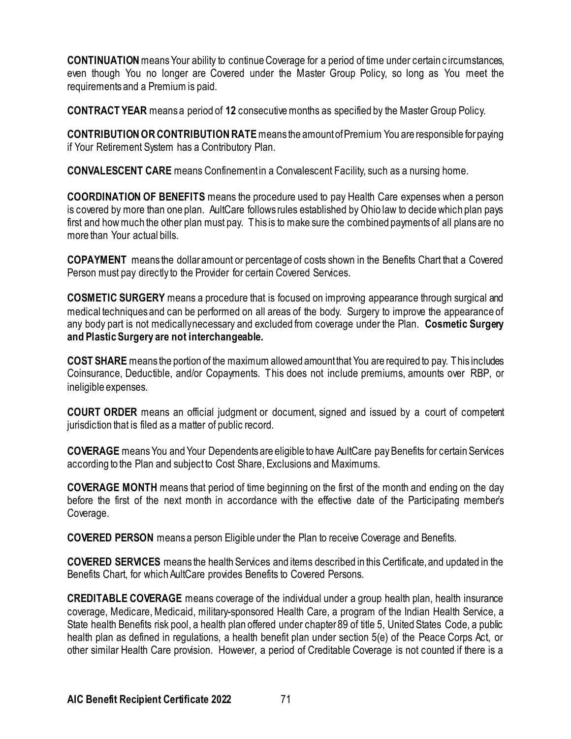**CONTINUATION** means Your ability to continue Coverage for a period of time under certain circumstances, even though You no longer are Covered under the Master Group Policy, so long as You meet the requirements and a Premium is paid.

**CONTRACT YEAR** means a period of **12** consecutive months as specified by the Master Group Policy.

**CONTRIBUTION OR CONTRIBUTION RATE** means the amount of Premium You are responsible for paying if Your Retirement System has a Contributory Plan.

**CONVALESCENT CARE** means Confinement in a Convalescent Facility, such as a nursing home.

**COORDINATION OF BENEFITS** means the procedure used to pay Health Care expenses when a person is covered by more than one plan. AultCare follows rules established by Ohio law to decide which plan pays first and how much the other plan must pay. This is to make sure the combined payments of all plans are no more than Your actual bills.

**COPAYMENT** means the dollar amount or percentage of costs shown in the Benefits Chart that a Covered Person must pay directly to the Provider for certain Covered Services.

**COSMETIC SURGERY** means a procedure that is focused on improving appearance through surgical and medical techniques and can be performed on all areas of the body. Surgery to improve the appearance of any body part is not medically necessary and excluded from coverage under the Plan. **Cosmetic Surgery and Plastic Surgery are not interchangeable.**

**COST SHARE** means the portion of the maximum allowed amount that You are required to pay. This includes Coinsurance, Deductible, and/or Copayments. This does not include premiums, amounts over RBP, or ineligible expenses.

**COURT ORDER** means an official judgment or document, signed and issued by a court of competent jurisdiction that is filed as a matter of public record.

**COVERAGE** means You and Your Dependents are eligible to have AultCare pay Benefits for certain Services according to the Plan and subject to Cost Share, Exclusions and Maximums.

**COVERAGE MONTH** means that period of time beginning on the first of the month and ending on the day before the first of the next month in accordance with the effective date of the Participating member's Coverage.

**COVERED PERSON** means a person Eligible under the Plan to receive Coverage and Benefits.

**COVERED SERVICES** means the health Services and items described in this Certificate, and updated in the Benefits Chart, for which AultCare provides Benefits to Covered Persons.

**CREDITABLE COVERAGE** means coverage of the individual under a group health plan, health insurance coverage, Medicare, Medicaid, military-sponsored Health Care, a program of the Indian Health Service, a State health Benefits risk pool, a health plan offered under chapter 89 of title 5, United States Code, a public health plan as defined in regulations, a health benefit plan under section 5(e) of the Peace Corps Act, or other similar Health Care provision. However, a period of Creditable Coverage is not counted if there is a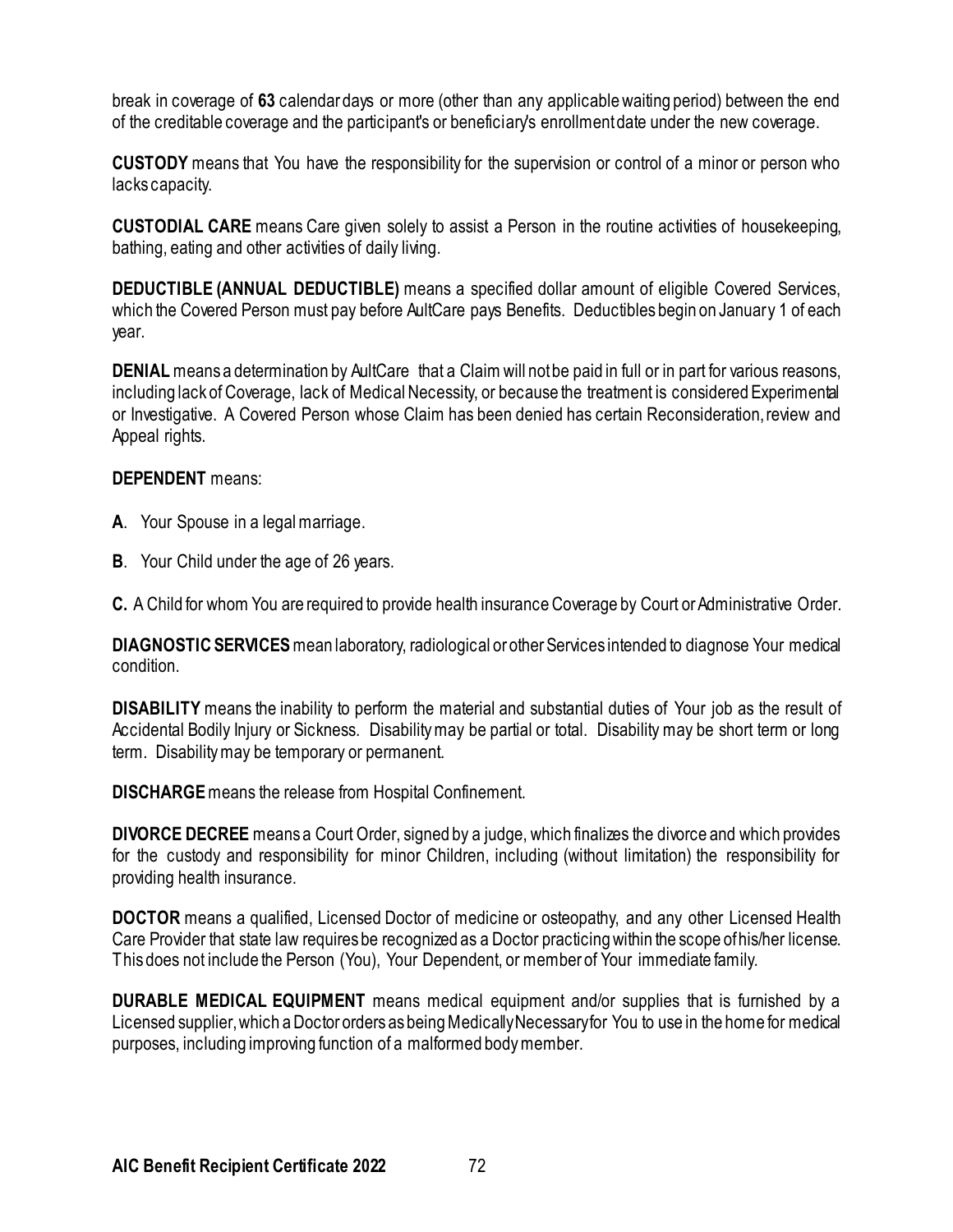break in coverage of **63** calendar days or more (other than any applicable waiting period) between the end of the creditable coverage and the participant's or beneficiary's enrollment date under the new coverage.

**CUSTODY** means that You have the responsibility for the supervision or control of a minor or person who lacks capacity.

**CUSTODIAL CARE** means Care given solely to assist a Person in the routine activities of housekeeping, bathing, eating and other activities of daily living.

**DEDUCTIBLE (ANNUAL DEDUCTIBLE)** means a specified dollar amount of eligible Covered Services, which the Covered Person must pay before AultCare pays Benefits. Deductibles begin on January 1 of each year.

**DENIAL** means a determination by AultCare that a Claim will not be paid in full or in part for various reasons, including lack of Coverage, lack of Medical Necessity, or because the treatment is considered Experimental or Investigative. A Covered Person whose Claim has been denied has certain Reconsideration, review and Appeal rights.

**DEPENDENT** means:

**A**. Your Spouse in a legal marriage.

**B**. Your Child under the age of 26 years.

**C.** A Child for whom You are required to provide health insurance Coverage by Court or Administrative Order.

**DIAGNOSTIC SERVICES** mean laboratory, radiological or other Services intended to diagnose Your medical condition.

**DISABILITY** means the inability to perform the material and substantial duties of Your job as the result of Accidental Bodily Injury or Sickness. Disability may be partial or total. Disability may be short term or long term. Disability may be temporary or permanent.

**DISCHARGE** means the release from Hospital Confinement.

**DIVORCE DECREE** means a Court Order, signed by a judge, which finalizes the divorce and which provides for the custody and responsibility for minor Children, including (without limitation) the responsibility for providing health insurance.

**DOCTOR** means a qualified, Licensed Doctor of medicine or osteopathy, and any other Licensed Health Care Provider that state law requires be recognized as a Doctor practicing within the scope of his/her license. This does not include the Person (You), Your Dependent, or member of Your immediate family.

**DURABLE MEDICAL EQUIPMENT** means medical equipment and/or supplies that is furnished by a Licensed supplier, which a Doctor orders as being Medically Necessary for You to use in the home for medical purposes, including improving function of a malformed body member.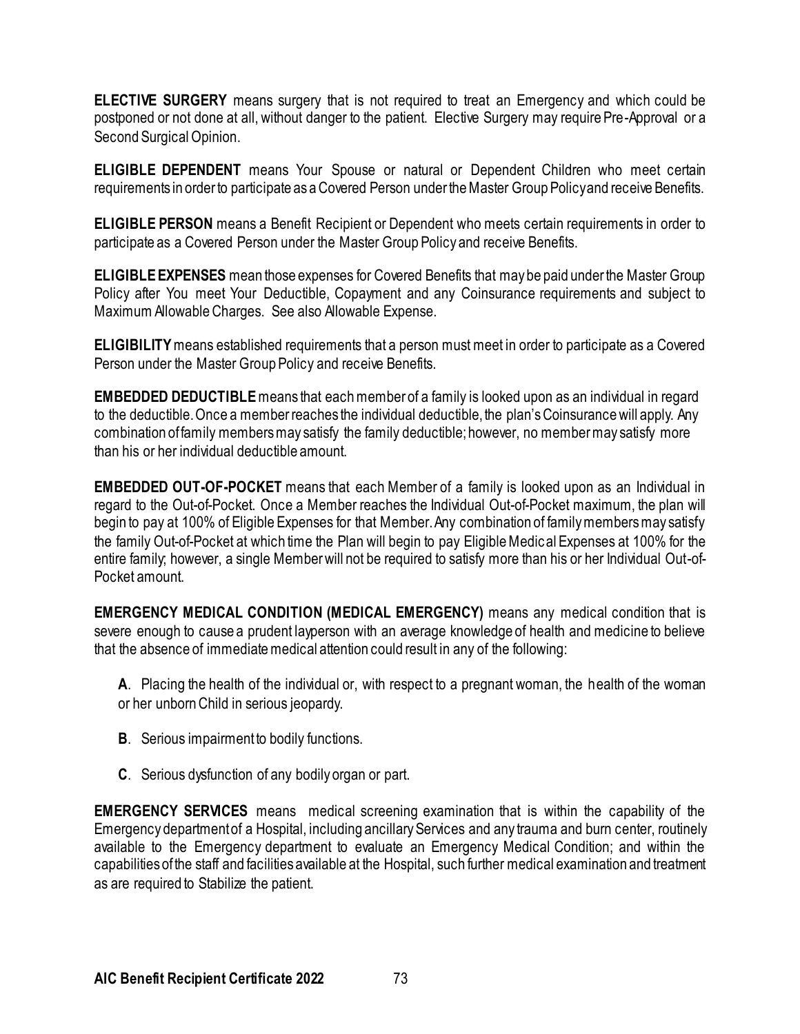**ELECTIVE SURGERY** means surgery that is not required to treat an Emergency and which could be postponed or not done at all, without danger to the patient. Elective Surgery may require Pre-Approval or a Second Surgical Opinion.

**ELIGIBLE DEPENDENT** means Your Spouse or natural or Dependent Children who meet certain requirements in order to participate as a Covered Person under the Master Group Policy and receive Benefits.

**ELIGIBLE PERSON** means a Benefit Recipient or Dependent who meets certain requirements in order to participate as a Covered Person under the Master Group Policy and receive Benefits.

**ELIGIBLE EXPENSES** mean those expenses for Covered Benefits that may be paid under the Master Group Policy after You meet Your Deductible, Copayment and any Coinsurance requirements and subject to Maximum Allowable Charges. See also Allowable Expense.

**ELIGIBILITY** means established requirements that a person must meet in order to participate as a Covered Person under the Master Group Policy and receive Benefits.

**EMBEDDED DEDUCTIBLE** means that each member of a family is looked upon as an individual in regard to the deductible. Once a member reaches the individual deductible, the plan's Coinsurance will apply. Any combination of family members may satisfy the family deductible; however, no member may satisfy more than his or her individual deductible amount.

**EMBEDDED OUT-OF-POCKET** means that each Member of a family is looked upon as an Individual in regard to the Out-of-Pocket. Once a Member reaches the Individual Out-of-Pocket maximum, the plan will begin to pay at 100% of Eligible Expenses for that Member. Any combination of family members may satisfy the family Out-of-Pocket at which time the Plan will begin to pay Eligible Medical Expenses at 100% for the entire family; however, a single Member will not be required to satisfy more than his or her Individual Out-of-Pocket amount.

**EMERGENCY MEDICAL CONDITION (MEDICAL EMERGENCY)** means any medical condition that is severe enough to cause a prudent layperson with an average knowledge of health and medicine to believe that the absence of immediate medical attention could result in any of the following:

**A**. Placing the health of the individual or, with respect to a pregnant woman, the health of the woman or her unborn Child in serious jeopardy.

**B**. Serious impairment to bodily functions.

**C**. Serious dysfunction of any bodily organ or part.

**EMERGENCY SERVICES** means medical screening examination that is within the capability of the Emergency department of a Hospital, including ancillary Services and any trauma and burn center, routinely available to the Emergency department to evaluate an Emergency Medical Condition; and within the capabilities of the staff and facilities available at the Hospital, such further medical examination and treatment as are required to Stabilize the patient.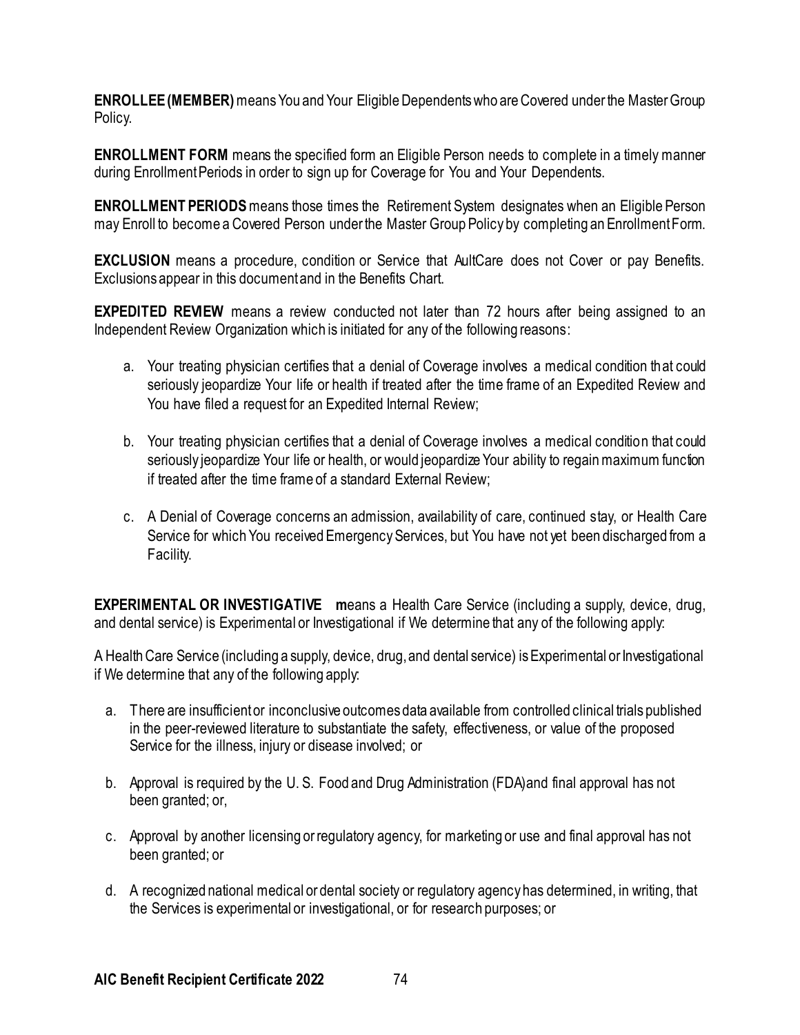**ENROLLEE (MEMBER)** means You and Your Eligible Dependents who are Covered under the Master Group Policy.

**ENROLLMENT FORM** means the specified form an Eligible Person needs to complete in a timely manner during Enrollment Periods in order to sign up for Coverage for You and Your Dependents.

**ENROLLMENT PERIODS** means those times the Retirement System designates when an Eligible Person may Enroll to become a Covered Person under the Master Group Policy by completing an Enrollment Form.

**EXCLUSION** means a procedure, condition or Service that AultCare does not Cover or pay Benefits. Exclusions appear in this document and in the Benefits Chart.

**EXPEDITED REVIEW** means a review conducted not later than 72 hours after being assigned to an Independent Review Organization which is initiated for any of the following reasons:

a. Your treating physician certifies that a denial of Coverage involves a medical condition that could seriously jeopardize Your life or health if treated after the time frame of an Expedited Review and You have filed a request for an Expedited Internal Review;

b. Your treating physician certifies that a denial of Coverage involves a medical condition that could seriously jeopardize Your life or health, or would jeopardize Your ability to regain maximum function if treated after the time frame of a standard External Review;

c. A Denial of Coverage concerns an admission, availability of care, continued stay, or Health Care Service for which You received Emergency Services, but You have not yet been discharged from a Facility.

**EXPERIMENTAL OR INVESTIGATIVE** **m**eans a Health Care Service (including a supply, device, drug, and dental service) is Experimental or Investigational if We determine that any of the following apply:

A Health Care Service (including a supply, device, drug, and dental service) is Experimental or Investigational if We determine that any of the following apply:

a. There are insufficient or inconclusive outcomes data available from controlled clinical trials published in the peer-reviewed literature to substantiate the safety, effectiveness, or value of the proposed Service for the illness, injury or disease involved; or

b. Approval is required by the U. S. Food and Drug Administration (FDA)and final approval has not been granted; or,

c. Approval by another licensing or regulatory agency, for marketing or use and final approval has not been granted; or

d. A recognized national medical or dental society or regulatory agency has determined, in writing, that the Services is experimental or investigational, or for research purposes; or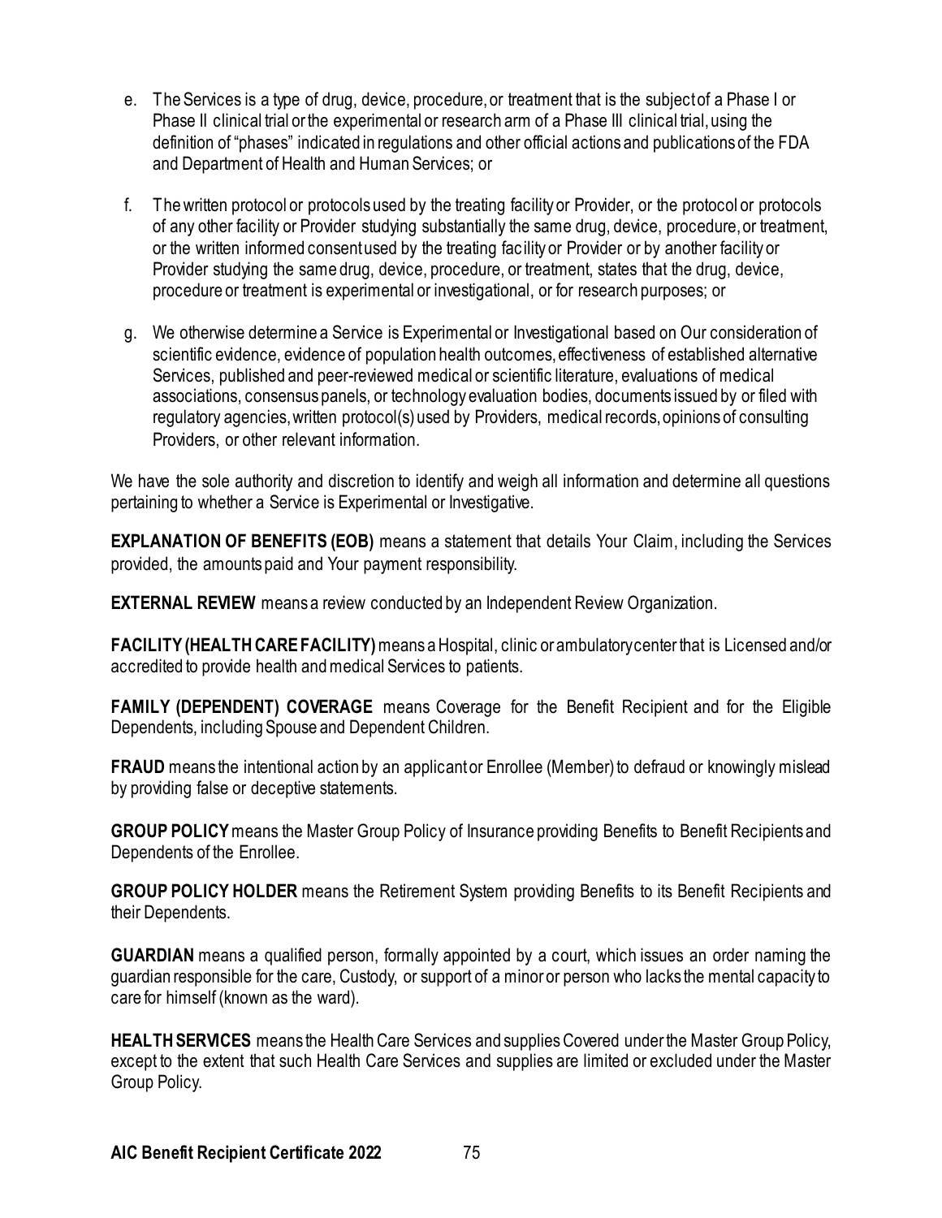e. The Services is a type of drug, device, procedure, or treatment that is the subject of a Phase I or Phase II clinical trial or the experimental or research arm of a Phase III clinical trial, using the definition of "phases" indicated in regulations and other official actions and publications of the FDA and Department of Health and Human Services; or

f. The written protocol or protocols used by the treating facility or Provider, or the protocol or protocols of any other facility or Provider studying substantially the same drug, device, procedure, or treatment, or the written informed consent used by the treating facility or Provider or by another facility or Provider studying the same drug, device, procedure, or treatment, states that the drug, device, procedure or treatment is experimental or investigational, or for research purposes; or

g. We otherwise determine a Service is Experimental or Investigational based on Our consideration of scientific evidence, evidence of population health outcomes, effectiveness of established alternative Services, published and peer-reviewed medical or scientific literature, evaluations of medical associations, consensus panels, or technology evaluation bodies, documents issued by or filed with regulatory agencies, written protocol(s) used by Providers, medical records, opinions of consulting Providers, or other relevant information.

We have the sole authority and discretion to identify and weigh all information and determine all questions pertaining to whether a Service is Experimental or Investigative.

**EXPLANATION OF BENEFITS (EOB)** means a statement that details Your Claim, including the Services provided, the amounts paid and Your payment responsibility.

**EXTERNAL REVIEW** means a review conducted by an Independent Review Organization.

**FACILITY (HEALTH CARE FACILITY)** means a Hospital, clinic or ambulatory center that is Licensed and/or accredited to provide health and medical Services to patients.

**FAMILY (DEPENDENT) COVERAGE** means Coverage for the Benefit Recipient and for the Eligible Dependents, including Spouse and Dependent Children.

**FRAUD** means the intentional action by an applicant or Enrollee (Member) to defraud or knowingly mislead by providing false or deceptive statements.

**GROUP POLICY** means the Master Group Policy of Insurance providing Benefits to Benefit Recipients and Dependents of the Enrollee.

**GROUP POLICY HOLDER** means the Retirement System providing Benefits to its Benefit Recipients and their Dependents.

**GUARDIAN** means a qualified person, formally appointed by a court, which issues an order naming the guardian responsible for the care, Custody, or support of a minor or person who lacks the mental capacity to care for himself (known as the ward).

**HEALTH SERVICES** means the Health Care Services and supplies Covered under the Master Group Policy, except to the extent that such Health Care Services and supplies are limited or excluded under the Master Group Policy.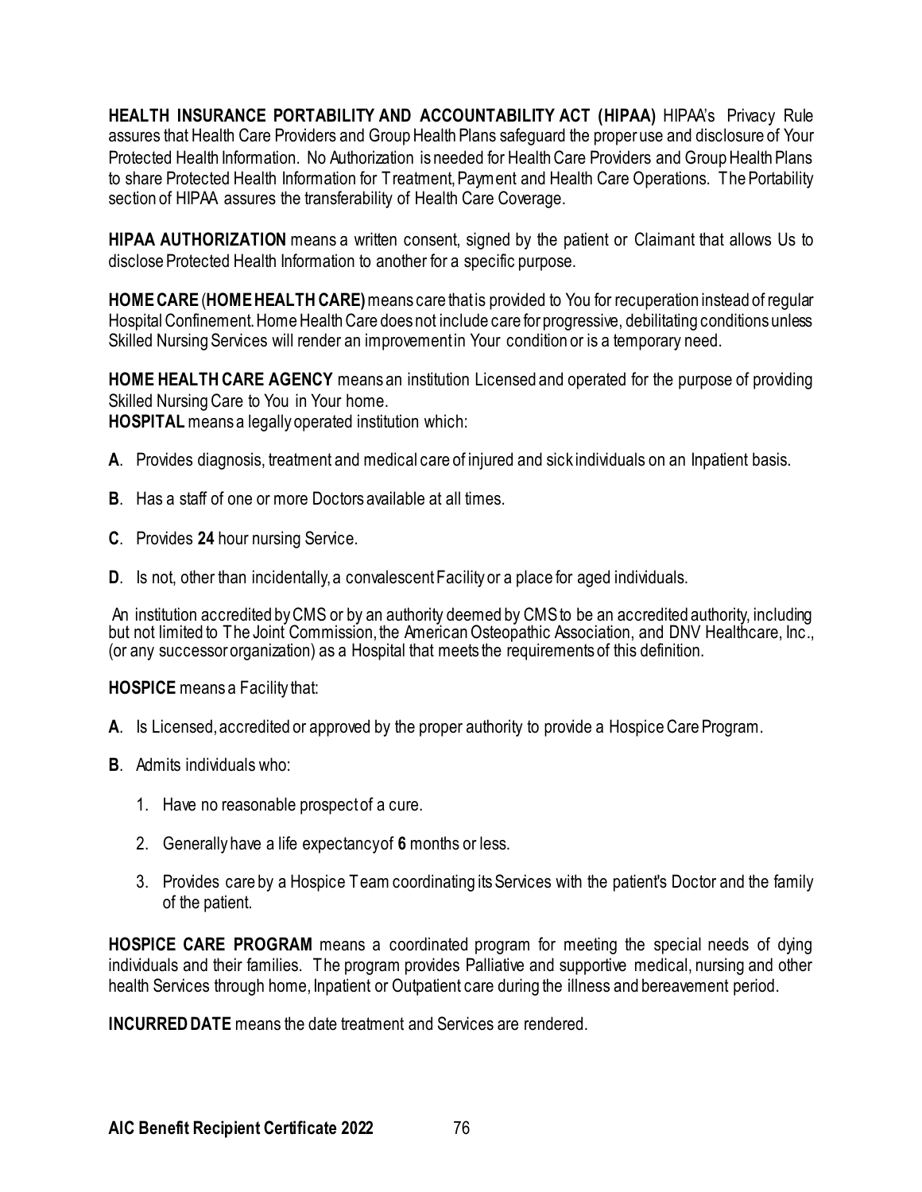**HEALTH INSURANCE PORTABILITY AND ACCOUNTABILITY ACT (HIPAA)** HIPAA's Privacy Rule assures that Health Care Providers and Group Health Plans safeguard the proper use and disclosure of Your Protected Health Information. No Authorization is needed for Health Care Providers and Group Health Plans to share Protected Health Information for Treatment, Payment and Health Care Operations. The Portability section of HIPAA assures the transferability of Health Care Coverage.

**HIPAA AUTHORIZATION** means a written consent, signed by the patient or Claimant that allows Us to disclose Protected Health Information to another for a specific purpose.

**HOME CARE** (**HOME HEALTH CARE)** means care that is provided to You for recuperation instead of regular Hospital Confinement. Home Health Care does not include care for progressive, debilitating conditions unless Skilled Nursing Services will render an improvement in Your condition or is a temporary need.

**HOME HEALTH CARE AGENCY** means an institution Licensed and operated for the purpose of providing Skilled Nursing Care to You in Your home.

**HOSPITAL** means a legally operated institution which:

**A**. Provides diagnosis, treatment and medical care of injured and sick individuals on an Inpatient basis.

**B**. Has a staff of one or more Doctors available at all times.

**C**. Provides **24** hour nursing Service.

**D**. Is not, other than incidentally, a convalescent Facility or a place for aged individuals.

An institution accredited by CMS or by an authority deemed by CMS to be an accredited authority, including but not limited to The Joint Commission, the American Osteopathic Association, and DNV Healthcare, Inc., (or any successor organization) as a Hospital that meets the requirements of this definition.

**HOSPICE** means a Facility that:

**A**. Is Licensed, accredited or approved by the proper authority to provide a Hospice Care Program.

**B**. Admits individuals who:

1. Have no reasonable prospect of a cure.
2. Generally have a life expectancy of **6** months or less.
3. Provides care by a Hospice Team coordinating its Services with the patient's Doctor and the family of the patient.

**HOSPICE CARE PROGRAM** means a coordinated program for meeting the special needs of dying individuals and their families. The program provides Palliative and supportive medical, nursing and other health Services through home, Inpatient or Outpatient care during the illness and bereavement period.

**INCURRED DATE** means the date treatment and Services are rendered.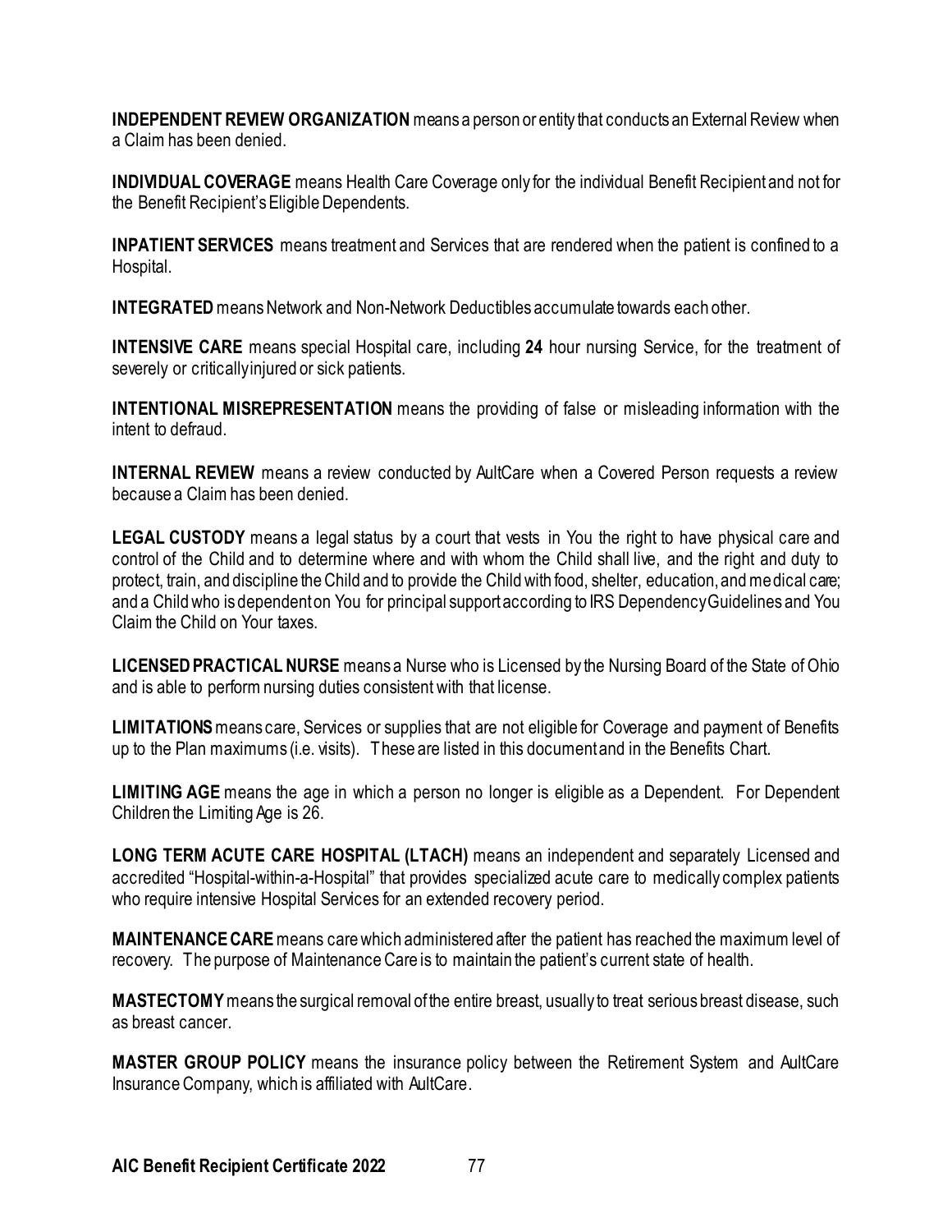**INDEPENDENT REVIEW ORGANIZATION** means a person or entity that conducts an External Review when a Claim has been denied.

**INDIVIDUAL COVERAGE** means Health Care Coverage only for the individual Benefit Recipient and not for the Benefit Recipient's Eligible Dependents.

**INPATIENT SERVICES** means treatment and Services that are rendered when the patient is confined to a Hospital.

**INTEGRATED** means Network and Non-Network Deductibles accumulate towards each other.

**INTENSIVE CARE** means special Hospital care, including **24** hour nursing Service, for the treatment of severely or critically injured or sick patients.

**INTENTIONAL MISREPRESENTATION** means the providing of false or misleading information with the intent to defraud.

**INTERNAL REVIEW** means a review conducted by AultCare when a Covered Person requests a review because a Claim has been denied.

**LEGAL CUSTODY** means a legal status by a court that vests in You the right to have physical care and control of the Child and to determine where and with whom the Child shall live, and the right and duty to protect, train, and discipline the Child and to provide the Child with food, shelter, education, and medical care; and a Child who is dependent on You for principal support according to IRS Dependency Guidelines and You Claim the Child on Your taxes.

**LICENSED PRACTICAL NURSE** means a Nurse who is Licensed by the Nursing Board of the State of Ohio and is able to perform nursing duties consistent with that license.

**LIMITATIONS** means care, Services or supplies that are not eligible for Coverage and payment of Benefits up to the Plan maximums (i.e. visits). These are listed in this document and in the Benefits Chart.

**LIMITING AGE** means the age in which a person no longer is eligible as a Dependent. For Dependent Children the Limiting Age is 26.

**LONG TERM ACUTE CARE HOSPITAL (LTACH)** means an independent and separately Licensed and accredited "Hospital-within-a-Hospital" that provides specialized acute care to medically complex patients who require intensive Hospital Services for an extended recovery period.

**MAINTENANCE CARE** means care which administered after the patient has reached the maximum level of recovery. The purpose of Maintenance Care is to maintain the patient's current state of health.

**MASTECTOMY** means the surgical removal of the entire breast, usually to treat serious breast disease, such as breast cancer.

**MASTER GROUP POLICY** means the insurance policy between the Retirement System and AultCare Insurance Company, which is affiliated with AultCare.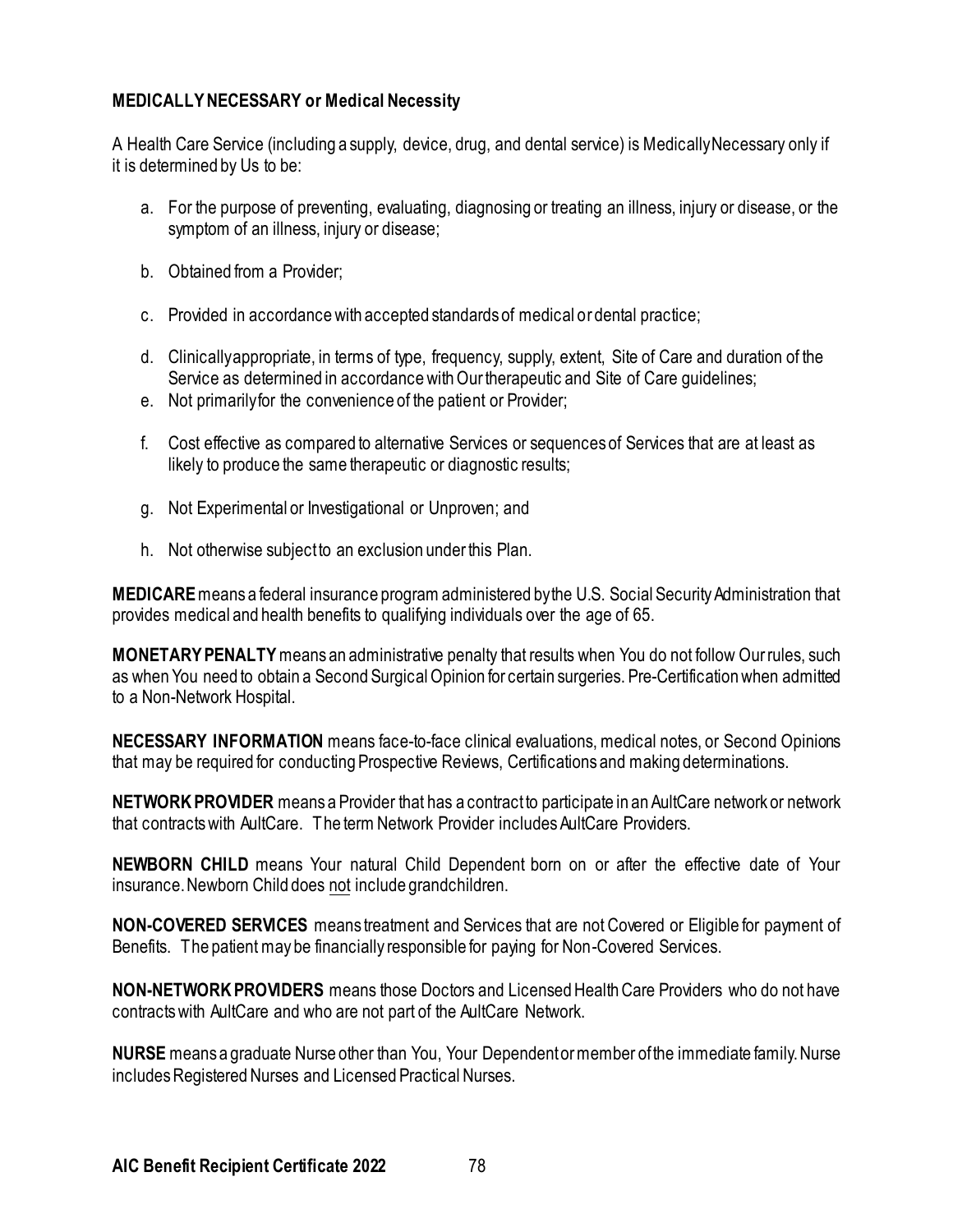**MEDICALLY NECESSARY or Medical Necessity**

A Health Care Service (including a supply, device, drug, and dental service) is Medically Necessary only if it is determined by Us to be:

a. For the purpose of preventing, evaluating, diagnosing or treating an illness, injury or disease, or the symptom of an illness, injury or disease;

b. Obtained from a Provider;

c. Provided in accordance with accepted standards of medical or dental practice;

d. Clinically appropriate, in terms of type, frequency, supply, extent, Site of Care and duration of the Service as determined in accordance with Our therapeutic and Site of Care guidelines;

e. Not primarily for the convenience of the patient or Provider;

f. Cost effective as compared to alternative Services or sequences of Services that are at least as likely to produce the same therapeutic or diagnostic results;

g. Not Experimental or Investigational or Unproven; and

h. Not otherwise subject to an exclusion under this Plan.

**MEDICARE** means a federal insurance program administered by the U.S. Social Security Administration that provides medical and health benefits to qualifying individuals over the age of 65.

**MONETARY PENALTY** means an administrative penalty that results when You do not follow Our rules, such as when You need to obtain a Second Surgical Opinion for certain surgeries. Pre-Certification when admitted to a Non-Network Hospital.

**NECESSARY INFORMATION** means face-to-face clinical evaluations, medical notes, or Second Opinions that may be required for conducting Prospective Reviews, Certifications and making determinations.

**NETWORK PROVIDER** means a Provider that has a contract to participate in an AultCare network or network that contracts with AultCare. The term Network Provider includes AultCare Providers.

**NEWBORN CHILD** means Your natural Child Dependent born on or after the effective date of Your insurance. Newborn Child does not include grandchildren.

**NON-COVERED SERVICES** means treatment and Services that are not Covered or Eligible for payment of Benefits. The patient may be financially responsible for paying for Non-Covered Services.

**NON-NETWORK PROVIDERS** means those Doctors and Licensed Health Care Providers who do not have contracts with AultCare and who are not part of the AultCare Network.

**NURSE** means a graduate Nurse other than You, Your Dependent or member of the immediate family. Nurse includes Registered Nurses and Licensed Practical Nurses.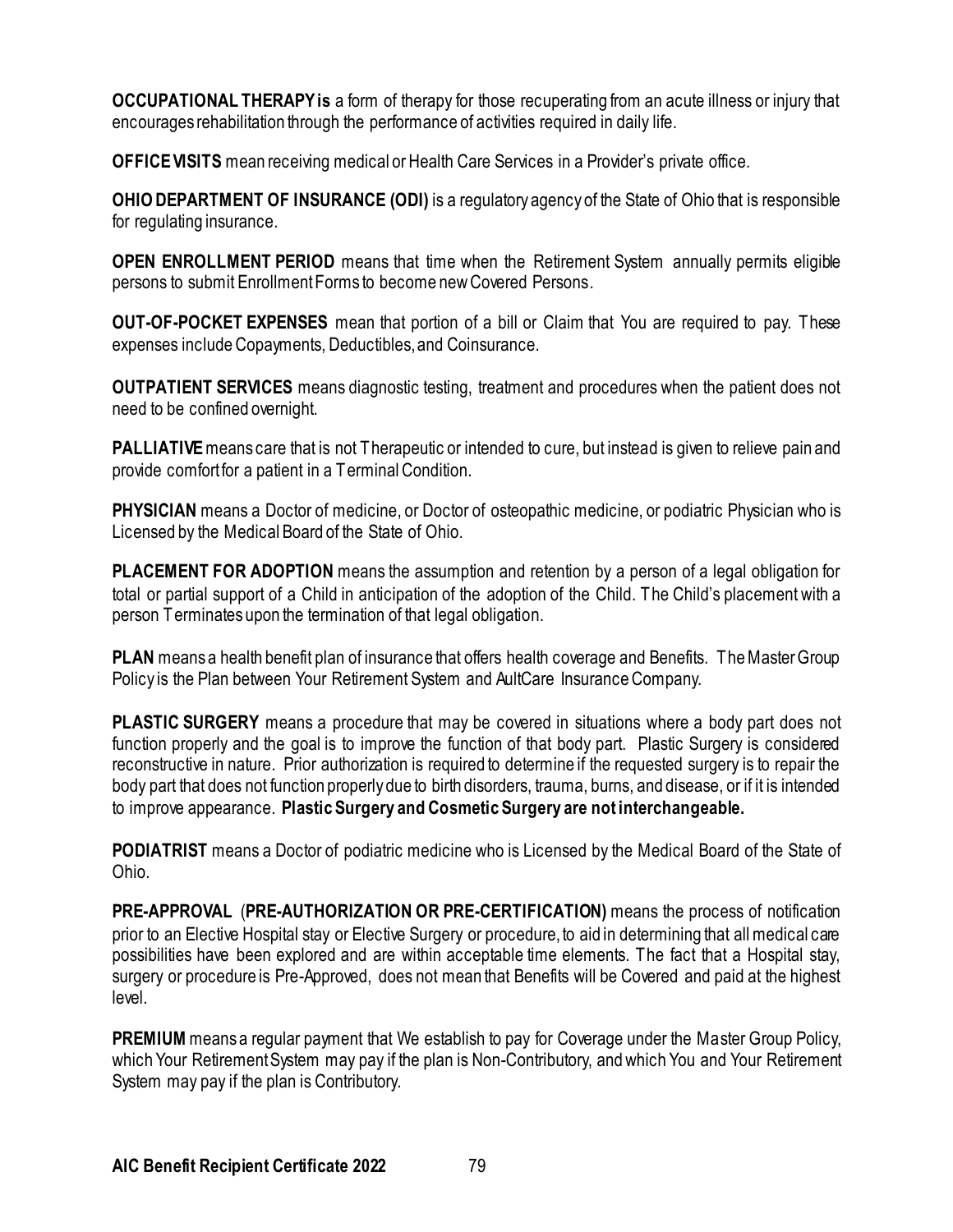**OCCUPATIONAL THERAPY is** a form of therapy for those recuperating from an acute illness or injury that encourages rehabilitation through the performance of activities required in daily life.

**OFFICE VISITS** mean receiving medical or Health Care Services in a Provider's private office.

**OHIO DEPARTMENT OF INSURANCE (ODI)** is a regulatory agency of the State of Ohio that is responsible for regulating insurance.

**OPEN ENROLLMENT PERIOD** means that time when the Retirement System annually permits eligible persons to submit Enrollment Forms to become new Covered Persons.

**OUT-OF-POCKET EXPENSES** mean that portion of a bill or Claim that You are required to pay. These expenses include Copayments, Deductibles, and Coinsurance.

**OUTPATIENT SERVICES** means diagnostic testing, treatment and procedures when the patient does not need to be confined overnight.

**PALLIATIVE** means care that is not Therapeutic or intended to cure, but instead is given to relieve pain and provide comfort for a patient in a Terminal Condition.

**PHYSICIAN** means a Doctor of medicine, or Doctor of osteopathic medicine, or podiatric Physician who is Licensed by the Medical Board of the State of Ohio.

**PLACEMENT FOR ADOPTION** means the assumption and retention by a person of a legal obligation for total or partial support of a Child in anticipation of the adoption of the Child. The Child's placement with a person Terminates upon the termination of that legal obligation.

**PLAN** means a health benefit plan of insurance that offers health coverage and Benefits. The Master Group Policy is the Plan between Your Retirement System and AultCare Insurance Company.

**PLASTIC SURGERY** means a procedure that may be covered in situations where a body part does not function properly and the goal is to improve the function of that body part. Plastic Surgery is considered reconstructive in nature. Prior authorization is required to determine if the requested surgery is to repair the body part that does not function properly due to birth disorders, trauma, burns, and disease, or if it is intended to improve appearance. **Plastic Surgery and Cosmetic Surgery are not interchangeable.**

**PODIATRIST** means a Doctor of podiatric medicine who is Licensed by the Medical Board of the State of Ohio.

**PRE-APPROVAL (PRE-AUTHORIZATION OR PRE-CERTIFICATION)** means the process of notification prior to an Elective Hospital stay or Elective Surgery or procedure, to aid in determining that all medical care possibilities have been explored and are within acceptable time elements. The fact that a Hospital stay, surgery or procedure is Pre-Approved, does not mean that Benefits will be Covered and paid at the highest level.

**PREMIUM** means a regular payment that We establish to pay for Coverage under the Master Group Policy, which Your Retirement System may pay if the plan is Non-Contributory, and which You and Your Retirement System may pay if the plan is Contributory.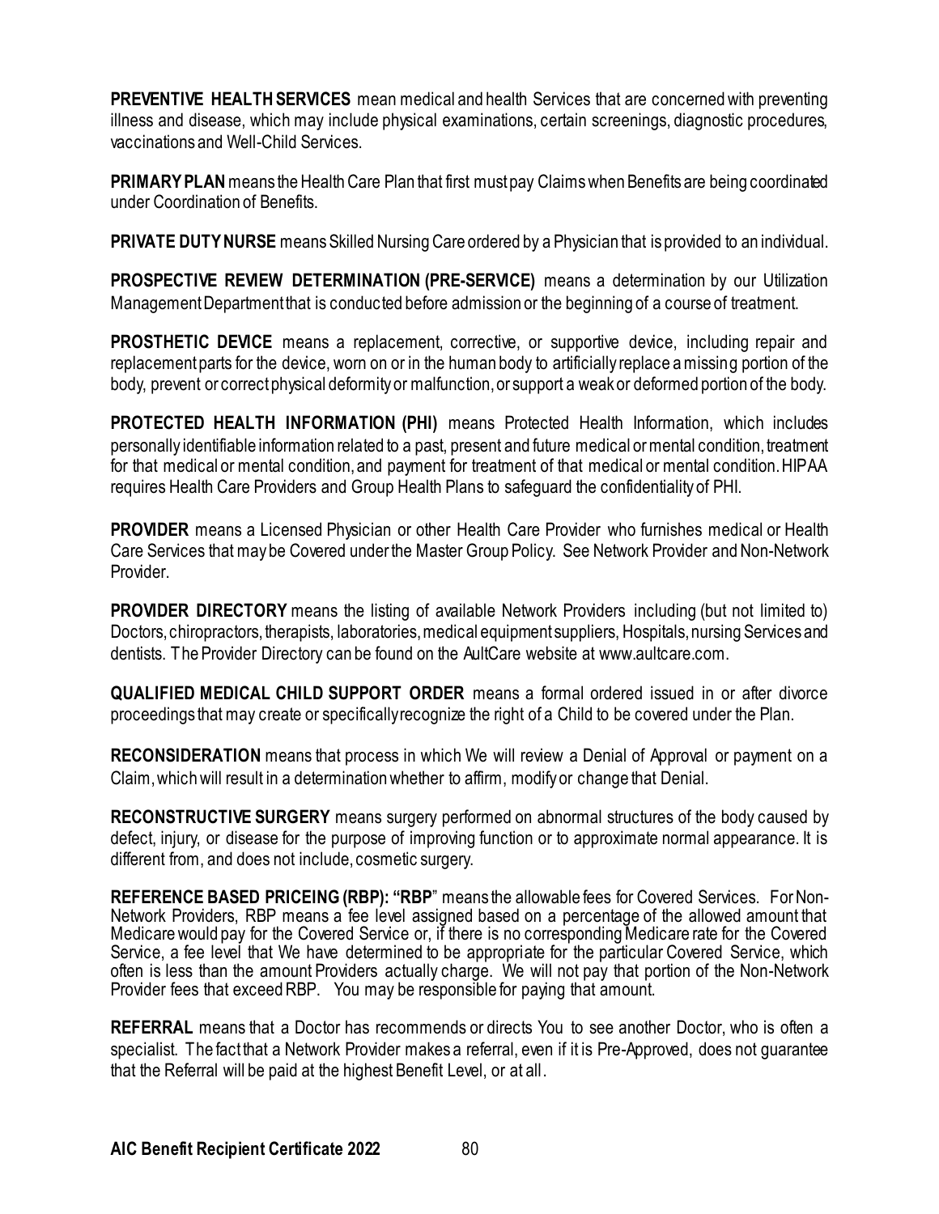**PREVENTIVE HEALTH SERVICES** mean medical and health Services that are concerned with preventing illness and disease, which may include physical examinations, certain screenings, diagnostic procedures, vaccinations and Well-Child Services.

**PRIMARY PLAN** means the Health Care Plan that first must pay Claims when Benefits are being coordinated under Coordination of Benefits.

**PRIVATE DUTY NURSE** means Skilled Nursing Care ordered by a Physician that is provided to an individual.

**PROSPECTIVE REVIEW DETERMINATION (PRE-SERVICE)** means a determination by our Utilization Management Department that is conducted before admission or the beginning of a course of treatment.

**PROSTHETIC DEVICE** means a replacement, corrective, or supportive device, including repair and replacement parts for the device, worn on or in the human body to artificially replace a missing portion of the body, prevent or correct physical deformity or malfunction, or support a weak or deformed portion of the body.

**PROTECTED HEALTH INFORMATION (PHI)** means Protected Health Information, which includes personally identifiable information related to a past, present and future medical or mental condition, treatment for that medical or mental condition, and payment for treatment of that medical or mental condition. HIPAA requires Health Care Providers and Group Health Plans to safeguard the confidentiality of PHI.

**PROVIDER** means a Licensed Physician or other Health Care Provider who furnishes medical or Health Care Services that may be Covered under the Master Group Policy. See Network Provider and Non-Network Provider.

**PROVIDER DIRECTORY** means the listing of available Network Providers including (but not limited to) Doctors, chiropractors, therapists, laboratories, medical equipment suppliers, Hospitals, nursing Services and dentists. The Provider Directory can be found on the AultCare website at www.aultcare.com.

**QUALIFIED MEDICAL CHILD SUPPORT ORDER** means a formal ordered issued in or after divorce proceedings that may create or specifically recognize the right of a Child to be covered under the Plan.

**RECONSIDERATION** means that process in which We will review a Denial of Approval or payment on a Claim, which will result in a determination whether to affirm, modify or change that Denial.

**RECONSTRUCTIVE SURGERY** means surgery performed on abnormal structures of the body caused by defect, injury, or disease for the purpose of improving function or to approximate normal appearance. It is different from, and does not include, cosmetic surgery.

**REFERENCE BASED PRICEING (RBP): "RBP"** means the allowable fees for Covered Services. For Non-Network Providers, RBP means a fee level assigned based on a percentage of the allowed amount that Medicare would pay for the Covered Service or, if there is no corresponding Medicare rate for the Covered Service, a fee level that We have determined to be appropriate for the particular Covered Service, which often is less than the amount Providers actually charge. We will not pay that portion of the Non-Network Provider fees that exceed RBP. You may be responsible for paying that amount.

**REFERRAL** means that a Doctor has recommends or directs You to see another Doctor, who is often a specialist. The fact that a Network Provider makes a referral, even if it is Pre-Approved, does not guarantee that the Referral will be paid at the highest Benefit Level, or at all.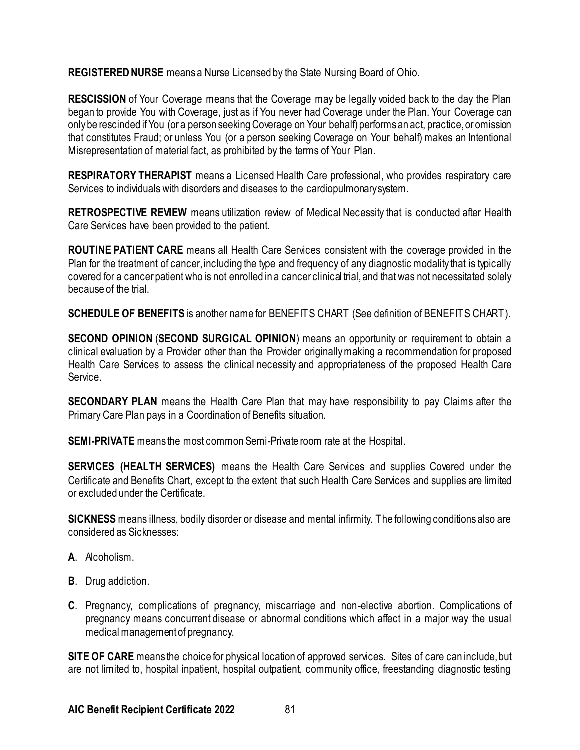**REGISTERED NURSE** means a Nurse Licensed by the State Nursing Board of Ohio.

**RESCISSION** of Your Coverage means that the Coverage may be legally voided back to the day the Plan began to provide You with Coverage, just as if You never had Coverage under the Plan. Your Coverage can only be rescinded if You (or a person seeking Coverage on Your behalf) performs an act, practice, or omission that constitutes Fraud; or unless You (or a person seeking Coverage on Your behalf) makes an Intentional Misrepresentation of material fact, as prohibited by the terms of Your Plan.

**RESPIRATORY THERAPIST** means a Licensed Health Care professional, who provides respiratory care Services to individuals with disorders and diseases to the cardiopulmonary system.

**RETROSPECTIVE REVIEW** means utilization review of Medical Necessity that is conducted after Health Care Services have been provided to the patient.

**ROUTINE PATIENT CARE** means all Health Care Services consistent with the coverage provided in the Plan for the treatment of cancer, including the type and frequency of any diagnostic modality that is typically covered for a cancer patient who is not enrolled in a cancer clinical trial, and that was not necessitated solely because of the trial.

**SCHEDULE OF BENEFITS** is another name for BENEFITS CHART (See definition of BENEFITS CHART).

**SECOND OPINION** (**SECOND SURGICAL OPINION**) means an opportunity or requirement to obtain a clinical evaluation by a Provider other than the Provider originally making a recommendation for proposed Health Care Services to assess the clinical necessity and appropriateness of the proposed Health Care Service.

**SECONDARY PLAN** means the Health Care Plan that may have responsibility to pay Claims after the Primary Care Plan pays in a Coordination of Benefits situation.

**SEMI-PRIVATE** means the most common Semi-Private room rate at the Hospital.

**SERVICES (HEALTH SERVICES)** means the Health Care Services and supplies Covered under the Certificate and Benefits Chart, except to the extent that such Health Care Services and supplies are limited or excluded under the Certificate.

**SICKNESS** means illness, bodily disorder or disease and mental infirmity. The following conditions also are considered as Sicknesses:

**A**. Alcoholism.

**B**. Drug addiction.

**C**. Pregnancy, complications of pregnancy, miscarriage and non-elective abortion. Complications of pregnancy means concurrent disease or abnormal conditions which affect in a major way the usual medical management of pregnancy.

**SITE OF CARE** means the choice for physical location of approved services. Sites of care can include, but are not limited to, hospital inpatient, hospital outpatient, community office, freestanding diagnostic testing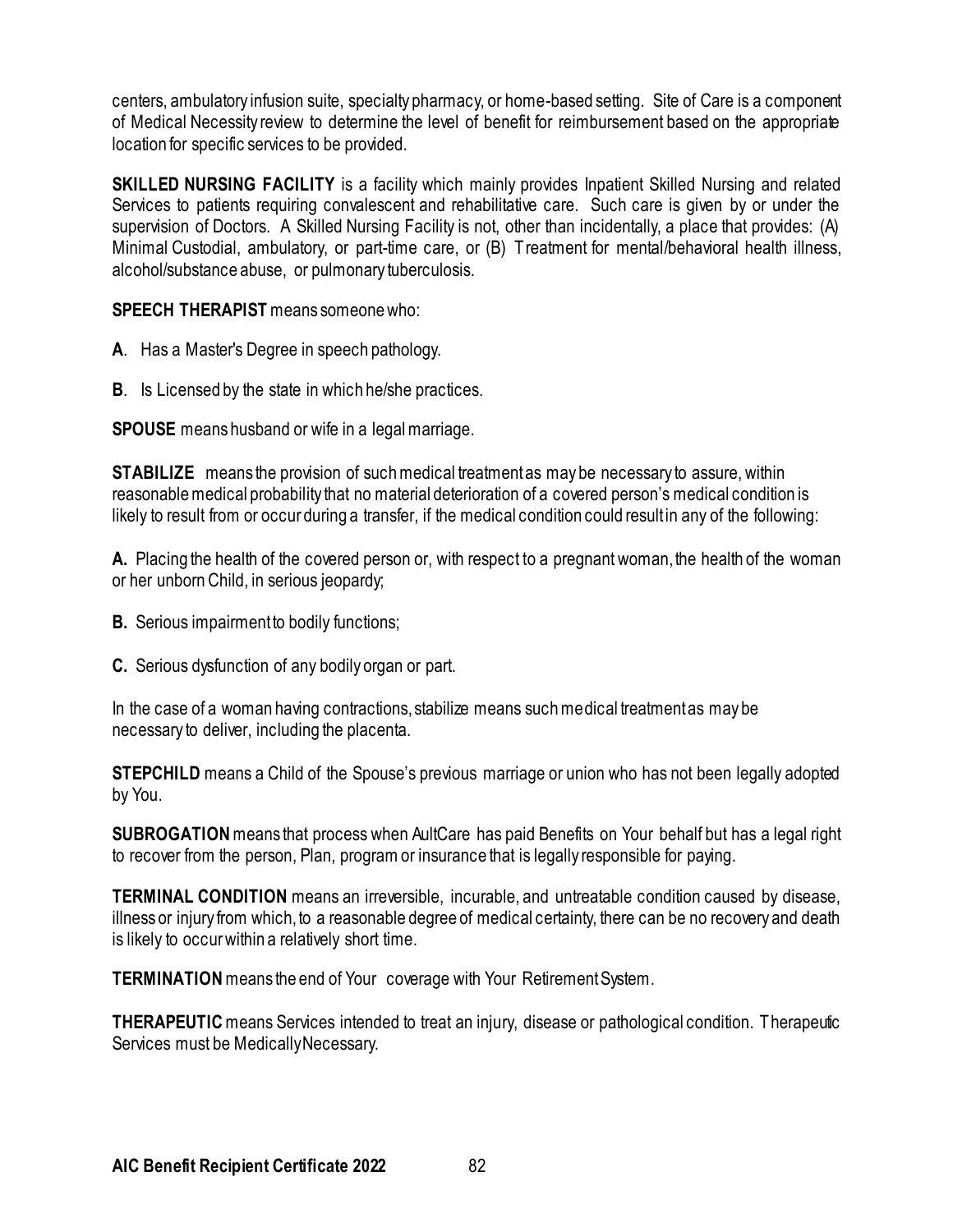centers, ambulatory infusion suite, specialty pharmacy, or home-based setting. Site of Care is a component of Medical Necessity review to determine the level of benefit for reimbursement based on the appropriate location for specific services to be provided.

**SKILLED NURSING FACILITY** is a facility which mainly provides Inpatient Skilled Nursing and related Services to patients requiring convalescent and rehabilitative care. Such care is given by or under the supervision of Doctors. A Skilled Nursing Facility is not, other than incidentally, a place that provides: (A) Minimal Custodial, ambulatory, or part-time care, or (B) Treatment for mental/behavioral health illness, alcohol/substance abuse, or pulmonary tuberculosis.

**SPEECH THERAPIST** means someone who:

**A**. Has a Master's Degree in speech pathology.

**B**. Is Licensed by the state in which he/she practices.

**SPOUSE** means husband or wife in a legal marriage.

**STABILIZE** means the provision of such medical treatment as may be necessary to assure, within reasonable medical probability that no material deterioration of a covered person's medical condition is likely to result from or occur during a transfer, if the medical condition could result in any of the following:

**A.** Placing the health of the covered person or, with respect to a pregnant woman, the health of the woman or her unborn Child, in serious jeopardy;

**B.** Serious impairment to bodily functions;

**C.** Serious dysfunction of any bodily organ or part.

In the case of a woman having contractions, stabilize means such medical treatment as may be necessary to deliver, including the placenta.

**STEPCHILD** means a Child of the Spouse's previous marriage or union who has not been legally adopted by You.

**SUBROGATION** means that process when AultCare has paid Benefits on Your behalf but has a legal right to recover from the person, Plan, program or insurance that is legally responsible for paying.

**TERMINAL CONDITION** means an irreversible, incurable, and untreatable condition caused by disease, illness or injury from which, to a reasonable degree of medical certainty, there can be no recovery and death is likely to occur within a relatively short time.

**TERMINATION** means the end of Your coverage with Your Retirement System.

**THERAPEUTIC** means Services intended to treat an injury, disease or pathological condition. Therapeutic Services must be Medically Necessary.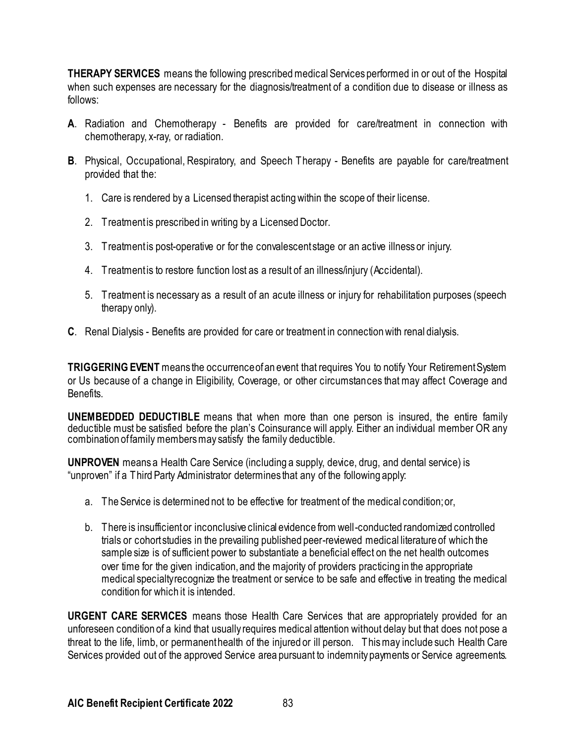**THERAPY SERVICES** means the following prescribed medical Services performed in or out of the Hospital when such expenses are necessary for the diagnosis/treatment of a condition due to disease or illness as follows:

**A**. Radiation and Chemotherapy - Benefits are provided for care/treatment in connection with chemotherapy, x-ray, or radiation.

**B**. Physical, Occupational, Respiratory, and Speech Therapy - Benefits are payable for care/treatment provided that the:

1. Care is rendered by a Licensed therapist acting within the scope of their license.
2. Treatment is prescribed in writing by a Licensed Doctor.
3. Treatment is post-operative or for the convalescent stage or an active illness or injury.
4. Treatment is to restore function lost as a result of an illness/injury (Accidental).
5. Treatment is necessary as a result of an acute illness or injury for rehabilitation purposes (speech therapy only).

**C**. Renal Dialysis - Benefits are provided for care or treatment in connection with renal dialysis.

**TRIGGERING EVENT** means the occurrence of an event that requires You to notify Your Retirement System or Us because of a change in Eligibility, Coverage, or other circumstances that may affect Coverage and Benefits.

**UNEMBEDDED DEDUCTIBLE** means that when more than one person is insured, the entire family deductible must be satisfied before the plan's Coinsurance will apply. Either an individual member OR any combination of family members may satisfy the family deductible.

**UNPROVEN** means a Health Care Service (including a supply, device, drug, and dental service) is "unproven" if a Third Party Administrator determines that any of the following apply:

a. The Service is determined not to be effective for treatment of the medical condition; or,

b. There is insufficient or inconclusive clinical evidence from well-conducted randomized controlled trials or cohort studies in the prevailing published peer-reviewed medical literature of which the sample size is of sufficient power to substantiate a beneficial effect on the net health outcomes over time for the given indication, and the majority of providers practicing in the appropriate medical specialty recognize the treatment or service to be safe and effective in treating the medical condition for which it is intended.

**URGENT CARE SERVICES** means those Health Care Services that are appropriately provided for an unforeseen condition of a kind that usually requires medical attention without delay but that does not pose a threat to the life, limb, or permanent health of the injured or ill person. This may include such Health Care Services provided out of the approved Service area pursuant to indemnity payments or Service agreements.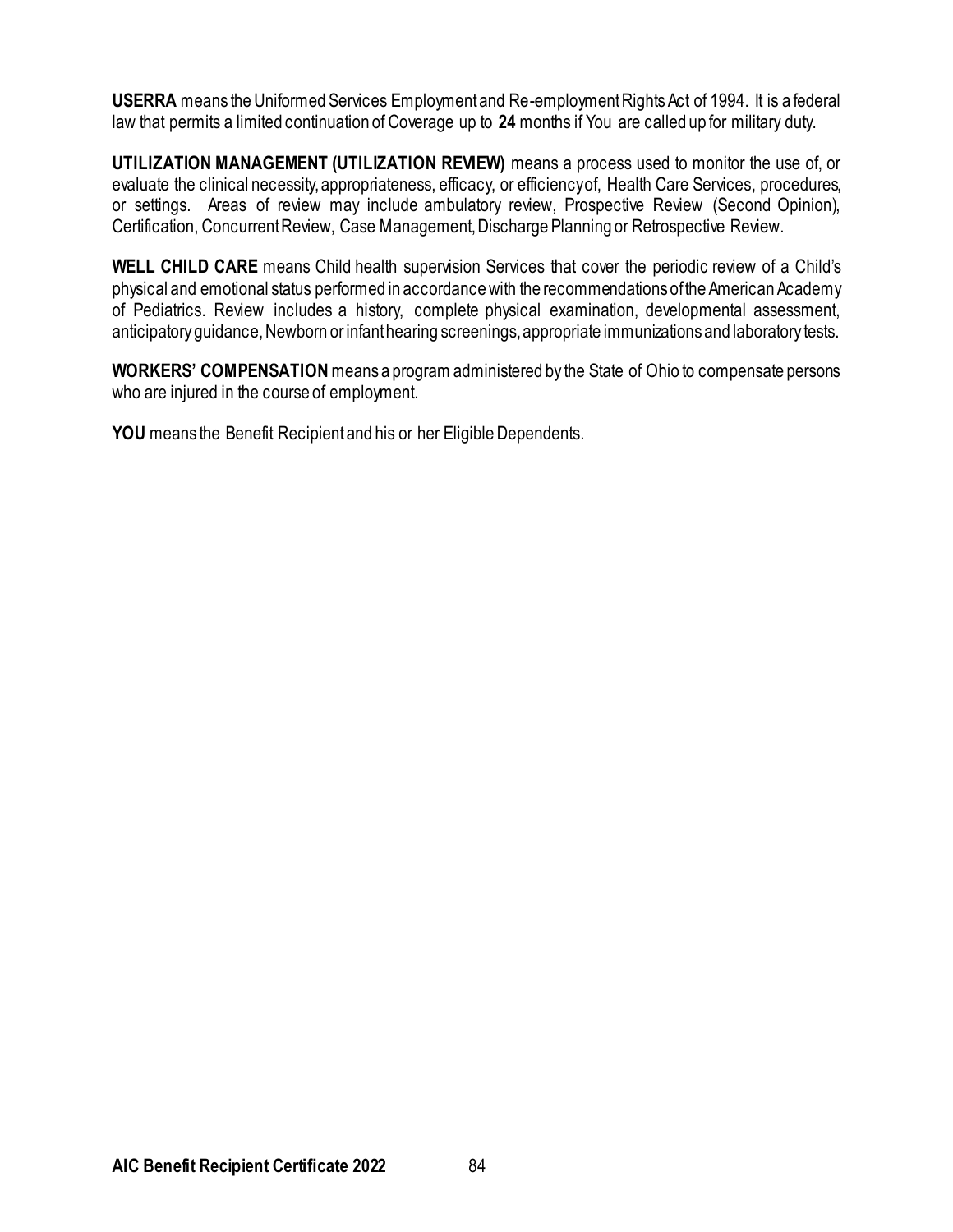**USERRA** means the Uniformed Services Employment and Re-employment Rights Act of 1994. It is a federal law that permits a limited continuation of Coverage up to **24** months if You are called up for military duty.

**UTILIZATION MANAGEMENT (UTILIZATION REVIEW)** means a process used to monitor the use of, or evaluate the clinical necessity, appropriateness, efficacy, or efficiency of, Health Care Services, procedures, or settings. Areas of review may include ambulatory review, Prospective Review (Second Opinion), Certification, Concurrent Review, Case Management, Discharge Planning or Retrospective Review.

**WELL CHILD CARE** means Child health supervision Services that cover the periodic review of a Child's physical and emotional status performed in accordance with the recommendations of the American Academy of Pediatrics. Review includes a history, complete physical examination, developmental assessment, anticipatory guidance, Newborn or infant hearing screenings, appropriate immunizations and laboratory tests.

**WORKERS' COMPENSATION** means a program administered by the State of Ohio to compensate persons who are injured in the course of employment.

**YOU** means the Benefit Recipient and his or her Eligible Dependents.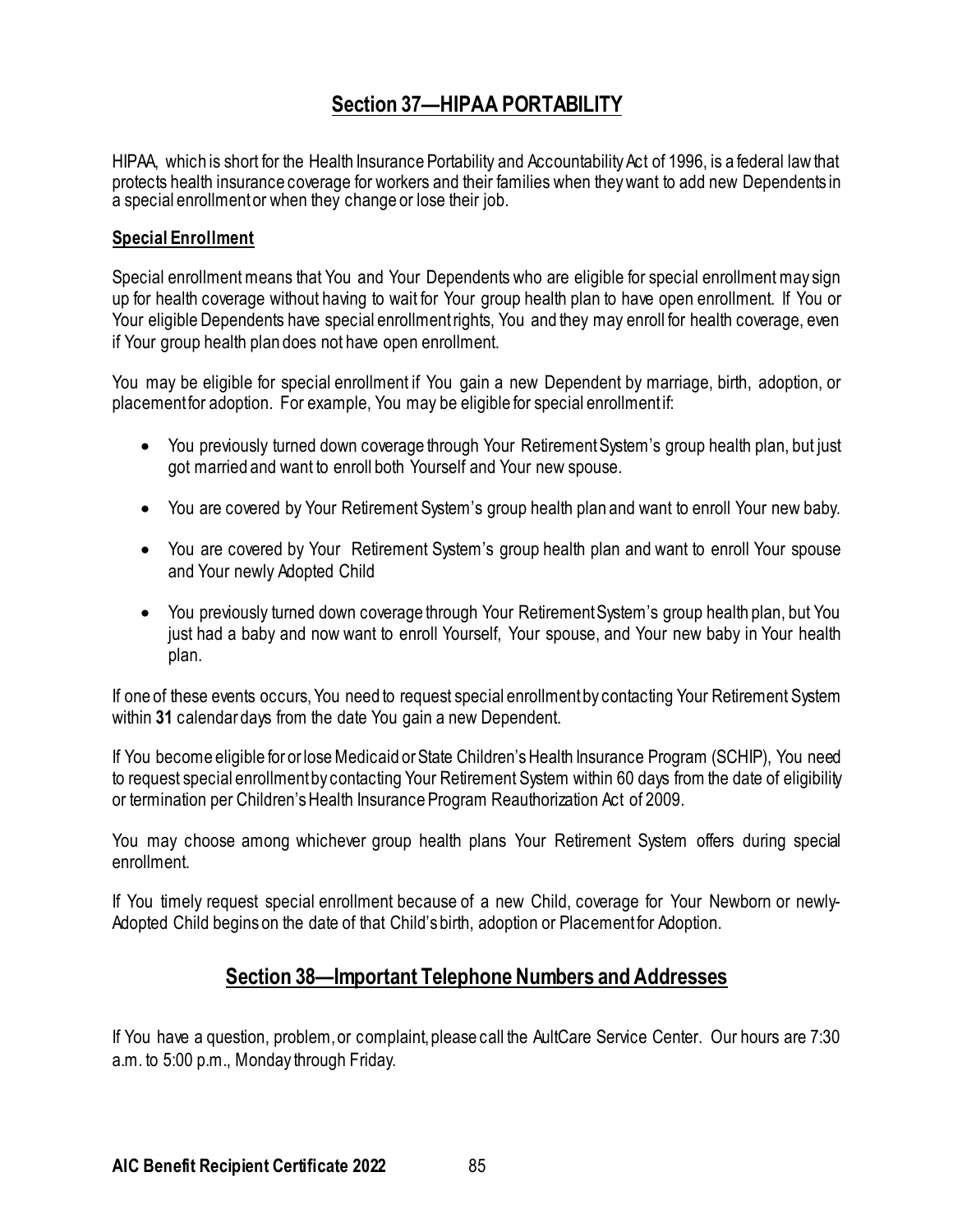## Section 37—HIPAA PORTABILITY

HIPAA, which is short for the Health Insurance Portability and Accountability Act of 1996, is a federal law that protects health insurance coverage for workers and their families when they want to add new Dependents in a special enrollment or when they change or lose their job.

### Special Enrollment

Special enrollment means that You and Your Dependents who are eligible for special enrollment may sign up for health coverage without having to wait for Your group health plan to have open enrollment. If You or Your eligible Dependents have special enrollment rights, You and they may enroll for health coverage, even if Your group health plan does not have open enrollment.

You may be eligible for special enrollment if You gain a new Dependent by marriage, birth, adoption, or placement for adoption. For example, You may be eligible for special enrollment if:

- You previously turned down coverage through Your Retirement System's group health plan, but just got married and want to enroll both Yourself and Your new spouse.
- You are covered by Your Retirement System's group health plan and want to enroll Your new baby.
- You are covered by Your Retirement System's group health plan and want to enroll Your spouse and Your newly Adopted Child
- You previously turned down coverage through Your Retirement System's group health plan, but You just had a baby and now want to enroll Yourself, Your spouse, and Your new baby in Your health plan.

If one of these events occurs, You need to request special enrollment by contacting Your Retirement System within **31** calendar days from the date You gain a new Dependent.

If You become eligible for or lose Medicaid or State Children's Health Insurance Program (SCHIP), You need to request special enrollment by contacting Your Retirement System within 60 days from the date of eligibility or termination per Children's Health Insurance Program Reauthorization Act of 2009.

You may choose among whichever group health plans Your Retirement System offers during special enrollment.

If You timely request special enrollment because of a new Child, coverage for Your Newborn or newly-Adopted Child begins on the date of that Child's birth, adoption or Placement for Adoption.

## Section 38—Important Telephone Numbers and Addresses

If You have a question, problem, or complaint, please call the AultCare Service Center. Our hours are 7:30 a.m. to 5:00 p.m., Monday through Friday.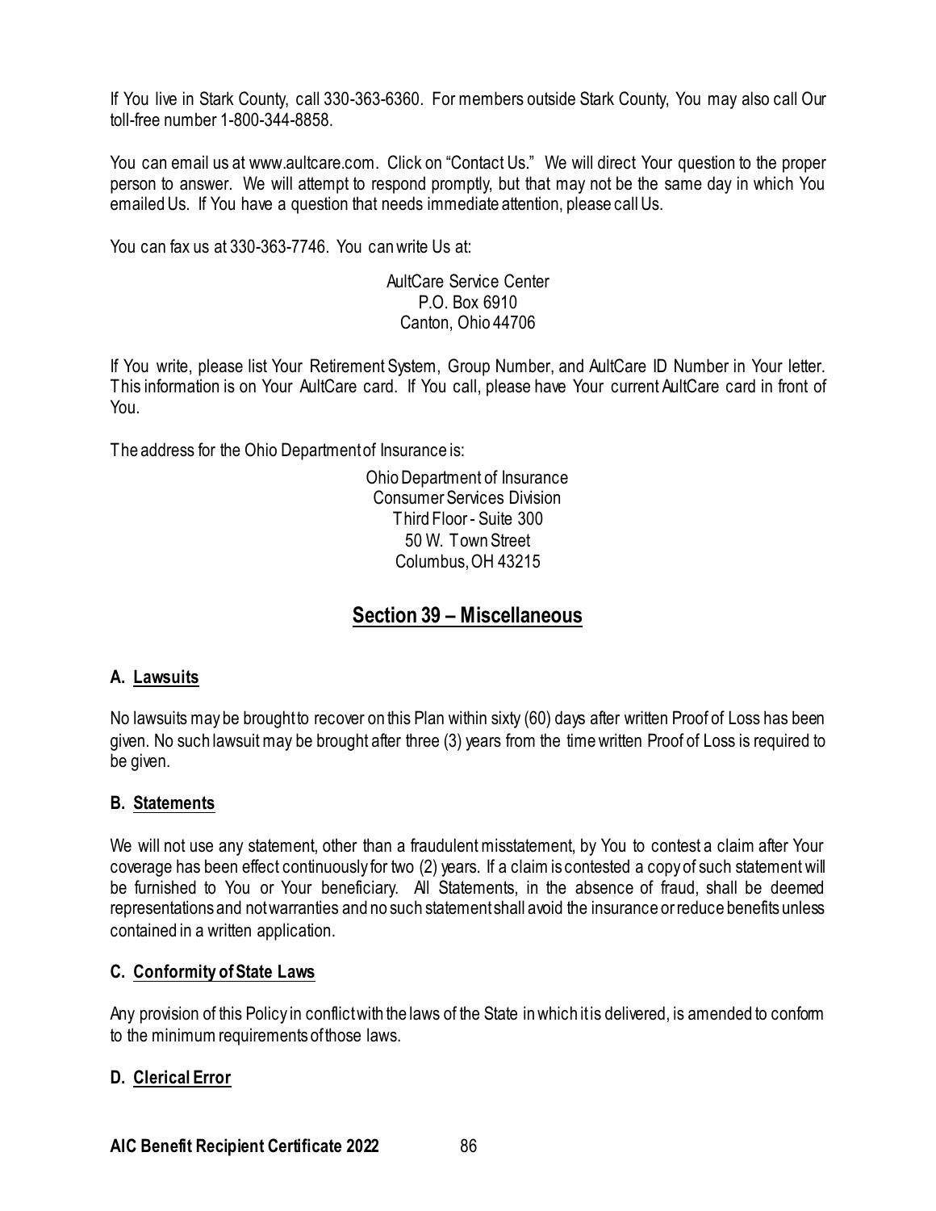If You live in Stark County, call 330-363-6360. For members outside Stark County, You may also call Our toll-free number 1-800-344-8858.

You can email us at www.aultcare.com. Click on "Contact Us." We will direct Your question to the proper person to answer. We will attempt to respond promptly, but that may not be the same day in which You emailed Us. If You have a question that needs immediate attention, please call Us.

You can fax us at 330-363-7746. You can write Us at:

AultCare Service Center
P.O. Box 6910
Canton, Ohio 44706

If You write, please list Your Retirement System, Group Number, and AultCare ID Number in Your letter. This information is on Your AultCare card. If You call, please have Your current AultCare card in front of You.

The address for the Ohio Department of Insurance is:

Ohio Department of Insurance
Consumer Services Division
Third Floor - Suite 300
50 W. Town Street
Columbus, OH 43215

## Section 39 – Miscellaneous

### A. Lawsuits

No lawsuits may be brought to recover on this Plan within sixty (60) days after written Proof of Loss has been given. No such lawsuit may be brought after three (3) years from the time written Proof of Loss is required to be given.

### B. Statements

We will not use any statement, other than a fraudulent misstatement, by You to contest a claim after Your coverage has been effect continuously for two (2) years. If a claim is contested a copy of such statement will be furnished to You or Your beneficiary. All Statements, in the absence of fraud, shall be deemed representations and not warranties and no such statement shall avoid the insurance or reduce benefits unless contained in a written application.

### C. Conformity of State Laws

Any provision of this Policy in conflict with the laws of the State in which it is delivered, is amended to conform to the minimum requirements of those laws.

### D. Clerical Error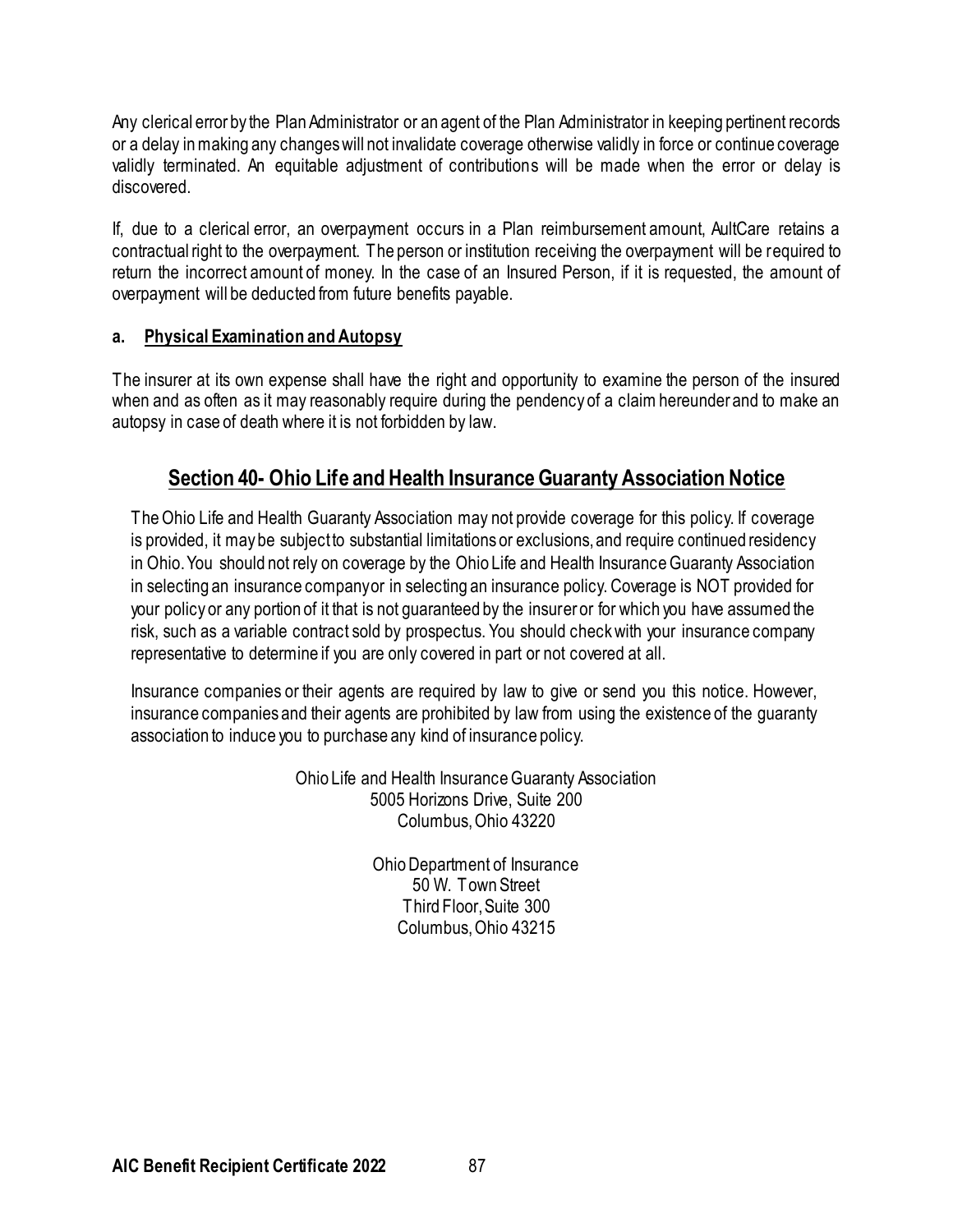Any clerical error by the Plan Administrator or an agent of the Plan Administrator in keeping pertinent records or a delay in making any changes will not invalidate coverage otherwise validly in force or continue coverage validly terminated. An equitable adjustment of contributions will be made when the error or delay is discovered.

If, due to a clerical error, an overpayment occurs in a Plan reimbursement amount, AultCare retains a contractual right to the overpayment. The person or institution receiving the overpayment will be required to return the incorrect amount of money. In the case of an Insured Person, if it is requested, the amount of overpayment will be deducted from future benefits payable.

**a. Physical Examination and Autopsy**

The insurer at its own expense shall have the right and opportunity to examine the person of the insured when and as often as it may reasonably require during the pendency of a claim hereunder and to make an autopsy in case of death where it is not forbidden by law.

## Section 40- Ohio Life and Health Insurance Guaranty Association Notice

The Ohio Life and Health Guaranty Association may not provide coverage for this policy. If coverage is provided, it may be subject to substantial limitations or exclusions, and require continued residency in Ohio. You should not rely on coverage by the Ohio Life and Health Insurance Guaranty Association in selecting an insurance company or in selecting an insurance policy. Coverage is NOT provided for your policy or any portion of it that is not guaranteed by the insurer or for which you have assumed the risk, such as a variable contract sold by prospectus. You should check with your insurance company representative to determine if you are only covered in part or not covered at all.

Insurance companies or their agents are required by law to give or send you this notice. However, insurance companies and their agents are prohibited by law from using the existence of the guaranty association to induce you to purchase any kind of insurance policy.

Ohio Life and Health Insurance Guaranty Association
5005 Horizons Drive, Suite 200
Columbus, Ohio 43220

Ohio Department of Insurance
50 W. Town Street
Third Floor, Suite 300
Columbus, Ohio 43215